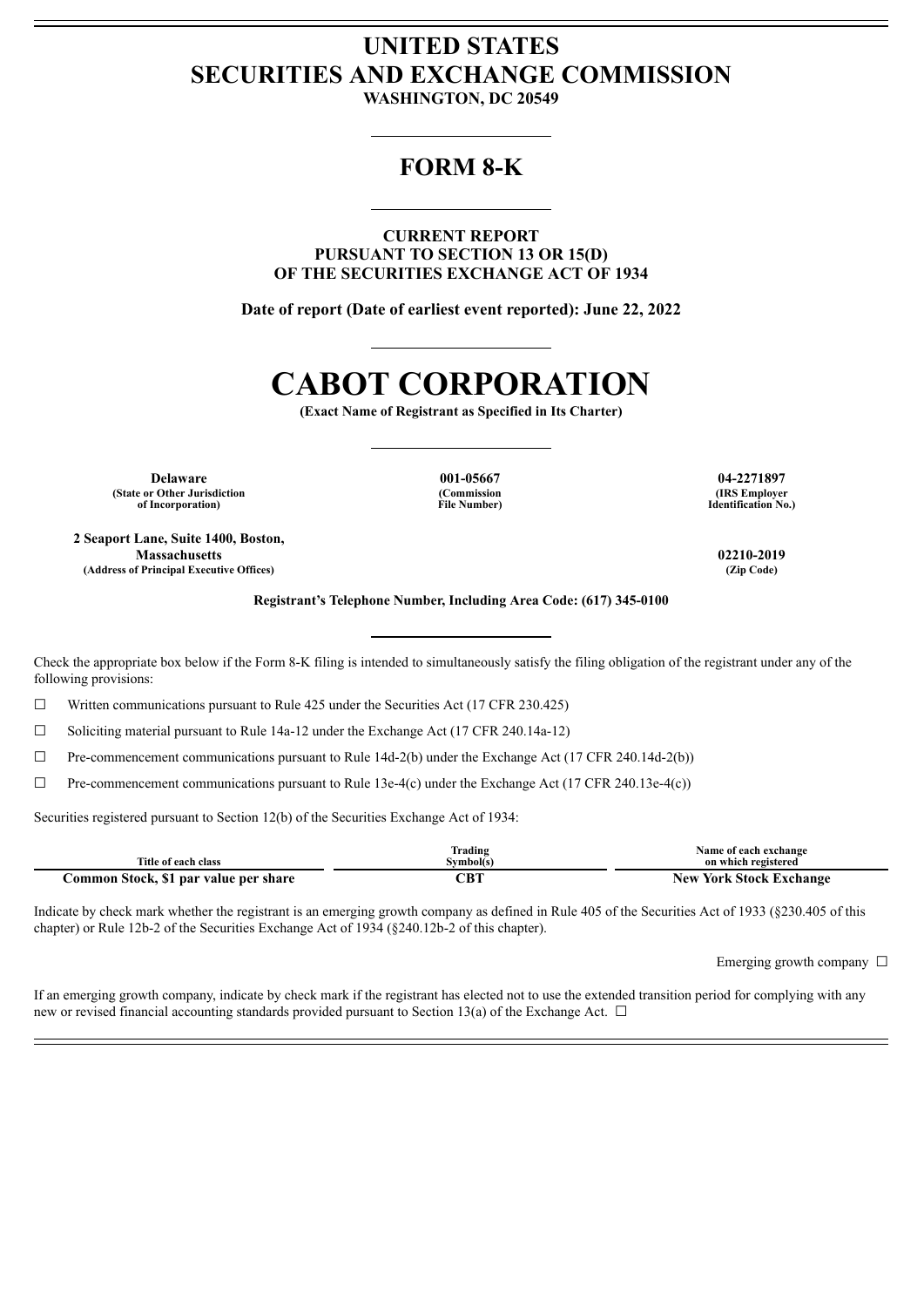# UNITED STATES
# SECURITIES AND EXCHANGE COMMISSION

**WASHINGTON, DC 20549**

## FORM 8-K

**CURRENT REPORT**
**PURSUANT TO SECTION 13 OR 15(D)**
**OF THE SECURITIES EXCHANGE ACT OF 1934**

**Date of report (Date of earliest event reported): June 22, 2022**

# CABOT CORPORATION

**(Exact Name of Registrant as Specified in Its Charter)**

| **Delaware** | **001-05667** | **04-2271897** |
|---|---|---|
| **(State or Other Jurisdiction of Incorporation)** | **(Commission File Number)** | **(IRS Employer Identification No.)** |

| **2 Seaport Lane, Suite 1400, Boston, Massachusetts** | **02210-2019** |
|---|---|
| **(Address of Principal Executive Offices)** | **(Zip Code)** |

**Registrant's Telephone Number, Including Area Code: (617) 345-0100**

Check the appropriate box below if the Form 8-K filing is intended to simultaneously satisfy the filing obligation of the registrant under any of the following provisions:

☐ Written communications pursuant to Rule 425 under the Securities Act (17 CFR 230.425)

☐ Soliciting material pursuant to Rule 14a-12 under the Exchange Act (17 CFR 240.14a-12)

☐ Pre-commencement communications pursuant to Rule 14d-2(b) under the Exchange Act (17 CFR 240.14d-2(b))

☐ Pre-commencement communications pursuant to Rule 13e-4(c) under the Exchange Act (17 CFR 240.13e-4(c))

Securities registered pursuant to Section 12(b) of the Securities Exchange Act of 1934:

| Title of each class | Trading Symbol(s) | Name of each exchange on which registered |
|---|---|---|
| **Common Stock, $1 par value per share** | **CBT** | **New York Stock Exchange** |

Indicate by check mark whether the registrant is an emerging growth company as defined in Rule 405 of the Securities Act of 1933 (§230.405 of this chapter) or Rule 12b-2 of the Securities Exchange Act of 1934 (§240.12b-2 of this chapter).

Emerging growth company ☐

If an emerging growth company, indicate by check mark if the registrant has elected not to use the extended transition period for complying with any new or revised financial accounting standards provided pursuant to Section 13(a) of the Exchange Act. ☐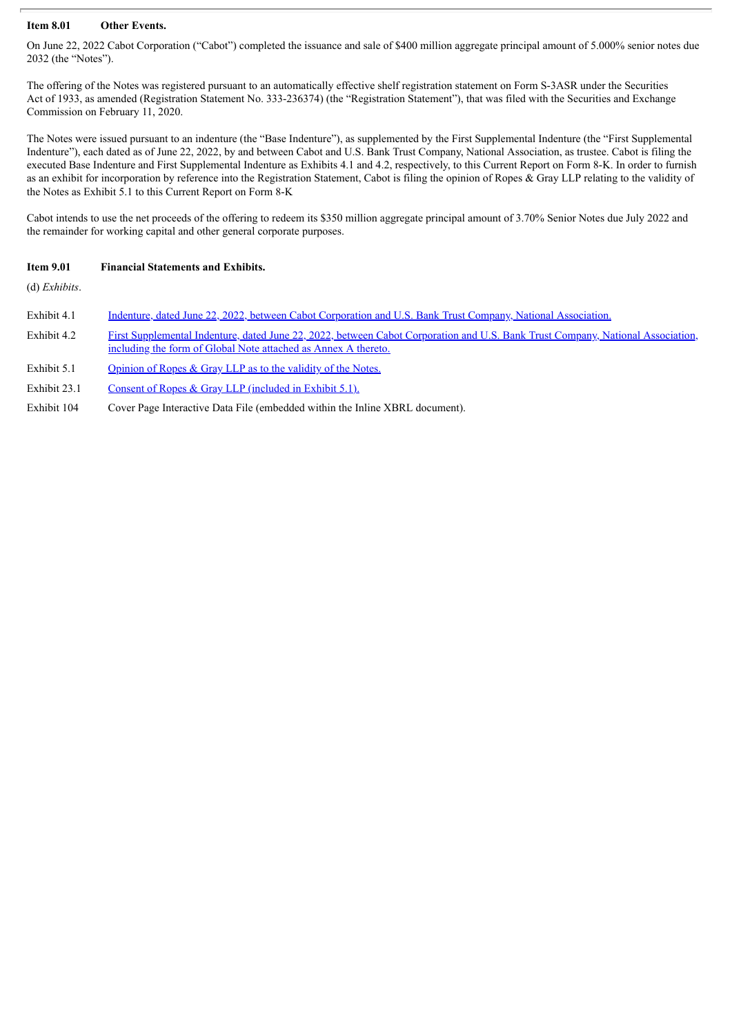**Item 8.01 Other Events.**

On June 22, 2022 Cabot Corporation ("Cabot") completed the issuance and sale of $400 million aggregate principal amount of 5.000% senior notes due 2032 (the "Notes").

The offering of the Notes was registered pursuant to an automatically effective shelf registration statement on Form S-3ASR under the Securities Act of 1933, as amended (Registration Statement No. 333-236374) (the "Registration Statement"), that was filed with the Securities and Exchange Commission on February 11, 2020.

The Notes were issued pursuant to an indenture (the "Base Indenture"), as supplemented by the First Supplemental Indenture (the "First Supplemental Indenture"), each dated as of June 22, 2022, by and between Cabot and U.S. Bank Trust Company, National Association, as trustee. Cabot is filing the executed Base Indenture and First Supplemental Indenture as Exhibits 4.1 and 4.2, respectively, to this Current Report on Form 8-K. In order to furnish as an exhibit for incorporation by reference into the Registration Statement, Cabot is filing the opinion of Ropes & Gray LLP relating to the validity of the Notes as Exhibit 5.1 to this Current Report on Form 8-K

Cabot intends to use the net proceeds of the offering to redeem its $350 million aggregate principal amount of 3.70% Senior Notes due July 2022 and the remainder for working capital and other general corporate purposes.

**Item 9.01 Financial Statements and Exhibits.**

(d) *Exhibits*.

| | |
|---|---|
| Exhibit 4.1 | Indenture, dated June 22, 2022, between Cabot Corporation and U.S. Bank Trust Company, National Association. |
| Exhibit 4.2 | First Supplemental Indenture, dated June 22, 2022, between Cabot Corporation and U.S. Bank Trust Company, National Association, including the form of Global Note attached as Annex A thereto. |
| Exhibit 5.1 | Opinion of Ropes & Gray LLP as to the validity of the Notes. |
| Exhibit 23.1 | Consent of Ropes & Gray LLP (included in Exhibit 5.1). |
| Exhibit 104 | Cover Page Interactive Data File (embedded within the Inline XBRL document). |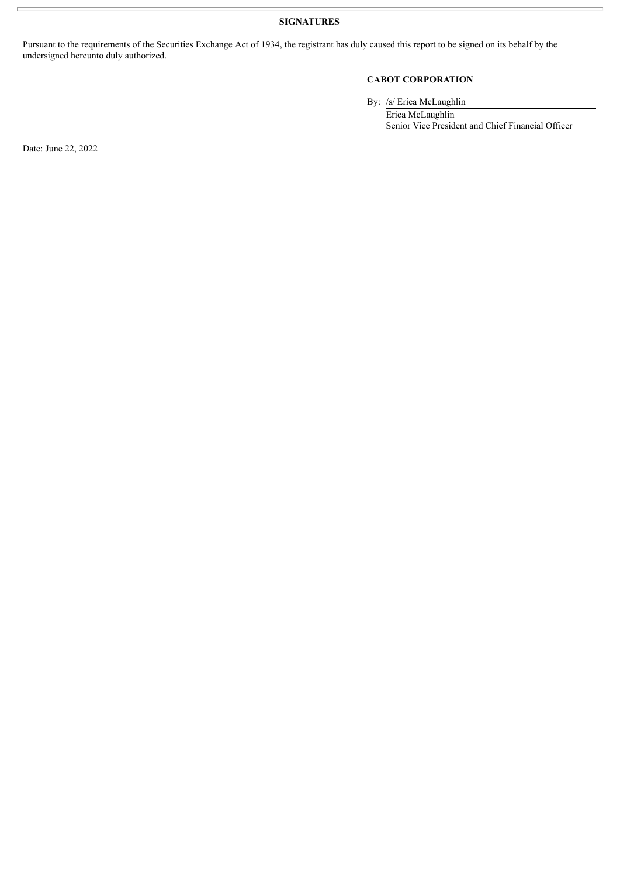**SIGNATURES**

Pursuant to the requirements of the Securities Exchange Act of 1934, the registrant has duly caused this report to be signed on its behalf by the undersigned hereunto duly authorized.

**CABOT CORPORATION**

By: /s/ Erica McLaughlin

Erica McLaughlin

Senior Vice President and Chief Financial Officer

Date: June 22, 2022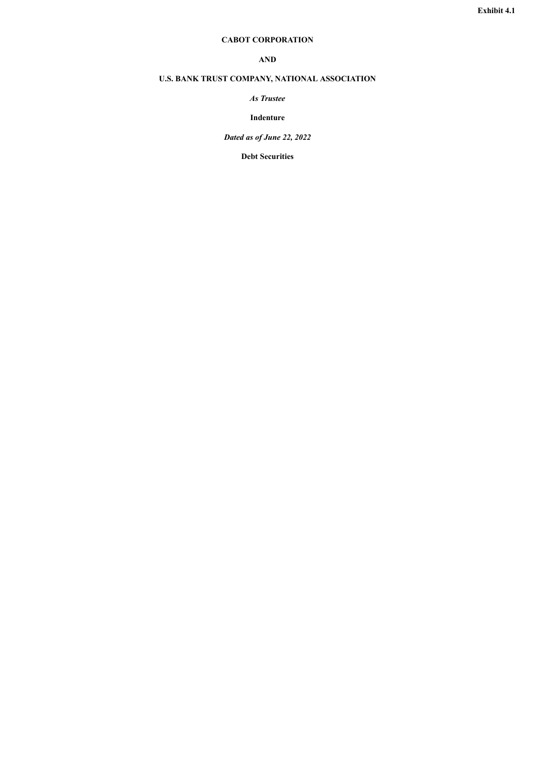Exhibit 4.1

**CABOT CORPORATION**

**AND**

**U.S. BANK TRUST COMPANY, NATIONAL ASSOCIATION**

***As Trustee***

**Indenture**

***Dated as of June 22, 2022***

**Debt Securities**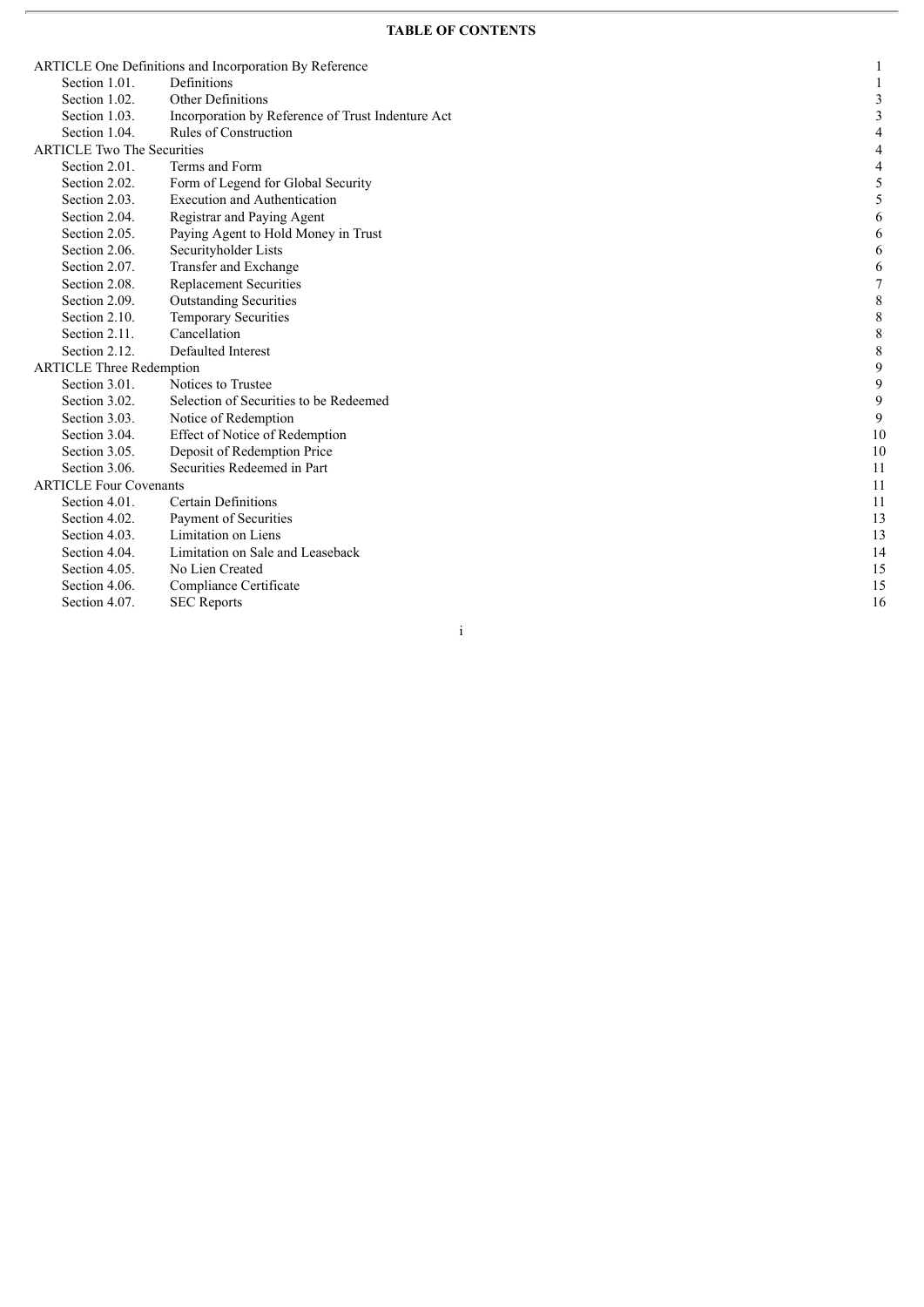**TABLE OF CONTENTS**

| | | |
|---|---|---|
| ARTICLE One Definitions and Incorporation By Reference | | 1 |
| Section 1.01. | Definitions | 1 |
| Section 1.02. | Other Definitions | 3 |
| Section 1.03. | Incorporation by Reference of Trust Indenture Act | 3 |
| Section 1.04. | Rules of Construction | 4 |
| ARTICLE Two The Securities | | 4 |
| Section 2.01. | Terms and Form | 4 |
| Section 2.02. | Form of Legend for Global Security | 5 |
| Section 2.03. | Execution and Authentication | 5 |
| Section 2.04. | Registrar and Paying Agent | 6 |
| Section 2.05. | Paying Agent to Hold Money in Trust | 6 |
| Section 2.06. | Securityholder Lists | 6 |
| Section 2.07. | Transfer and Exchange | 6 |
| Section 2.08. | Replacement Securities | 7 |
| Section 2.09. | Outstanding Securities | 8 |
| Section 2.10. | Temporary Securities | 8 |
| Section 2.11. | Cancellation | 8 |
| Section 2.12. | Defaulted Interest | 8 |
| ARTICLE Three Redemption | | 9 |
| Section 3.01. | Notices to Trustee | 9 |
| Section 3.02. | Selection of Securities to be Redeemed | 9 |
| Section 3.03. | Notice of Redemption | 9 |
| Section 3.04. | Effect of Notice of Redemption | 10 |
| Section 3.05. | Deposit of Redemption Price | 10 |
| Section 3.06. | Securities Redeemed in Part | 11 |
| ARTICLE Four Covenants | | 11 |
| Section 4.01. | Certain Definitions | 11 |
| Section 4.02. | Payment of Securities | 13 |
| Section 4.03. | Limitation on Liens | 13 |
| Section 4.04. | Limitation on Sale and Leaseback | 14 |
| Section 4.05. | No Lien Created | 15 |
| Section 4.06. | Compliance Certificate | 15 |
| Section 4.07. | SEC Reports | 16 |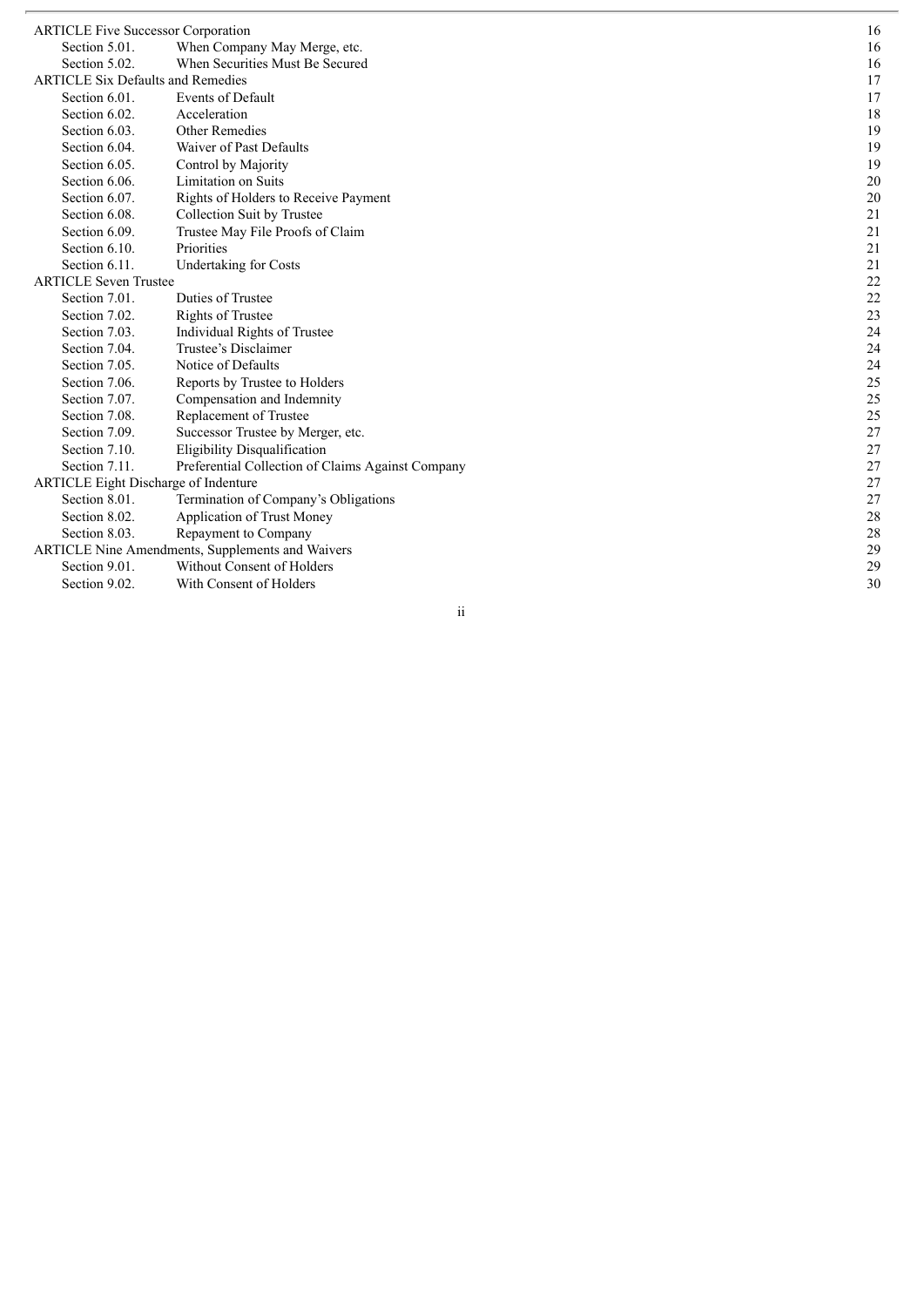| | | |
|---|---|---|
| ARTICLE Five Successor Corporation | | 16 |
| Section 5.01. | When Company May Merge, etc. | 16 |
| Section 5.02. | When Securities Must Be Secured | 16 |
| ARTICLE Six Defaults and Remedies | | 17 |
| Section 6.01. | Events of Default | 17 |
| Section 6.02. | Acceleration | 18 |
| Section 6.03. | Other Remedies | 19 |
| Section 6.04. | Waiver of Past Defaults | 19 |
| Section 6.05. | Control by Majority | 19 |
| Section 6.06. | Limitation on Suits | 20 |
| Section 6.07. | Rights of Holders to Receive Payment | 20 |
| Section 6.08. | Collection Suit by Trustee | 21 |
| Section 6.09. | Trustee May File Proofs of Claim | 21 |
| Section 6.10. | Priorities | 21 |
| Section 6.11. | Undertaking for Costs | 21 |
| ARTICLE Seven Trustee | | 22 |
| Section 7.01. | Duties of Trustee | 22 |
| Section 7.02. | Rights of Trustee | 23 |
| Section 7.03. | Individual Rights of Trustee | 24 |
| Section 7.04. | Trustee's Disclaimer | 24 |
| Section 7.05. | Notice of Defaults | 24 |
| Section 7.06. | Reports by Trustee to Holders | 25 |
| Section 7.07. | Compensation and Indemnity | 25 |
| Section 7.08. | Replacement of Trustee | 25 |
| Section 7.09. | Successor Trustee by Merger, etc. | 27 |
| Section 7.10. | Eligibility Disqualification | 27 |
| Section 7.11. | Preferential Collection of Claims Against Company | 27 |
| ARTICLE Eight Discharge of Indenture | | 27 |
| Section 8.01. | Termination of Company's Obligations | 27 |
| Section 8.02. | Application of Trust Money | 28 |
| Section 8.03. | Repayment to Company | 28 |
| ARTICLE Nine Amendments, Supplements and Waivers | | 29 |
| Section 9.01. | Without Consent of Holders | 29 |
| Section 9.02. | With Consent of Holders | 30 |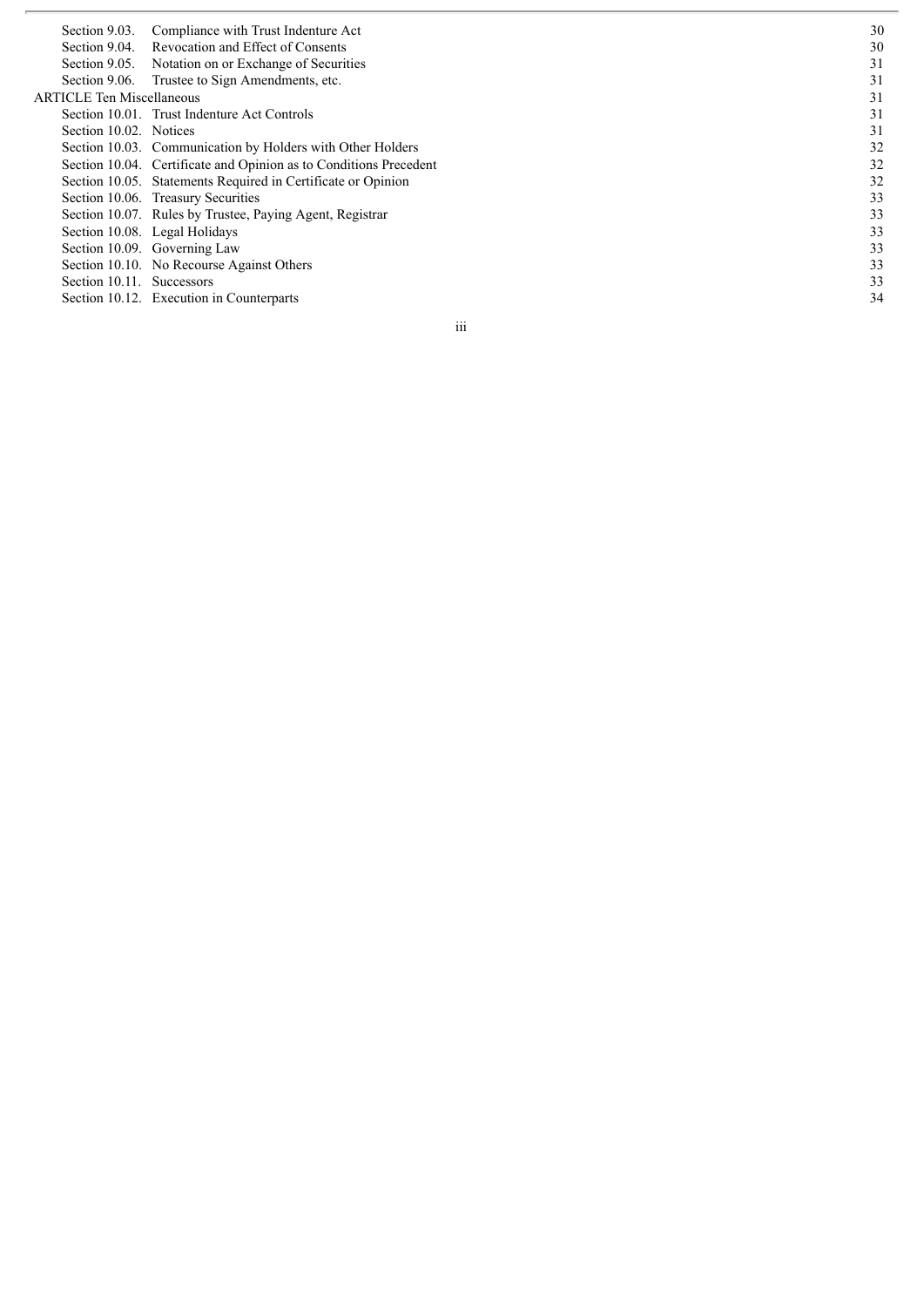| | |
|---|---|
| Section 9.03. Compliance with Trust Indenture Act | 30 |
| Section 9.04. Revocation and Effect of Consents | 30 |
| Section 9.05. Notation on or Exchange of Securities | 31 |
| Section 9.06. Trustee to Sign Amendments, etc. | 31 |
| ARTICLE Ten Miscellaneous | 31 |
| Section 10.01. Trust Indenture Act Controls | 31 |
| Section 10.02. Notices | 31 |
| Section 10.03. Communication by Holders with Other Holders | 32 |
| Section 10.04. Certificate and Opinion as to Conditions Precedent | 32 |
| Section 10.05. Statements Required in Certificate or Opinion | 32 |
| Section 10.06. Treasury Securities | 33 |
| Section 10.07. Rules by Trustee, Paying Agent, Registrar | 33 |
| Section 10.08. Legal Holidays | 33 |
| Section 10.09. Governing Law | 33 |
| Section 10.10. No Recourse Against Others | 33 |
| Section 10.11. Successors | 33 |
| Section 10.12. Execution in Counterparts | 34 |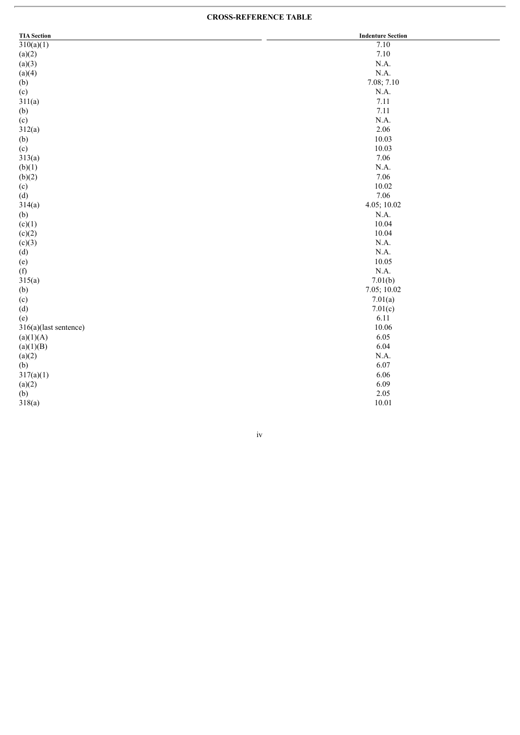**CROSS-REFERENCE TABLE**

| TIA Section | Indenture Section |
|---|---|
| 310(a)(1) | 7.10 |
| (a)(2) | 7.10 |
| (a)(3) | N.A. |
| (a)(4) | N.A. |
| (b) | 7.08; 7.10 |
| (c) | N.A. |
| 311(a) | 7.11 |
| (b) | 7.11 |
| (c) | N.A. |
| 312(a) | 2.06 |
| (b) | 10.03 |
| (c) | 10.03 |
| 313(a) | 7.06 |
| (b)(1) | N.A. |
| (b)(2) | 7.06 |
| (c) | 10.02 |
| (d) | 7.06 |
| 314(a) | 4.05; 10.02 |
| (b) | N.A. |
| (c)(1) | 10.04 |
| (c)(2) | 10.04 |
| (c)(3) | N.A. |
| (d) | N.A. |
| (e) | 10.05 |
| (f) | N.A. |
| 315(a) | 7.01(b) |
| (b) | 7.05; 10.02 |
| (c) | 7.01(a) |
| (d) | 7.01(c) |
| (e) | 6.11 |
| 316(a)(last sentence) | 10.06 |
| (a)(1)(A) | 6.05 |
| (a)(1)(B) | 6.04 |
| (a)(2) | N.A. |
| (b) | 6.07 |
| 317(a)(1) | 6.06 |
| (a)(2) | 6.09 |
| (b) | 2.05 |
| 318(a) | 10.01 |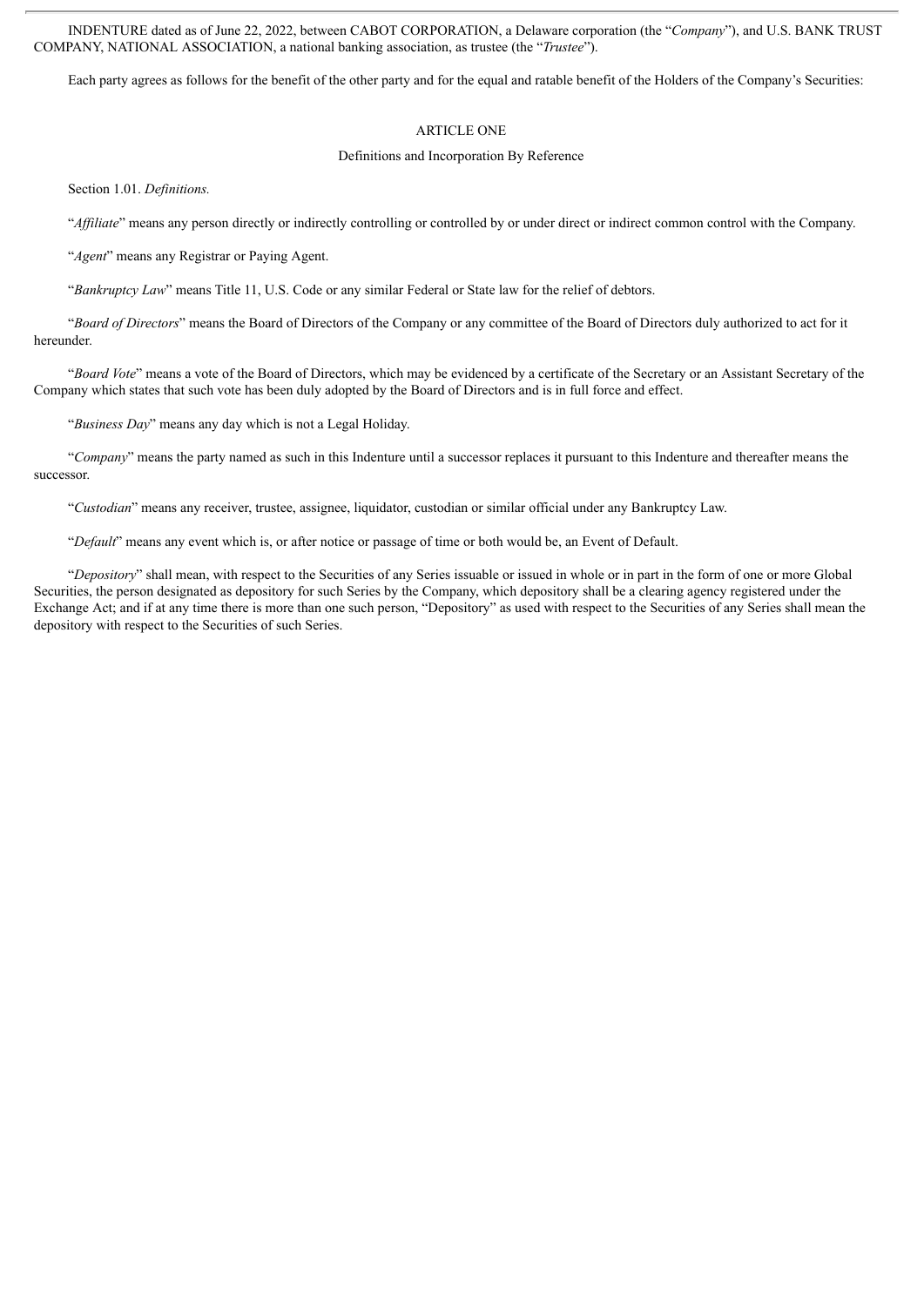INDENTURE dated as of June 22, 2022, between CABOT CORPORATION, a Delaware corporation (the "*Company*"), and U.S. BANK TRUST COMPANY, NATIONAL ASSOCIATION, a national banking association, as trustee (the "*Trustee*").

Each party agrees as follows for the benefit of the other party and for the equal and ratable benefit of the Holders of the Company's Securities:

## ARTICLE ONE

### Definitions and Incorporation By Reference

Section 1.01. *Definitions.*

"*Affiliate*" means any person directly or indirectly controlling or controlled by or under direct or indirect common control with the Company.

"*Agent*" means any Registrar or Paying Agent.

"*Bankruptcy Law*" means Title 11, U.S. Code or any similar Federal or State law for the relief of debtors.

"*Board of Directors*" means the Board of Directors of the Company or any committee of the Board of Directors duly authorized to act for it hereunder.

"*Board Vote*" means a vote of the Board of Directors, which may be evidenced by a certificate of the Secretary or an Assistant Secretary of the Company which states that such vote has been duly adopted by the Board of Directors and is in full force and effect.

"*Business Day*" means any day which is not a Legal Holiday.

"*Company*" means the party named as such in this Indenture until a successor replaces it pursuant to this Indenture and thereafter means the successor.

"*Custodian*" means any receiver, trustee, assignee, liquidator, custodian or similar official under any Bankruptcy Law.

"*Default*" means any event which is, or after notice or passage of time or both would be, an Event of Default.

"*Depository*" shall mean, with respect to the Securities of any Series issuable or issued in whole or in part in the form of one or more Global Securities, the person designated as depository for such Series by the Company, which depository shall be a clearing agency registered under the Exchange Act; and if at any time there is more than one such person, "Depository" as used with respect to the Securities of any Series shall mean the depository with respect to the Securities of such Series.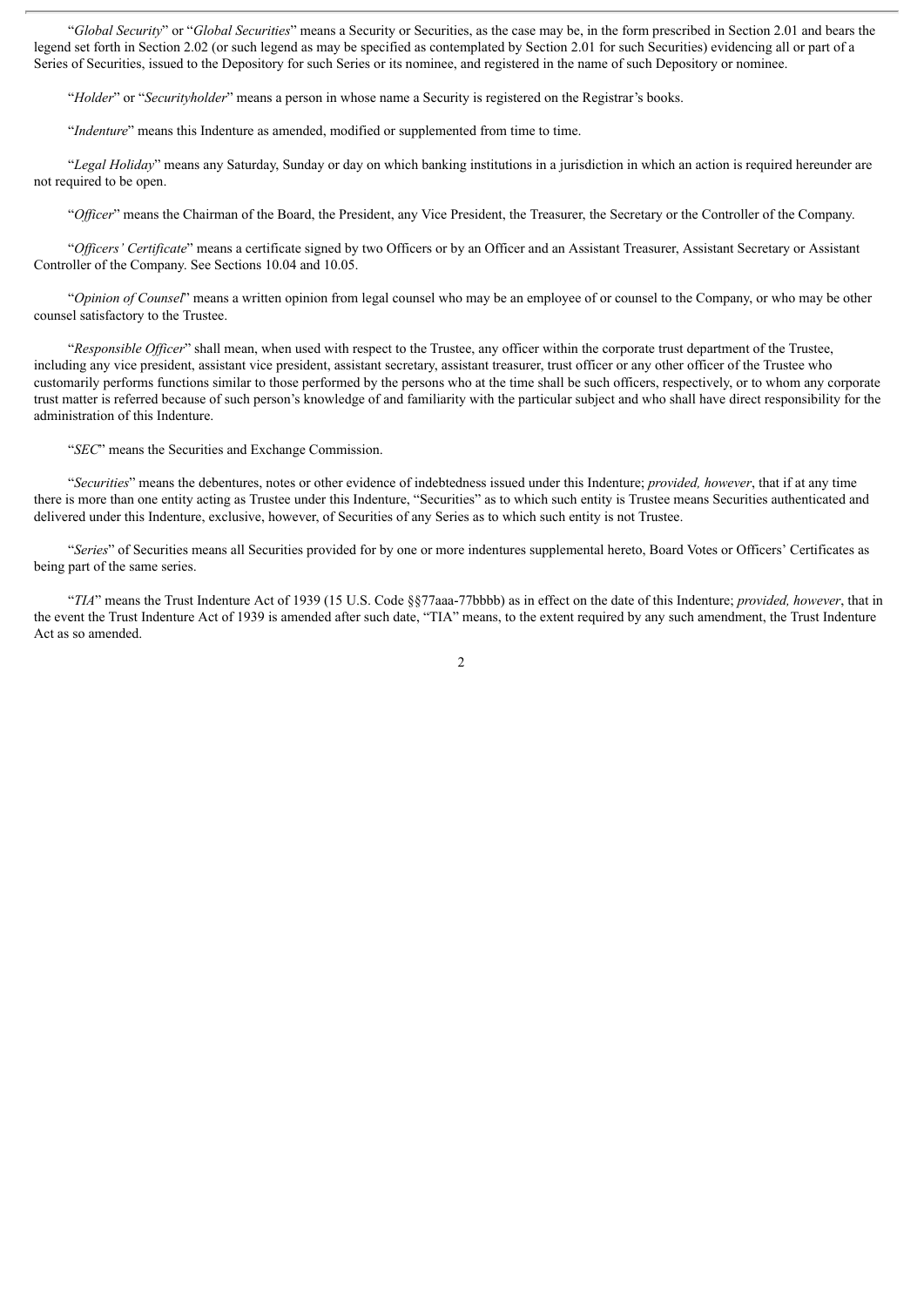"*Global Security*" or "*Global Securities*" means a Security or Securities, as the case may be, in the form prescribed in Section 2.01 and bears the legend set forth in Section 2.02 (or such legend as may be specified as contemplated by Section 2.01 for such Securities) evidencing all or part of a Series of Securities, issued to the Depository for such Series or its nominee, and registered in the name of such Depository or nominee.

"*Holder*" or "*Securityholder*" means a person in whose name a Security is registered on the Registrar's books.

"*Indenture*" means this Indenture as amended, modified or supplemented from time to time.

"*Legal Holiday*" means any Saturday, Sunday or day on which banking institutions in a jurisdiction in which an action is required hereunder are not required to be open.

"*Officer*" means the Chairman of the Board, the President, any Vice President, the Treasurer, the Secretary or the Controller of the Company.

"*Officers' Certificate*" means a certificate signed by two Officers or by an Officer and an Assistant Treasurer, Assistant Secretary or Assistant Controller of the Company. See Sections 10.04 and 10.05.

"*Opinion of Counsel*" means a written opinion from legal counsel who may be an employee of or counsel to the Company, or who may be other counsel satisfactory to the Trustee.

"*Responsible Officer*" shall mean, when used with respect to the Trustee, any officer within the corporate trust department of the Trustee, including any vice president, assistant vice president, assistant secretary, assistant treasurer, trust officer or any other officer of the Trustee who customarily performs functions similar to those performed by the persons who at the time shall be such officers, respectively, or to whom any corporate trust matter is referred because of such person's knowledge of and familiarity with the particular subject and who shall have direct responsibility for the administration of this Indenture.

"*SEC*" means the Securities and Exchange Commission.

"*Securities*" means the debentures, notes or other evidence of indebtedness issued under this Indenture; *provided, however*, that if at any time there is more than one entity acting as Trustee under this Indenture, "Securities" as to which such entity is Trustee means Securities authenticated and delivered under this Indenture, exclusive, however, of Securities of any Series as to which such entity is not Trustee.

"*Series*" of Securities means all Securities provided for by one or more indentures supplemental hereto, Board Votes or Officers' Certificates as being part of the same series.

"*TIA*" means the Trust Indenture Act of 1939 (15 U.S. Code §§77aaa-77bbbb) as in effect on the date of this Indenture; *provided, however*, that in the event the Trust Indenture Act of 1939 is amended after such date, "TIA" means, to the extent required by any such amendment, the Trust Indenture Act as so amended.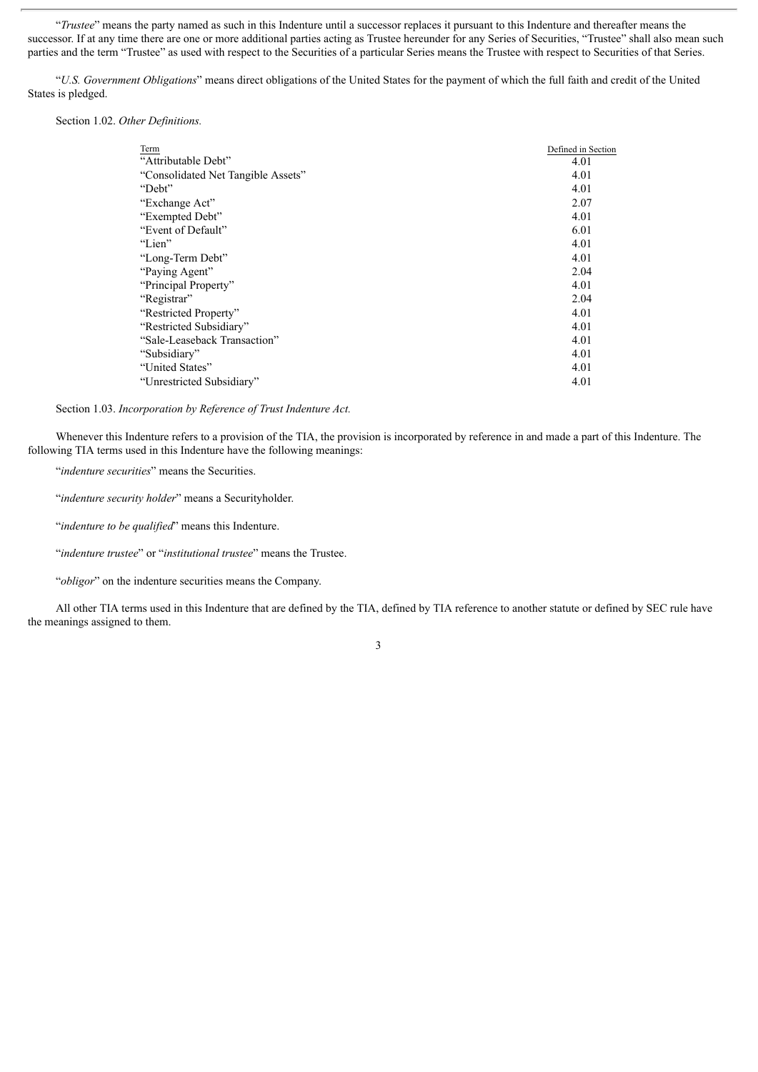"*Trustee*" means the party named as such in this Indenture until a successor replaces it pursuant to this Indenture and thereafter means the successor. If at any time there are one or more additional parties acting as Trustee hereunder for any Series of Securities, "Trustee" shall also mean such parties and the term "Trustee" as used with respect to the Securities of a particular Series means the Trustee with respect to Securities of that Series.

"*U.S. Government Obligations*" means direct obligations of the United States for the payment of which the full faith and credit of the United States is pledged.

Section 1.02. *Other Definitions.*

| Term | Defined in Section |
|---|---|
| "Attributable Debt" | 4.01 |
| "Consolidated Net Tangible Assets" | 4.01 |
| "Debt" | 4.01 |
| "Exchange Act" | 2.07 |
| "Exempted Debt" | 4.01 |
| "Event of Default" | 6.01 |
| "Lien" | 4.01 |
| "Long-Term Debt" | 4.01 |
| "Paying Agent" | 2.04 |
| "Principal Property" | 4.01 |
| "Registrar" | 2.04 |
| "Restricted Property" | 4.01 |
| "Restricted Subsidiary" | 4.01 |
| "Sale-Leaseback Transaction" | 4.01 |
| "Subsidiary" | 4.01 |
| "United States" | 4.01 |
| "Unrestricted Subsidiary" | 4.01 |

Section 1.03. *Incorporation by Reference of Trust Indenture Act.*

Whenever this Indenture refers to a provision of the TIA, the provision is incorporated by reference in and made a part of this Indenture. The following TIA terms used in this Indenture have the following meanings:

"*indenture securities*" means the Securities.

"*indenture security holder*" means a Securityholder.

"*indenture to be qualified*" means this Indenture.

"*indenture trustee*" or "*institutional trustee*" means the Trustee.

"*obligor*" on the indenture securities means the Company.

All other TIA terms used in this Indenture that are defined by the TIA, defined by TIA reference to another statute or defined by SEC rule have the meanings assigned to them.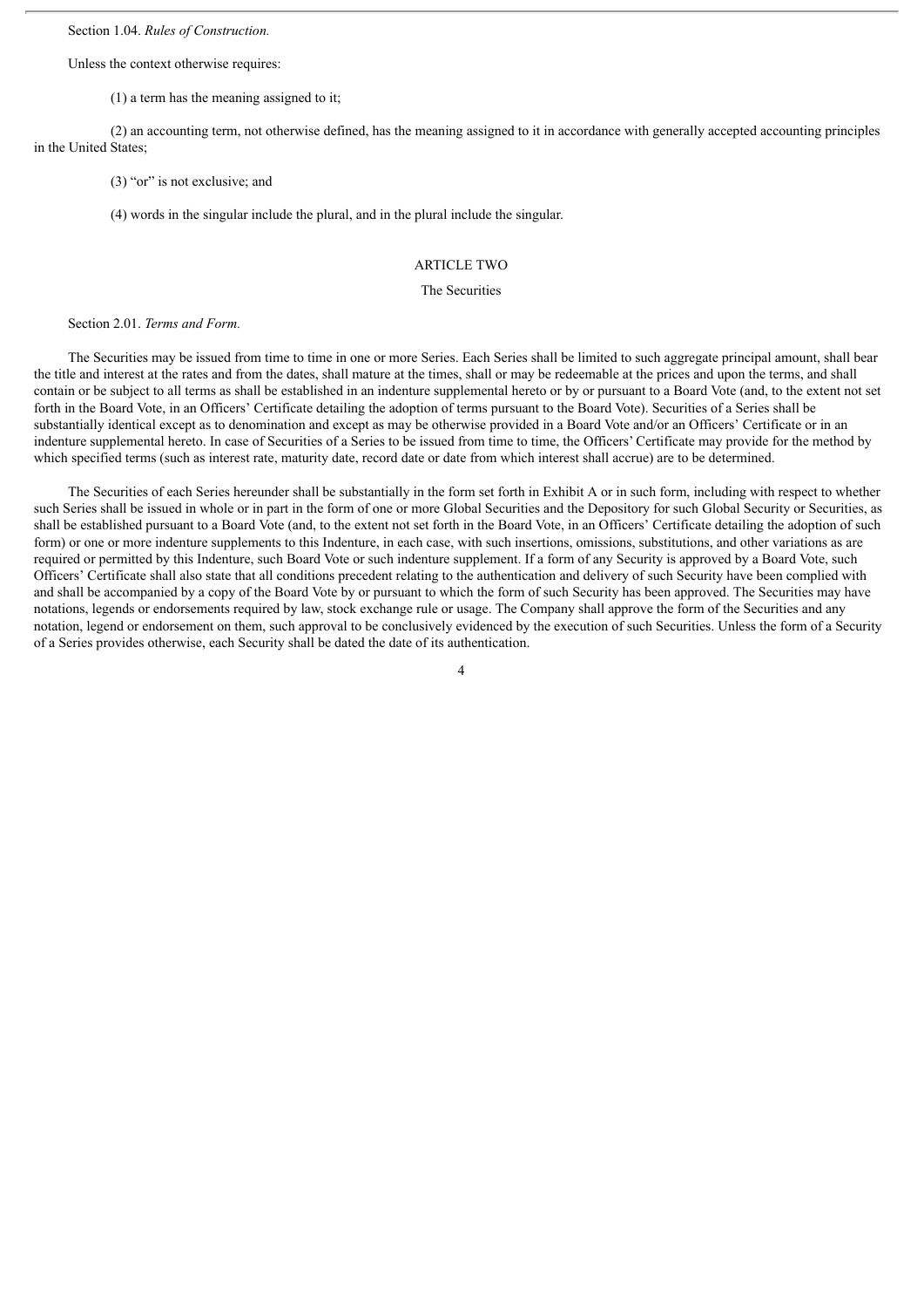Section 1.04. *Rules of Construction.*

Unless the context otherwise requires:

(1) a term has the meaning assigned to it;

(2) an accounting term, not otherwise defined, has the meaning assigned to it in accordance with generally accepted accounting principles in the United States;

(3) "or" is not exclusive; and

(4) words in the singular include the plural, and in the plural include the singular.

## ARTICLE TWO

### The Securities

Section 2.01. *Terms and Form.*

The Securities may be issued from time to time in one or more Series. Each Series shall be limited to such aggregate principal amount, shall bear the title and interest at the rates and from the dates, shall mature at the times, shall or may be redeemable at the prices and upon the terms, and shall contain or be subject to all terms as shall be established in an indenture supplemental hereto or by or pursuant to a Board Vote (and, to the extent not set forth in the Board Vote, in an Officers' Certificate detailing the adoption of terms pursuant to the Board Vote). Securities of a Series shall be substantially identical except as to denomination and except as may be otherwise provided in a Board Vote and/or an Officers' Certificate or in an indenture supplemental hereto. In case of Securities of a Series to be issued from time to time, the Officers' Certificate may provide for the method by which specified terms (such as interest rate, maturity date, record date or date from which interest shall accrue) are to be determined.

The Securities of each Series hereunder shall be substantially in the form set forth in Exhibit A or in such form, including with respect to whether such Series shall be issued in whole or in part in the form of one or more Global Securities and the Depository for such Global Security or Securities, as shall be established pursuant to a Board Vote (and, to the extent not set forth in the Board Vote, in an Officers' Certificate detailing the adoption of such form) or one or more indenture supplements to this Indenture, in each case, with such insertions, omissions, substitutions, and other variations as are required or permitted by this Indenture, such Board Vote or such indenture supplement. If a form of any Security is approved by a Board Vote, such Officers' Certificate shall also state that all conditions precedent relating to the authentication and delivery of such Security have been complied with and shall be accompanied by a copy of the Board Vote by or pursuant to which the form of such Security has been approved. The Securities may have notations, legends or endorsements required by law, stock exchange rule or usage. The Company shall approve the form of the Securities and any notation, legend or endorsement on them, such approval to be conclusively evidenced by the execution of such Securities. Unless the form of a Security of a Series provides otherwise, each Security shall be dated the date of its authentication.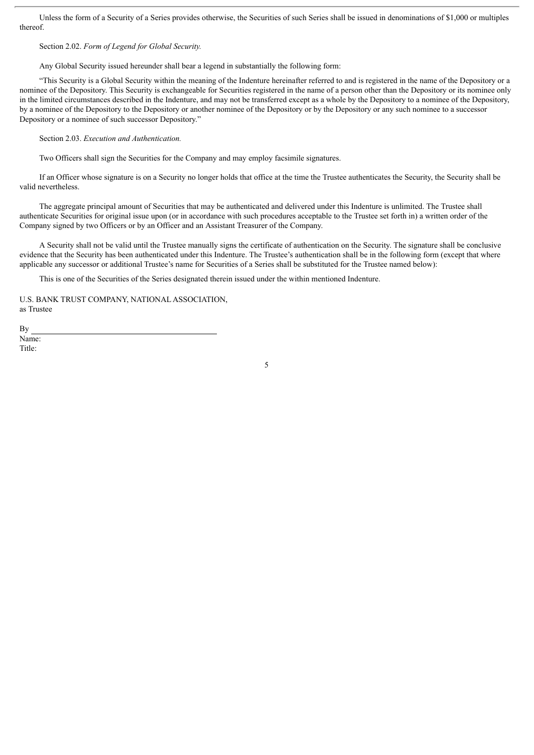Unless the form of a Security of a Series provides otherwise, the Securities of such Series shall be issued in denominations of $1,000 or multiples thereof.

Section 2.02. *Form of Legend for Global Security.*

Any Global Security issued hereunder shall bear a legend in substantially the following form:

"This Security is a Global Security within the meaning of the Indenture hereinafter referred to and is registered in the name of the Depository or a nominee of the Depository. This Security is exchangeable for Securities registered in the name of a person other than the Depository or its nominee only in the limited circumstances described in the Indenture, and may not be transferred except as a whole by the Depository to a nominee of the Depository, by a nominee of the Depository to the Depository or another nominee of the Depository or by the Depository or any such nominee to a successor Depository or a nominee of such successor Depository."

Section 2.03. *Execution and Authentication.*

Two Officers shall sign the Securities for the Company and may employ facsimile signatures.

If an Officer whose signature is on a Security no longer holds that office at the time the Trustee authenticates the Security, the Security shall be valid nevertheless.

The aggregate principal amount of Securities that may be authenticated and delivered under this Indenture is unlimited. The Trustee shall authenticate Securities for original issue upon (or in accordance with such procedures acceptable to the Trustee set forth in) a written order of the Company signed by two Officers or by an Officer and an Assistant Treasurer of the Company.

A Security shall not be valid until the Trustee manually signs the certificate of authentication on the Security. The signature shall be conclusive evidence that the Security has been authenticated under this Indenture. The Trustee's authentication shall be in the following form (except that where applicable any successor or additional Trustee's name for Securities of a Series shall be substituted for the Trustee named below):

This is one of the Securities of the Series designated therein issued under the within mentioned Indenture.

U.S. BANK TRUST COMPANY, NATIONAL ASSOCIATION,
as Trustee

By \_\_\_\_\_\_\_\_\_\_\_\_\_\_\_\_\_\_\_\_\_\_\_\_\_\_\_\_\_\_\_\_\_\_\_\_\_\_\_\_
Name:
Title: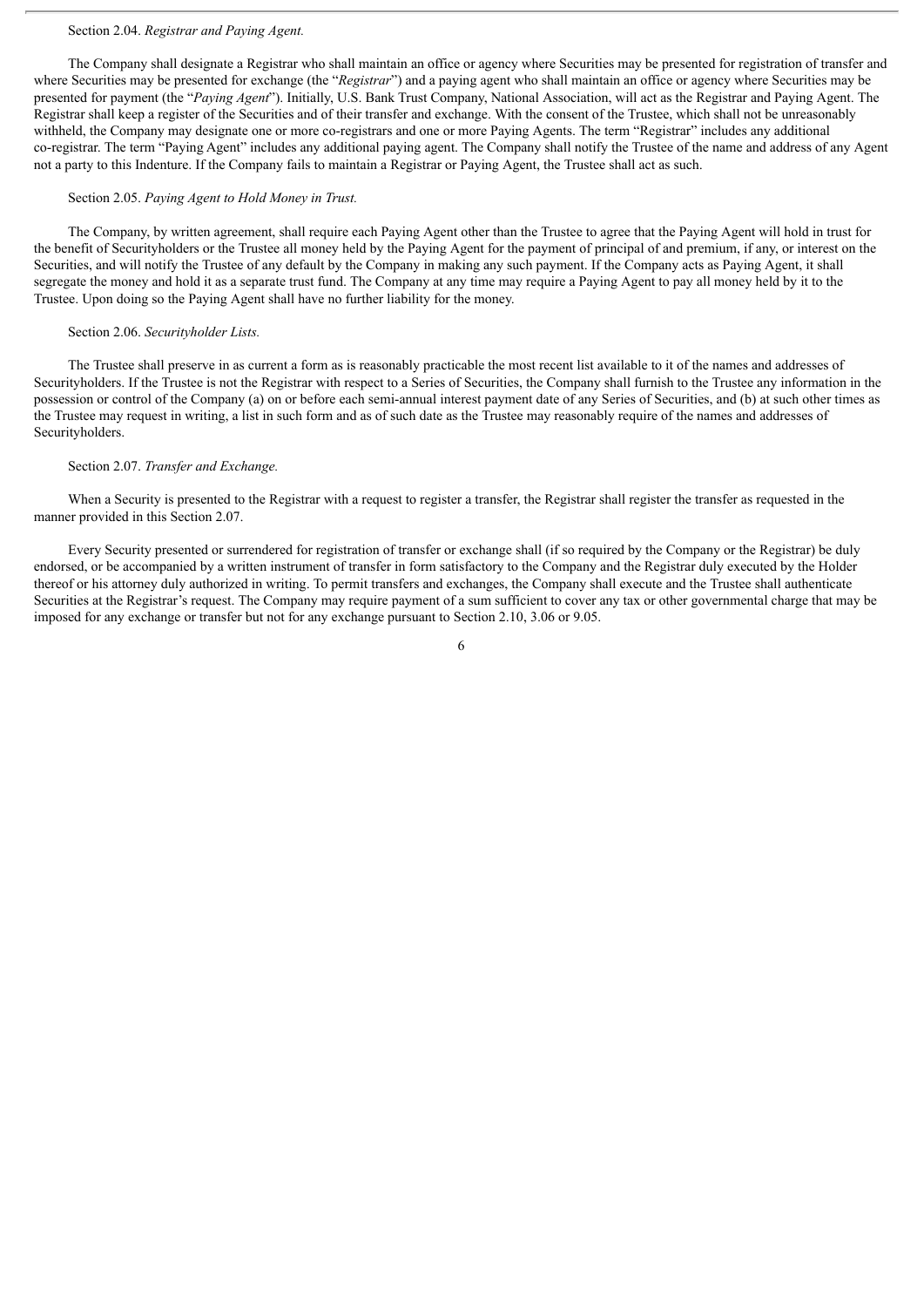Section 2.04. *Registrar and Paying Agent.*

The Company shall designate a Registrar who shall maintain an office or agency where Securities may be presented for registration of transfer and where Securities may be presented for exchange (the "*Registrar*") and a paying agent who shall maintain an office or agency where Securities may be presented for payment (the "*Paying Agent*"). Initially, U.S. Bank Trust Company, National Association, will act as the Registrar and Paying Agent. The Registrar shall keep a register of the Securities and of their transfer and exchange. With the consent of the Trustee, which shall not be unreasonably withheld, the Company may designate one or more co-registrars and one or more Paying Agents. The term "Registrar" includes any additional co-registrar. The term "Paying Agent" includes any additional paying agent. The Company shall notify the Trustee of the name and address of any Agent not a party to this Indenture. If the Company fails to maintain a Registrar or Paying Agent, the Trustee shall act as such.

Section 2.05. *Paying Agent to Hold Money in Trust.*

The Company, by written agreement, shall require each Paying Agent other than the Trustee to agree that the Paying Agent will hold in trust for the benefit of Securityholders or the Trustee all money held by the Paying Agent for the payment of principal of and premium, if any, or interest on the Securities, and will notify the Trustee of any default by the Company in making any such payment. If the Company acts as Paying Agent, it shall segregate the money and hold it as a separate trust fund. The Company at any time may require a Paying Agent to pay all money held by it to the Trustee. Upon doing so the Paying Agent shall have no further liability for the money.

Section 2.06. *Securityholder Lists.*

The Trustee shall preserve in as current a form as is reasonably practicable the most recent list available to it of the names and addresses of Securityholders. If the Trustee is not the Registrar with respect to a Series of Securities, the Company shall furnish to the Trustee any information in the possession or control of the Company (a) on or before each semi-annual interest payment date of any Series of Securities, and (b) at such other times as the Trustee may request in writing, a list in such form and as of such date as the Trustee may reasonably require of the names and addresses of Securityholders.

Section 2.07. *Transfer and Exchange.*

When a Security is presented to the Registrar with a request to register a transfer, the Registrar shall register the transfer as requested in the manner provided in this Section 2.07.

Every Security presented or surrendered for registration of transfer or exchange shall (if so required by the Company or the Registrar) be duly endorsed, or be accompanied by a written instrument of transfer in form satisfactory to the Company and the Registrar duly executed by the Holder thereof or his attorney duly authorized in writing. To permit transfers and exchanges, the Company shall execute and the Trustee shall authenticate Securities at the Registrar's request. The Company may require payment of a sum sufficient to cover any tax or other governmental charge that may be imposed for any exchange or transfer but not for any exchange pursuant to Section 2.10, 3.06 or 9.05.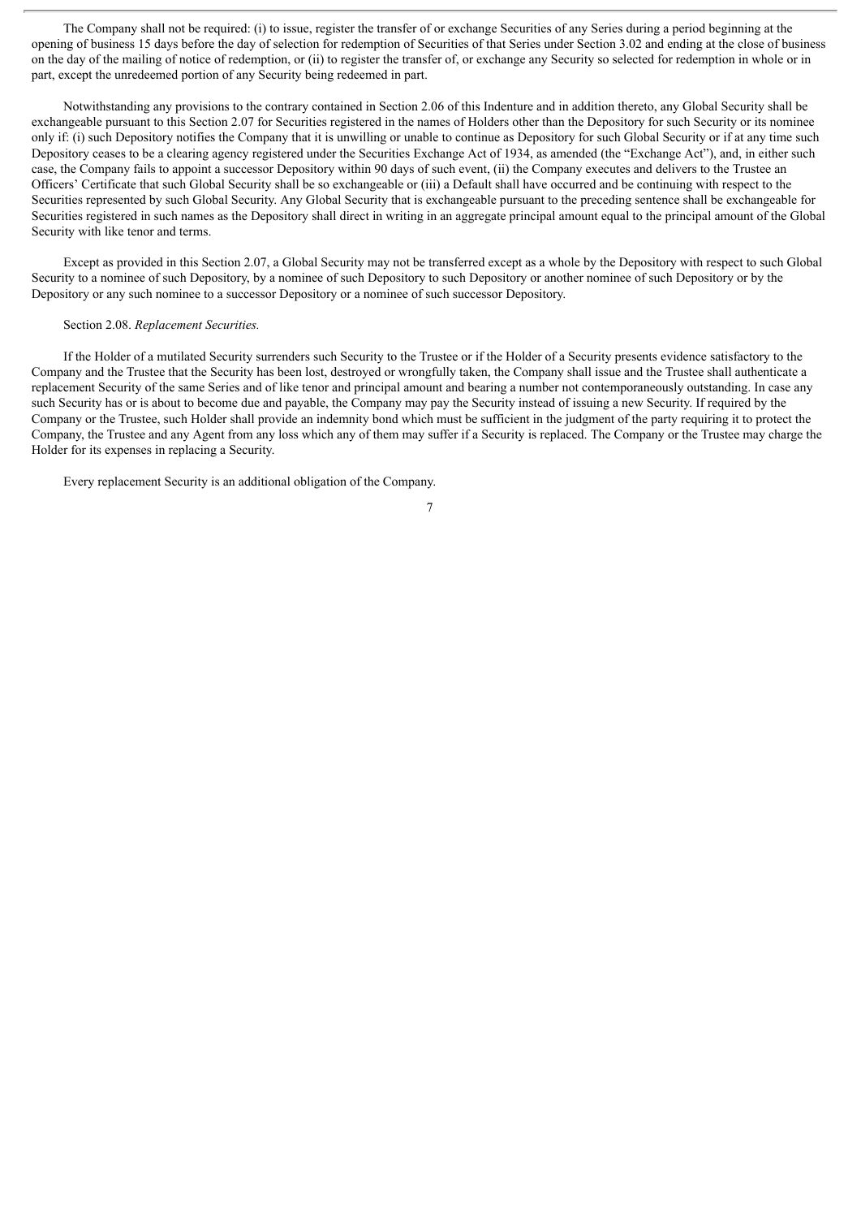The Company shall not be required: (i) to issue, register the transfer of or exchange Securities of any Series during a period beginning at the opening of business 15 days before the day of selection for redemption of Securities of that Series under Section 3.02 and ending at the close of business on the day of the mailing of notice of redemption, or (ii) to register the transfer of, or exchange any Security so selected for redemption in whole or in part, except the unredeemed portion of any Security being redeemed in part.

Notwithstanding any provisions to the contrary contained in Section 2.06 of this Indenture and in addition thereto, any Global Security shall be exchangeable pursuant to this Section 2.07 for Securities registered in the names of Holders other than the Depository for such Security or its nominee only if: (i) such Depository notifies the Company that it is unwilling or unable to continue as Depository for such Global Security or if at any time such Depository ceases to be a clearing agency registered under the Securities Exchange Act of 1934, as amended (the "Exchange Act"), and, in either such case, the Company fails to appoint a successor Depository within 90 days of such event, (ii) the Company executes and delivers to the Trustee an Officers' Certificate that such Global Security shall be so exchangeable or (iii) a Default shall have occurred and be continuing with respect to the Securities represented by such Global Security. Any Global Security that is exchangeable pursuant to the preceding sentence shall be exchangeable for Securities registered in such names as the Depository shall direct in writing in an aggregate principal amount equal to the principal amount of the Global Security with like tenor and terms.

Except as provided in this Section 2.07, a Global Security may not be transferred except as a whole by the Depository with respect to such Global Security to a nominee of such Depository, by a nominee of such Depository to such Depository or another nominee of such Depository or by the Depository or any such nominee to a successor Depository or a nominee of such successor Depository.

Section 2.08. *Replacement Securities.*

If the Holder of a mutilated Security surrenders such Security to the Trustee or if the Holder of a Security presents evidence satisfactory to the Company and the Trustee that the Security has been lost, destroyed or wrongfully taken, the Company shall issue and the Trustee shall authenticate a replacement Security of the same Series and of like tenor and principal amount and bearing a number not contemporaneously outstanding. In case any such Security has or is about to become due and payable, the Company may pay the Security instead of issuing a new Security. If required by the Company or the Trustee, such Holder shall provide an indemnity bond which must be sufficient in the judgment of the party requiring it to protect the Company, the Trustee and any Agent from any loss which any of them may suffer if a Security is replaced. The Company or the Trustee may charge the Holder for its expenses in replacing a Security.

Every replacement Security is an additional obligation of the Company.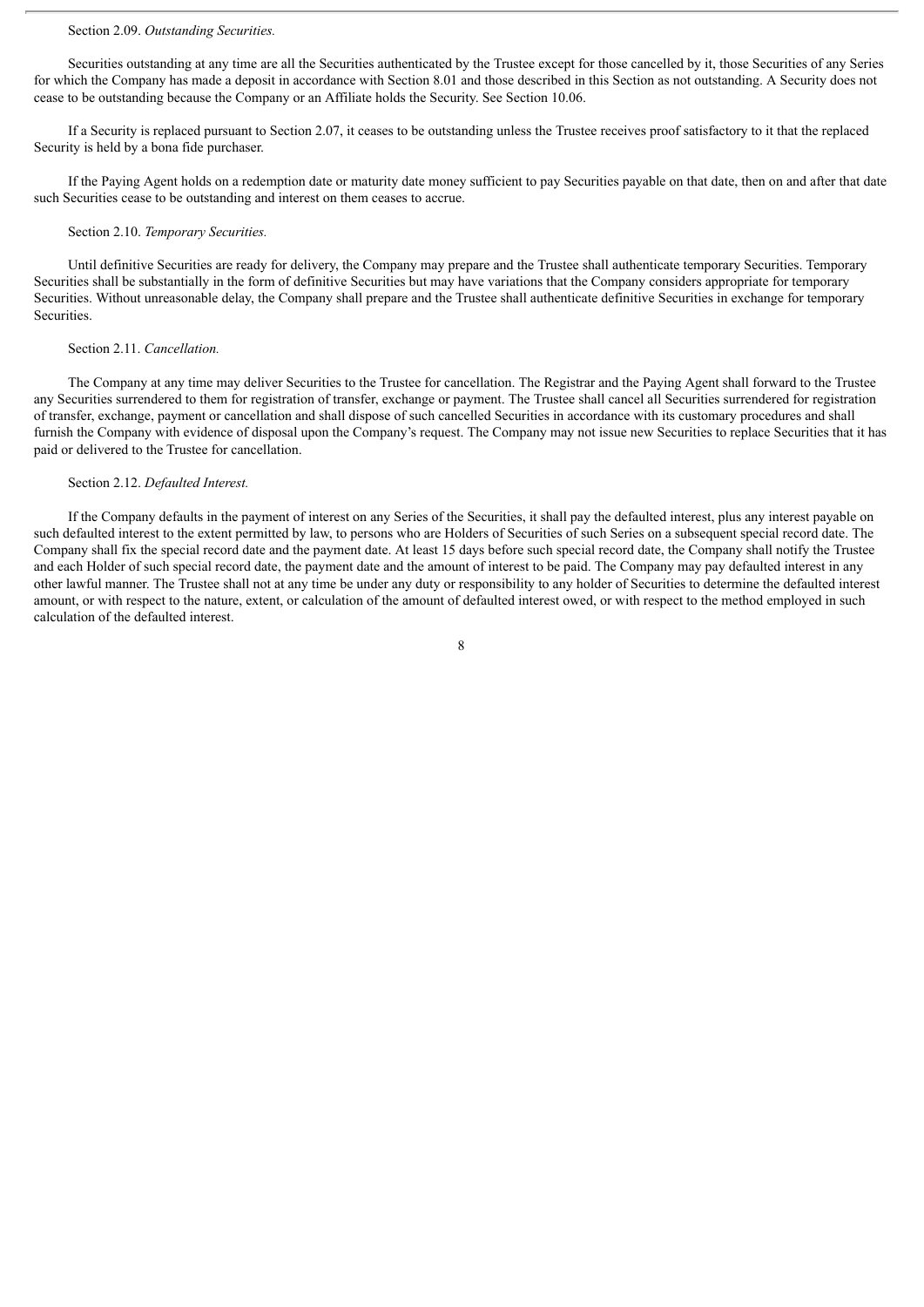Section 2.09. *Outstanding Securities.*

Securities outstanding at any time are all the Securities authenticated by the Trustee except for those cancelled by it, those Securities of any Series for which the Company has made a deposit in accordance with Section 8.01 and those described in this Section as not outstanding. A Security does not cease to be outstanding because the Company or an Affiliate holds the Security. See Section 10.06.

If a Security is replaced pursuant to Section 2.07, it ceases to be outstanding unless the Trustee receives proof satisfactory to it that the replaced Security is held by a bona fide purchaser.

If the Paying Agent holds on a redemption date or maturity date money sufficient to pay Securities payable on that date, then on and after that date such Securities cease to be outstanding and interest on them ceases to accrue.

Section 2.10. *Temporary Securities.*

Until definitive Securities are ready for delivery, the Company may prepare and the Trustee shall authenticate temporary Securities. Temporary Securities shall be substantially in the form of definitive Securities but may have variations that the Company considers appropriate for temporary Securities. Without unreasonable delay, the Company shall prepare and the Trustee shall authenticate definitive Securities in exchange for temporary Securities.

Section 2.11. *Cancellation.*

The Company at any time may deliver Securities to the Trustee for cancellation. The Registrar and the Paying Agent shall forward to the Trustee any Securities surrendered to them for registration of transfer, exchange or payment. The Trustee shall cancel all Securities surrendered for registration of transfer, exchange, payment or cancellation and shall dispose of such cancelled Securities in accordance with its customary procedures and shall furnish the Company with evidence of disposal upon the Company's request. The Company may not issue new Securities to replace Securities that it has paid or delivered to the Trustee for cancellation.

Section 2.12. *Defaulted Interest.*

If the Company defaults in the payment of interest on any Series of the Securities, it shall pay the defaulted interest, plus any interest payable on such defaulted interest to the extent permitted by law, to persons who are Holders of Securities of such Series on a subsequent special record date. The Company shall fix the special record date and the payment date. At least 15 days before such special record date, the Company shall notify the Trustee and each Holder of such special record date, the payment date and the amount of interest to be paid. The Company may pay defaulted interest in any other lawful manner. The Trustee shall not at any time be under any duty or responsibility to any holder of Securities to determine the defaulted interest amount, or with respect to the nature, extent, or calculation of the amount of defaulted interest owed, or with respect to the method employed in such calculation of the defaulted interest.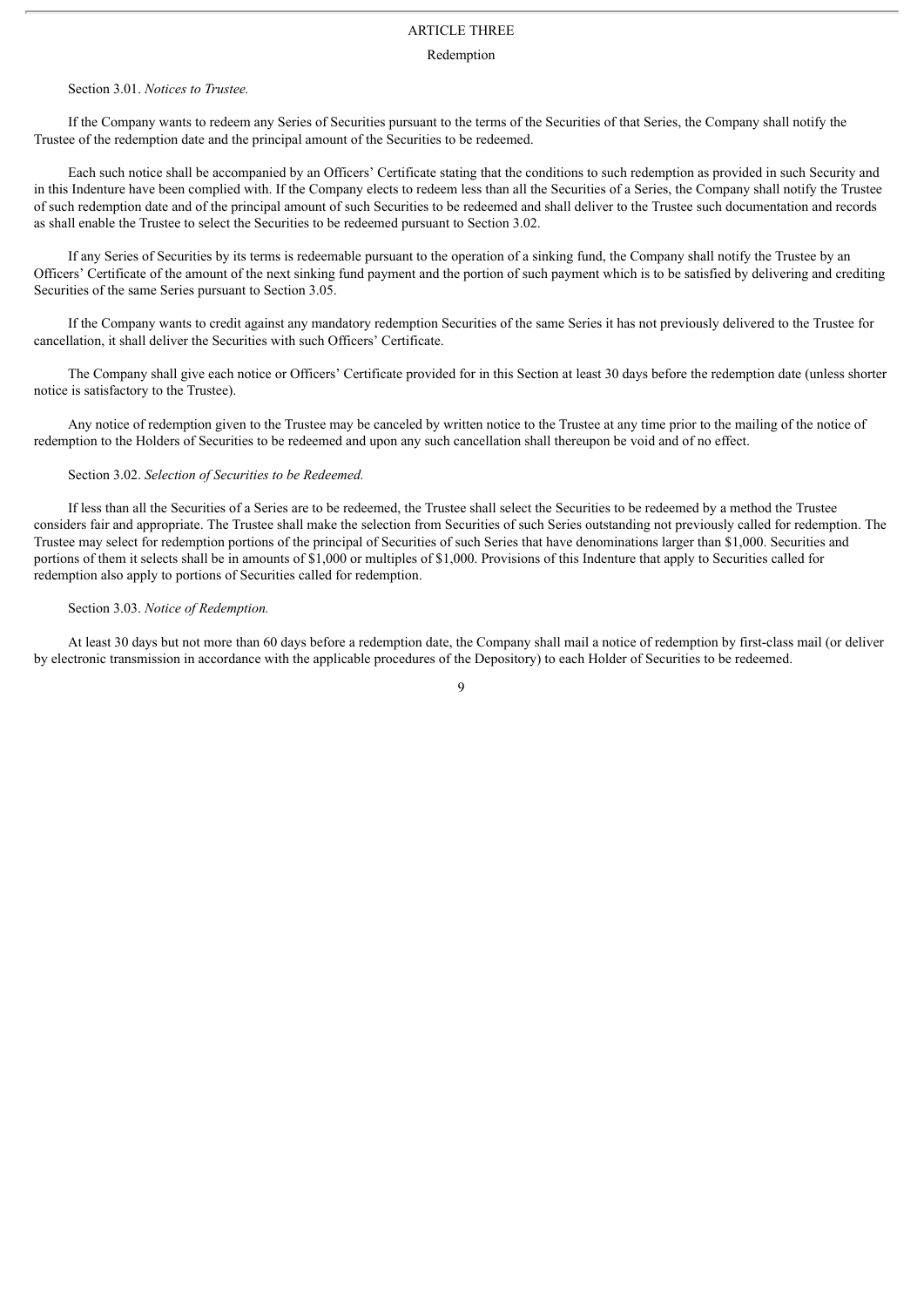# ARTICLE THREE

## Redemption

Section 3.01. *Notices to Trustee.*

If the Company wants to redeem any Series of Securities pursuant to the terms of the Securities of that Series, the Company shall notify the Trustee of the redemption date and the principal amount of the Securities to be redeemed.

Each such notice shall be accompanied by an Officers' Certificate stating that the conditions to such redemption as provided in such Security and in this Indenture have been complied with. If the Company elects to redeem less than all the Securities of a Series, the Company shall notify the Trustee of such redemption date and of the principal amount of such Securities to be redeemed and shall deliver to the Trustee such documentation and records as shall enable the Trustee to select the Securities to be redeemed pursuant to Section 3.02.

If any Series of Securities by its terms is redeemable pursuant to the operation of a sinking fund, the Company shall notify the Trustee by an Officers' Certificate of the amount of the next sinking fund payment and the portion of such payment which is to be satisfied by delivering and crediting Securities of the same Series pursuant to Section 3.05.

If the Company wants to credit against any mandatory redemption Securities of the same Series it has not previously delivered to the Trustee for cancellation, it shall deliver the Securities with such Officers' Certificate.

The Company shall give each notice or Officers' Certificate provided for in this Section at least 30 days before the redemption date (unless shorter notice is satisfactory to the Trustee).

Any notice of redemption given to the Trustee may be canceled by written notice to the Trustee at any time prior to the mailing of the notice of redemption to the Holders of Securities to be redeemed and upon any such cancellation shall thereupon be void and of no effect.

Section 3.02. *Selection of Securities to be Redeemed.*

If less than all the Securities of a Series are to be redeemed, the Trustee shall select the Securities to be redeemed by a method the Trustee considers fair and appropriate. The Trustee shall make the selection from Securities of such Series outstanding not previously called for redemption. The Trustee may select for redemption portions of the principal of Securities of such Series that have denominations larger than $1,000. Securities and portions of them it selects shall be in amounts of $1,000 or multiples of $1,000. Provisions of this Indenture that apply to Securities called for redemption also apply to portions of Securities called for redemption.

Section 3.03. *Notice of Redemption.*

At least 30 days but not more than 60 days before a redemption date, the Company shall mail a notice of redemption by first-class mail (or deliver by electronic transmission in accordance with the applicable procedures of the Depository) to each Holder of Securities to be redeemed.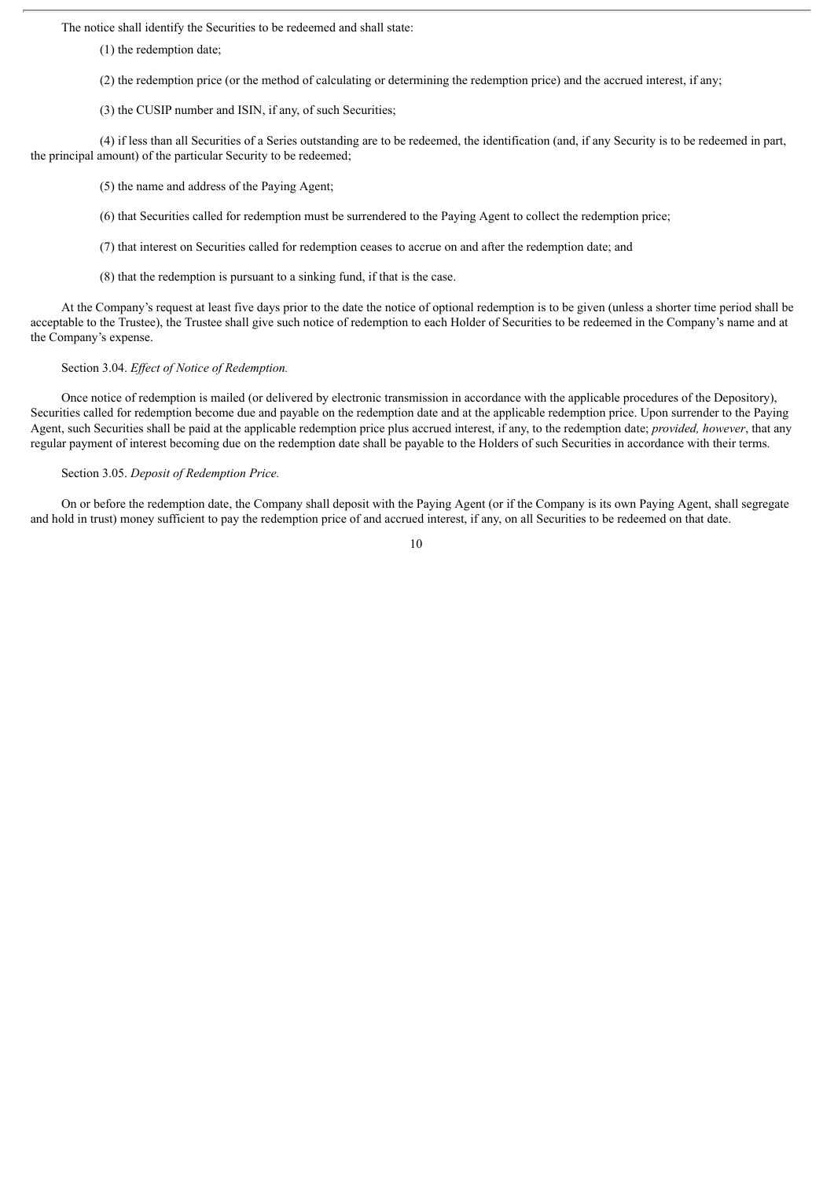The notice shall identify the Securities to be redeemed and shall state:

(1) the redemption date;

(2) the redemption price (or the method of calculating or determining the redemption price) and the accrued interest, if any;

(3) the CUSIP number and ISIN, if any, of such Securities;

(4) if less than all Securities of a Series outstanding are to be redeemed, the identification (and, if any Security is to be redeemed in part, the principal amount) of the particular Security to be redeemed;

(5) the name and address of the Paying Agent;

(6) that Securities called for redemption must be surrendered to the Paying Agent to collect the redemption price;

(7) that interest on Securities called for redemption ceases to accrue on and after the redemption date; and

(8) that the redemption is pursuant to a sinking fund, if that is the case.

At the Company's request at least five days prior to the date the notice of optional redemption is to be given (unless a shorter time period shall be acceptable to the Trustee), the Trustee shall give such notice of redemption to each Holder of Securities to be redeemed in the Company's name and at the Company's expense.

Section 3.04. *Effect of Notice of Redemption.*

Once notice of redemption is mailed (or delivered by electronic transmission in accordance with the applicable procedures of the Depository), Securities called for redemption become due and payable on the redemption date and at the applicable redemption price. Upon surrender to the Paying Agent, such Securities shall be paid at the applicable redemption price plus accrued interest, if any, to the redemption date; *provided, however*, that any regular payment of interest becoming due on the redemption date shall be payable to the Holders of such Securities in accordance with their terms.

Section 3.05. *Deposit of Redemption Price.*

On or before the redemption date, the Company shall deposit with the Paying Agent (or if the Company is its own Paying Agent, shall segregate and hold in trust) money sufficient to pay the redemption price of and accrued interest, if any, on all Securities to be redeemed on that date.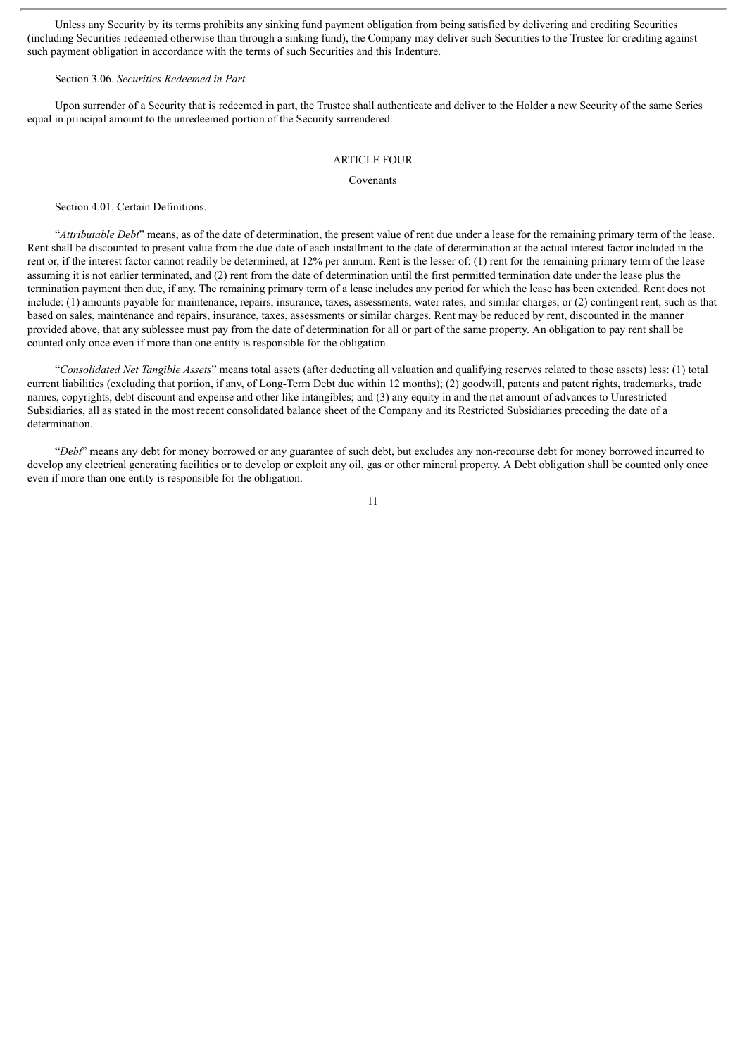Unless any Security by its terms prohibits any sinking fund payment obligation from being satisfied by delivering and crediting Securities (including Securities redeemed otherwise than through a sinking fund), the Company may deliver such Securities to the Trustee for crediting against such payment obligation in accordance with the terms of such Securities and this Indenture.

Section 3.06. *Securities Redeemed in Part.*

Upon surrender of a Security that is redeemed in part, the Trustee shall authenticate and deliver to the Holder a new Security of the same Series equal in principal amount to the unredeemed portion of the Security surrendered.

## ARTICLE FOUR

### Covenants

Section 4.01. Certain Definitions.

"*Attributable Debt*" means, as of the date of determination, the present value of rent due under a lease for the remaining primary term of the lease. Rent shall be discounted to present value from the due date of each installment to the date of determination at the actual interest factor included in the rent or, if the interest factor cannot readily be determined, at 12% per annum. Rent is the lesser of: (1) rent for the remaining primary term of the lease assuming it is not earlier terminated, and (2) rent from the date of determination until the first permitted termination date under the lease plus the termination payment then due, if any. The remaining primary term of a lease includes any period for which the lease has been extended. Rent does not include: (1) amounts payable for maintenance, repairs, insurance, taxes, assessments, water rates, and similar charges, or (2) contingent rent, such as that based on sales, maintenance and repairs, insurance, taxes, assessments or similar charges. Rent may be reduced by rent, discounted in the manner provided above, that any sublessee must pay from the date of determination for all or part of the same property. An obligation to pay rent shall be counted only once even if more than one entity is responsible for the obligation.

"*Consolidated Net Tangible Assets*" means total assets (after deducting all valuation and qualifying reserves related to those assets) less: (1) total current liabilities (excluding that portion, if any, of Long-Term Debt due within 12 months); (2) goodwill, patents and patent rights, trademarks, trade names, copyrights, debt discount and expense and other like intangibles; and (3) any equity in and the net amount of advances to Unrestricted Subsidiaries, all as stated in the most recent consolidated balance sheet of the Company and its Restricted Subsidiaries preceding the date of a determination.

"*Debt*" means any debt for money borrowed or any guarantee of such debt, but excludes any non-recourse debt for money borrowed incurred to develop any electrical generating facilities or to develop or exploit any oil, gas or other mineral property. A Debt obligation shall be counted only once even if more than one entity is responsible for the obligation.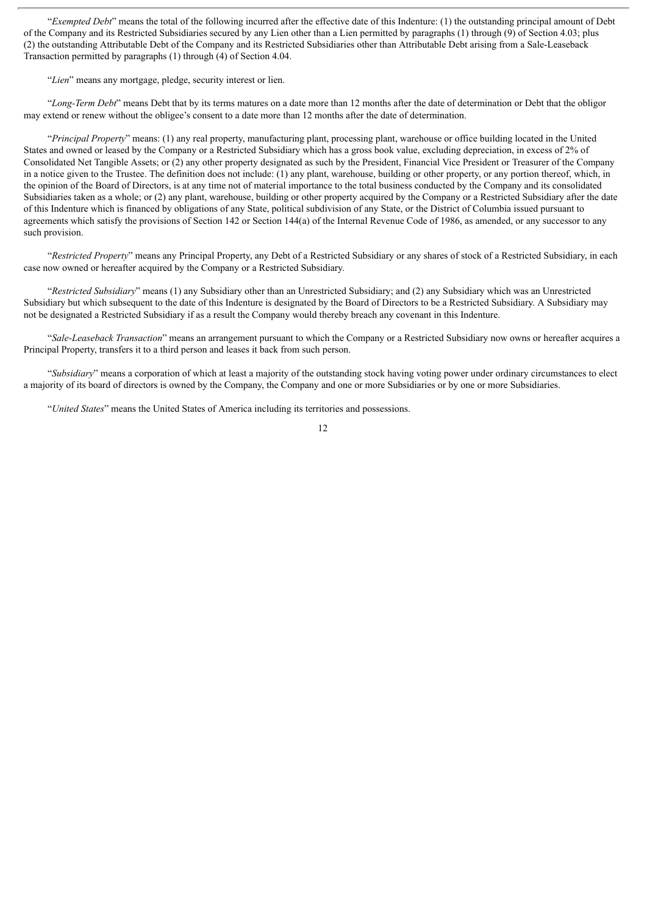"*Exempted Debt*" means the total of the following incurred after the effective date of this Indenture: (1) the outstanding principal amount of Debt of the Company and its Restricted Subsidiaries secured by any Lien other than a Lien permitted by paragraphs (1) through (9) of Section 4.03; plus (2) the outstanding Attributable Debt of the Company and its Restricted Subsidiaries other than Attributable Debt arising from a Sale-Leaseback Transaction permitted by paragraphs (1) through (4) of Section 4.04.

"*Lien*" means any mortgage, pledge, security interest or lien.

"*Long-Term Debt*" means Debt that by its terms matures on a date more than 12 months after the date of determination or Debt that the obligor may extend or renew without the obligee's consent to a date more than 12 months after the date of determination.

"*Principal Property*" means: (1) any real property, manufacturing plant, processing plant, warehouse or office building located in the United States and owned or leased by the Company or a Restricted Subsidiary which has a gross book value, excluding depreciation, in excess of 2% of Consolidated Net Tangible Assets; or (2) any other property designated as such by the President, Financial Vice President or Treasurer of the Company in a notice given to the Trustee. The definition does not include: (1) any plant, warehouse, building or other property, or any portion thereof, which, in the opinion of the Board of Directors, is at any time not of material importance to the total business conducted by the Company and its consolidated Subsidiaries taken as a whole; or (2) any plant, warehouse, building or other property acquired by the Company or a Restricted Subsidiary after the date of this Indenture which is financed by obligations of any State, political subdivision of any State, or the District of Columbia issued pursuant to agreements which satisfy the provisions of Section 142 or Section 144(a) of the Internal Revenue Code of 1986, as amended, or any successor to any such provision.

"*Restricted Property*" means any Principal Property, any Debt of a Restricted Subsidiary or any shares of stock of a Restricted Subsidiary, in each case now owned or hereafter acquired by the Company or a Restricted Subsidiary.

"*Restricted Subsidiary*" means (1) any Subsidiary other than an Unrestricted Subsidiary; and (2) any Subsidiary which was an Unrestricted Subsidiary but which subsequent to the date of this Indenture is designated by the Board of Directors to be a Restricted Subsidiary. A Subsidiary may not be designated a Restricted Subsidiary if as a result the Company would thereby breach any covenant in this Indenture.

"*Sale-Leaseback Transaction*" means an arrangement pursuant to which the Company or a Restricted Subsidiary now owns or hereafter acquires a Principal Property, transfers it to a third person and leases it back from such person.

"*Subsidiary*" means a corporation of which at least a majority of the outstanding stock having voting power under ordinary circumstances to elect a majority of its board of directors is owned by the Company, the Company and one or more Subsidiaries or by one or more Subsidiaries.

"*United States*" means the United States of America including its territories and possessions.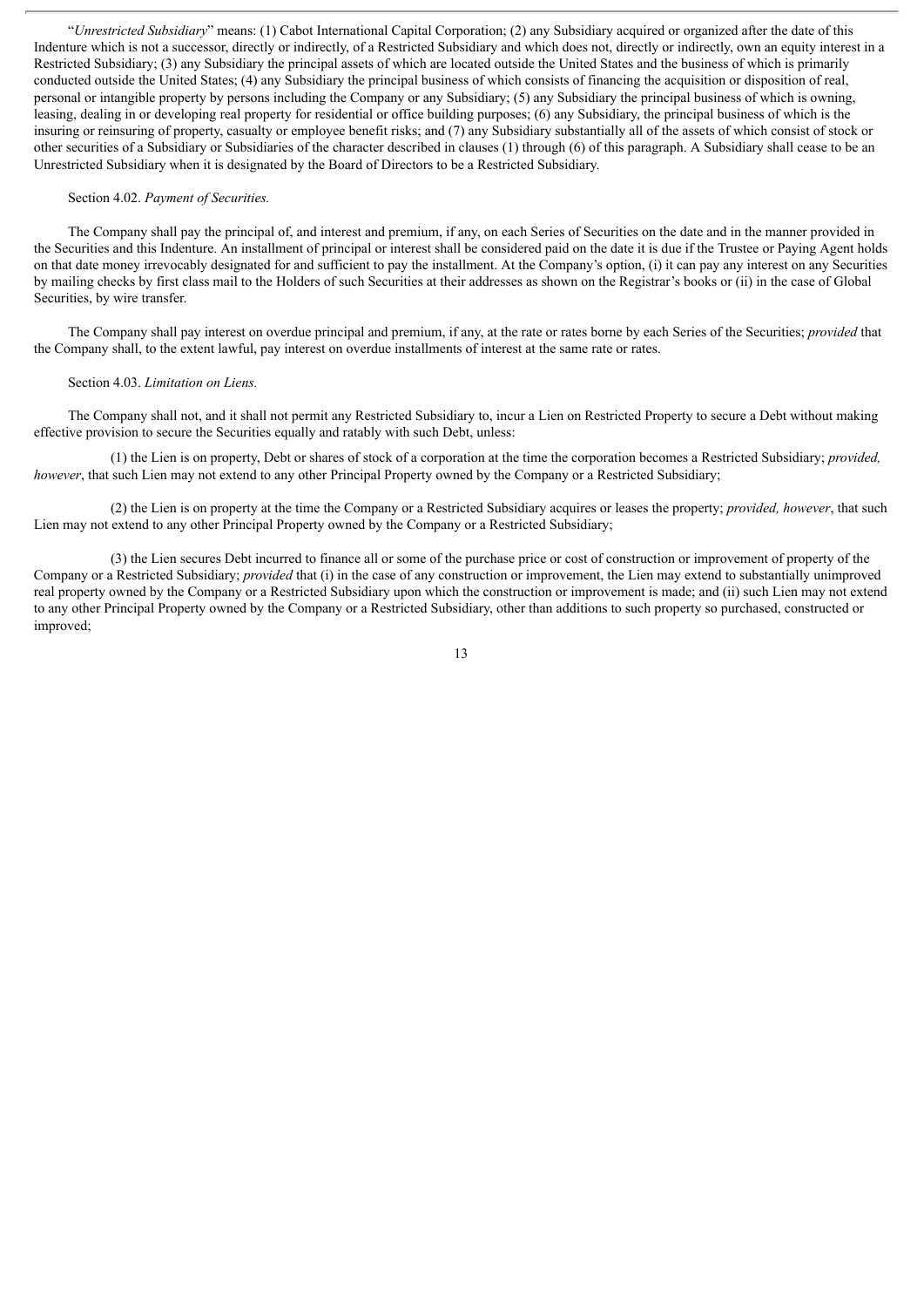"*Unrestricted Subsidiary*" means: (1) Cabot International Capital Corporation; (2) any Subsidiary acquired or organized after the date of this Indenture which is not a successor, directly or indirectly, of a Restricted Subsidiary and which does not, directly or indirectly, own an equity interest in a Restricted Subsidiary; (3) any Subsidiary the principal assets of which are located outside the United States and the business of which is primarily conducted outside the United States; (4) any Subsidiary the principal business of which consists of financing the acquisition or disposition of real, personal or intangible property by persons including the Company or any Subsidiary; (5) any Subsidiary the principal business of which is owning, leasing, dealing in or developing real property for residential or office building purposes; (6) any Subsidiary, the principal business of which is the insuring or reinsuring of property, casualty or employee benefit risks; and (7) any Subsidiary substantially all of the assets of which consist of stock or other securities of a Subsidiary or Subsidiaries of the character described in clauses (1) through (6) of this paragraph. A Subsidiary shall cease to be an Unrestricted Subsidiary when it is designated by the Board of Directors to be a Restricted Subsidiary.

Section 4.02. *Payment of Securities.*

The Company shall pay the principal of, and interest and premium, if any, on each Series of Securities on the date and in the manner provided in the Securities and this Indenture. An installment of principal or interest shall be considered paid on the date it is due if the Trustee or Paying Agent holds on that date money irrevocably designated for and sufficient to pay the installment. At the Company's option, (i) it can pay any interest on any Securities by mailing checks by first class mail to the Holders of such Securities at their addresses as shown on the Registrar's books or (ii) in the case of Global Securities, by wire transfer.

The Company shall pay interest on overdue principal and premium, if any, at the rate or rates borne by each Series of the Securities; *provided* that the Company shall, to the extent lawful, pay interest on overdue installments of interest at the same rate or rates.

Section 4.03. *Limitation on Liens.*

The Company shall not, and it shall not permit any Restricted Subsidiary to, incur a Lien on Restricted Property to secure a Debt without making effective provision to secure the Securities equally and ratably with such Debt, unless:

(1) the Lien is on property, Debt or shares of stock of a corporation at the time the corporation becomes a Restricted Subsidiary; *provided, however*, that such Lien may not extend to any other Principal Property owned by the Company or a Restricted Subsidiary;

(2) the Lien is on property at the time the Company or a Restricted Subsidiary acquires or leases the property; *provided, however*, that such Lien may not extend to any other Principal Property owned by the Company or a Restricted Subsidiary;

(3) the Lien secures Debt incurred to finance all or some of the purchase price or cost of construction or improvement of property of the Company or a Restricted Subsidiary; *provided* that (i) in the case of any construction or improvement, the Lien may extend to substantially unimproved real property owned by the Company or a Restricted Subsidiary upon which the construction or improvement is made; and (ii) such Lien may not extend to any other Principal Property owned by the Company or a Restricted Subsidiary, other than additions to such property so purchased, constructed or improved;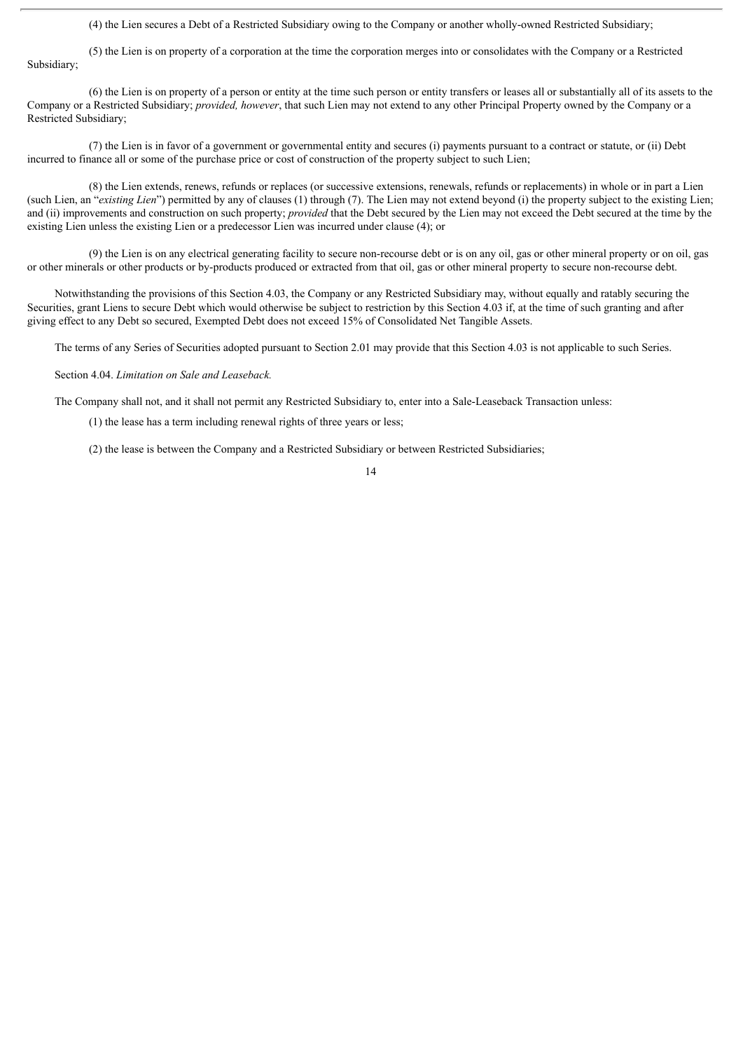(4) the Lien secures a Debt of a Restricted Subsidiary owing to the Company or another wholly-owned Restricted Subsidiary;

(5) the Lien is on property of a corporation at the time the corporation merges into or consolidates with the Company or a Restricted Subsidiary;

(6) the Lien is on property of a person or entity at the time such person or entity transfers or leases all or substantially all of its assets to the Company or a Restricted Subsidiary; *provided, however*, that such Lien may not extend to any other Principal Property owned by the Company or a Restricted Subsidiary;

(7) the Lien is in favor of a government or governmental entity and secures (i) payments pursuant to a contract or statute, or (ii) Debt incurred to finance all or some of the purchase price or cost of construction of the property subject to such Lien;

(8) the Lien extends, renews, refunds or replaces (or successive extensions, renewals, refunds or replacements) in whole or in part a Lien (such Lien, an "*existing Lien*") permitted by any of clauses (1) through (7). The Lien may not extend beyond (i) the property subject to the existing Lien; and (ii) improvements and construction on such property; *provided* that the Debt secured by the Lien may not exceed the Debt secured at the time by the existing Lien unless the existing Lien or a predecessor Lien was incurred under clause (4); or

(9) the Lien is on any electrical generating facility to secure non-recourse debt or is on any oil, gas or other mineral property or on oil, gas or other minerals or other products or by-products produced or extracted from that oil, gas or other mineral property to secure non-recourse debt.

Notwithstanding the provisions of this Section 4.03, the Company or any Restricted Subsidiary may, without equally and ratably securing the Securities, grant Liens to secure Debt which would otherwise be subject to restriction by this Section 4.03 if, at the time of such granting and after giving effect to any Debt so secured, Exempted Debt does not exceed 15% of Consolidated Net Tangible Assets.

The terms of any Series of Securities adopted pursuant to Section 2.01 may provide that this Section 4.03 is not applicable to such Series.

Section 4.04. *Limitation on Sale and Leaseback.*

The Company shall not, and it shall not permit any Restricted Subsidiary to, enter into a Sale-Leaseback Transaction unless:

(1) the lease has a term including renewal rights of three years or less;

(2) the lease is between the Company and a Restricted Subsidiary or between Restricted Subsidiaries;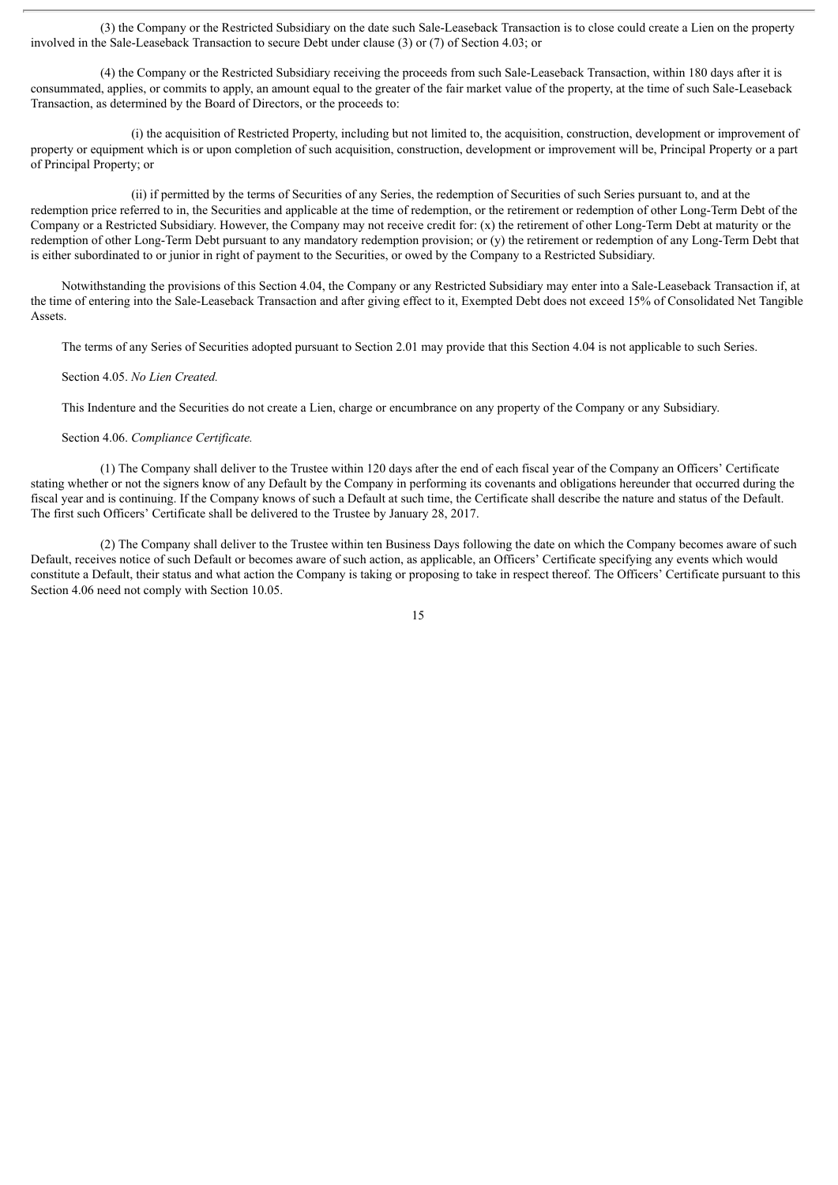(3) the Company or the Restricted Subsidiary on the date such Sale-Leaseback Transaction is to close could create a Lien on the property involved in the Sale-Leaseback Transaction to secure Debt under clause (3) or (7) of Section 4.03; or

(4) the Company or the Restricted Subsidiary receiving the proceeds from such Sale-Leaseback Transaction, within 180 days after it is consummated, applies, or commits to apply, an amount equal to the greater of the fair market value of the property, at the time of such Sale-Leaseback Transaction, as determined by the Board of Directors, or the proceeds to:

(i) the acquisition of Restricted Property, including but not limited to, the acquisition, construction, development or improvement of property or equipment which is or upon completion of such acquisition, construction, development or improvement will be, Principal Property or a part of Principal Property; or

(ii) if permitted by the terms of Securities of any Series, the redemption of Securities of such Series pursuant to, and at the redemption price referred to in, the Securities and applicable at the time of redemption, or the retirement or redemption of other Long-Term Debt of the Company or a Restricted Subsidiary. However, the Company may not receive credit for: (x) the retirement of other Long-Term Debt at maturity or the redemption of other Long-Term Debt pursuant to any mandatory redemption provision; or (y) the retirement or redemption of any Long-Term Debt that is either subordinated to or junior in right of payment to the Securities, or owed by the Company to a Restricted Subsidiary.

Notwithstanding the provisions of this Section 4.04, the Company or any Restricted Subsidiary may enter into a Sale-Leaseback Transaction if, at the time of entering into the Sale-Leaseback Transaction and after giving effect to it, Exempted Debt does not exceed 15% of Consolidated Net Tangible Assets.

The terms of any Series of Securities adopted pursuant to Section 2.01 may provide that this Section 4.04 is not applicable to such Series.

Section 4.05. *No Lien Created.*

This Indenture and the Securities do not create a Lien, charge or encumbrance on any property of the Company or any Subsidiary.

Section 4.06. *Compliance Certificate.*

(1) The Company shall deliver to the Trustee within 120 days after the end of each fiscal year of the Company an Officers' Certificate stating whether or not the signers know of any Default by the Company in performing its covenants and obligations hereunder that occurred during the fiscal year and is continuing. If the Company knows of such a Default at such time, the Certificate shall describe the nature and status of the Default. The first such Officers' Certificate shall be delivered to the Trustee by January 28, 2017.

(2) The Company shall deliver to the Trustee within ten Business Days following the date on which the Company becomes aware of such Default, receives notice of such Default or becomes aware of such action, as applicable, an Officers' Certificate specifying any events which would constitute a Default, their status and what action the Company is taking or proposing to take in respect thereof. The Officers' Certificate pursuant to this Section 4.06 need not comply with Section 10.05.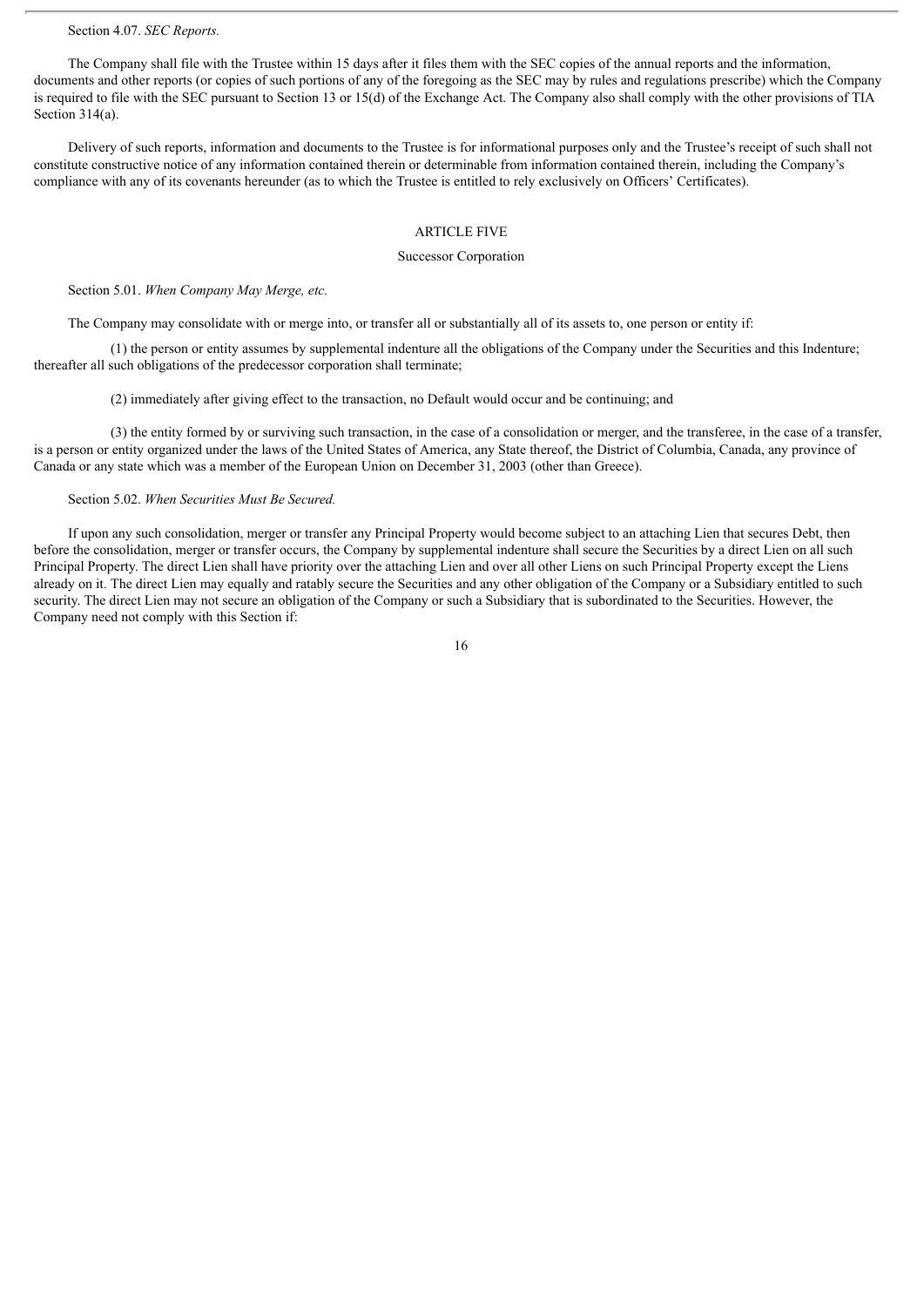Section 4.07. *SEC Reports.*

The Company shall file with the Trustee within 15 days after it files them with the SEC copies of the annual reports and the information, documents and other reports (or copies of such portions of any of the foregoing as the SEC may by rules and regulations prescribe) which the Company is required to file with the SEC pursuant to Section 13 or 15(d) of the Exchange Act. The Company also shall comply with the other provisions of TIA Section 314(a).

Delivery of such reports, information and documents to the Trustee is for informational purposes only and the Trustee's receipt of such shall not constitute constructive notice of any information contained therein or determinable from information contained therein, including the Company's compliance with any of its covenants hereunder (as to which the Trustee is entitled to rely exclusively on Officers' Certificates).

## ARTICLE FIVE

### Successor Corporation

Section 5.01. *When Company May Merge, etc.*

The Company may consolidate with or merge into, or transfer all or substantially all of its assets to, one person or entity if:

(1) the person or entity assumes by supplemental indenture all the obligations of the Company under the Securities and this Indenture; thereafter all such obligations of the predecessor corporation shall terminate;

(2) immediately after giving effect to the transaction, no Default would occur and be continuing; and

(3) the entity formed by or surviving such transaction, in the case of a consolidation or merger, and the transferee, in the case of a transfer, is a person or entity organized under the laws of the United States of America, any State thereof, the District of Columbia, Canada, any province of Canada or any state which was a member of the European Union on December 31, 2003 (other than Greece).

Section 5.02. *When Securities Must Be Secured.*

If upon any such consolidation, merger or transfer any Principal Property would become subject to an attaching Lien that secures Debt, then before the consolidation, merger or transfer occurs, the Company by supplemental indenture shall secure the Securities by a direct Lien on all such Principal Property. The direct Lien shall have priority over the attaching Lien and over all other Liens on such Principal Property except the Liens already on it. The direct Lien may equally and ratably secure the Securities and any other obligation of the Company or a Subsidiary entitled to such security. The direct Lien may not secure an obligation of the Company or such a Subsidiary that is subordinated to the Securities. However, the Company need not comply with this Section if: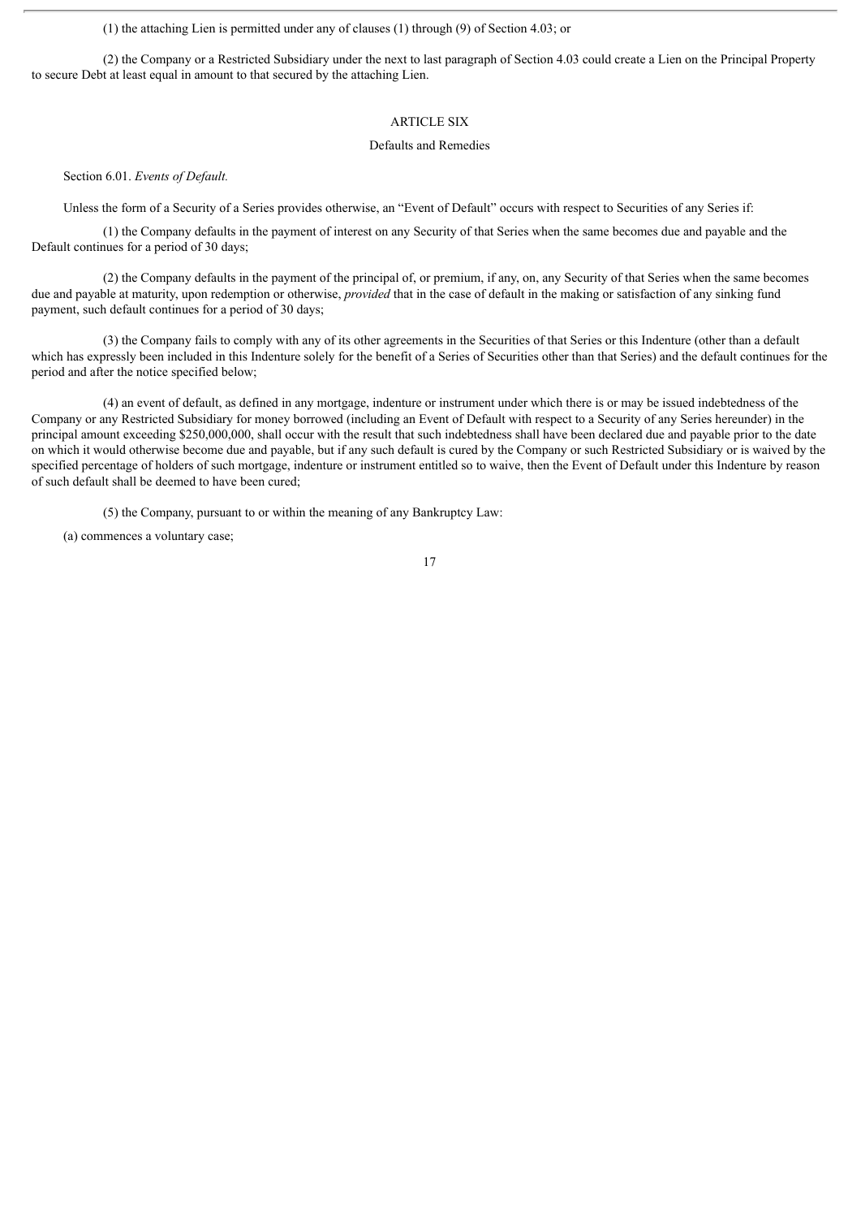(1) the attaching Lien is permitted under any of clauses (1) through (9) of Section 4.03; or

(2) the Company or a Restricted Subsidiary under the next to last paragraph of Section 4.03 could create a Lien on the Principal Property to secure Debt at least equal in amount to that secured by the attaching Lien.

# ARTICLE SIX

## Defaults and Remedies

Section 6.01. *Events of Default.*

Unless the form of a Security of a Series provides otherwise, an "Event of Default" occurs with respect to Securities of any Series if:

(1) the Company defaults in the payment of interest on any Security of that Series when the same becomes due and payable and the Default continues for a period of 30 days;

(2) the Company defaults in the payment of the principal of, or premium, if any, on, any Security of that Series when the same becomes due and payable at maturity, upon redemption or otherwise, *provided* that in the case of default in the making or satisfaction of any sinking fund payment, such default continues for a period of 30 days;

(3) the Company fails to comply with any of its other agreements in the Securities of that Series or this Indenture (other than a default which has expressly been included in this Indenture solely for the benefit of a Series of Securities other than that Series) and the default continues for the period and after the notice specified below;

(4) an event of default, as defined in any mortgage, indenture or instrument under which there is or may be issued indebtedness of the Company or any Restricted Subsidiary for money borrowed (including an Event of Default with respect to a Security of any Series hereunder) in the principal amount exceeding $250,000,000, shall occur with the result that such indebtedness shall have been declared due and payable prior to the date on which it would otherwise become due and payable, but if any such default is cured by the Company or such Restricted Subsidiary or is waived by the specified percentage of holders of such mortgage, indenture or instrument entitled so to waive, then the Event of Default under this Indenture by reason of such default shall be deemed to have been cured;

(5) the Company, pursuant to or within the meaning of any Bankruptcy Law:

(a) commences a voluntary case;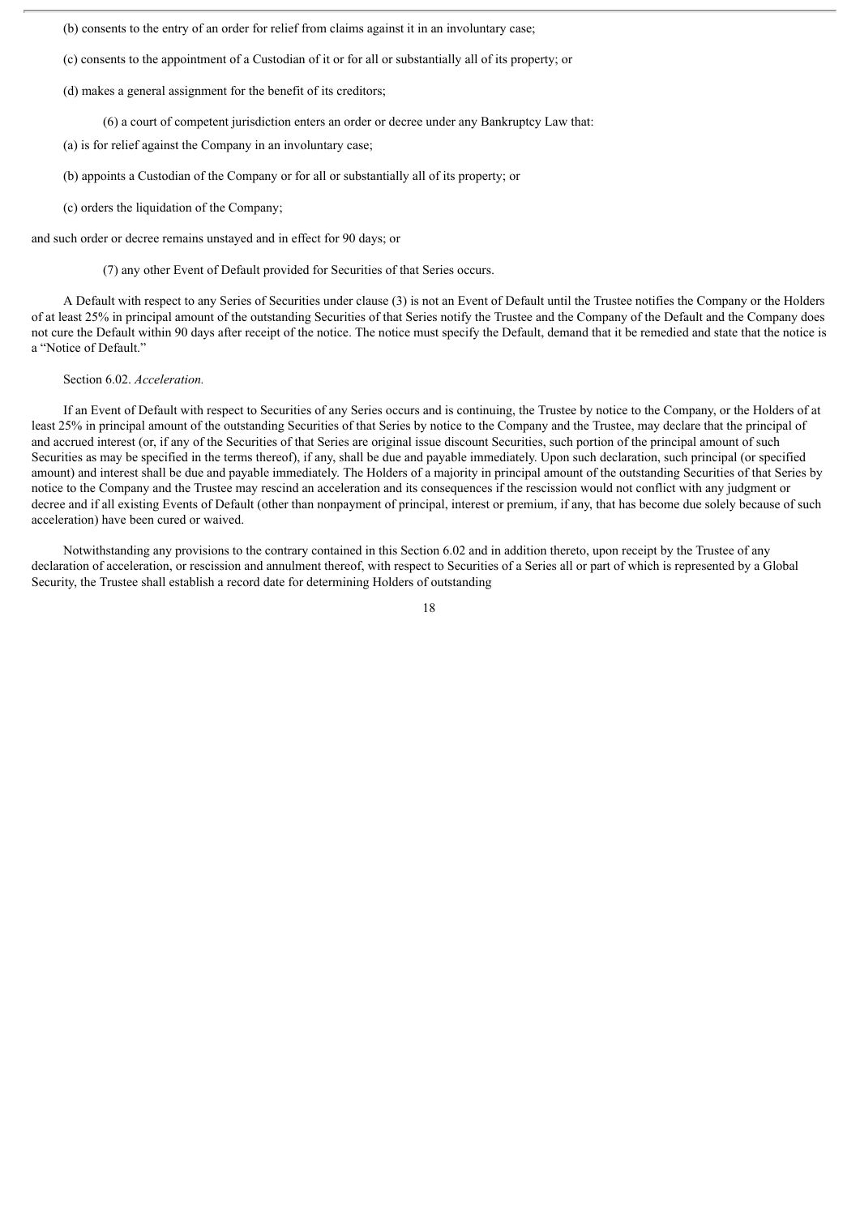(b) consents to the entry of an order for relief from claims against it in an involuntary case;

(c) consents to the appointment of a Custodian of it or for all or substantially all of its property; or

(d) makes a general assignment for the benefit of its creditors;

(6) a court of competent jurisdiction enters an order or decree under any Bankruptcy Law that:

(a) is for relief against the Company in an involuntary case;

(b) appoints a Custodian of the Company or for all or substantially all of its property; or

(c) orders the liquidation of the Company;

and such order or decree remains unstayed and in effect for 90 days; or

(7) any other Event of Default provided for Securities of that Series occurs.

A Default with respect to any Series of Securities under clause (3) is not an Event of Default until the Trustee notifies the Company or the Holders of at least 25% in principal amount of the outstanding Securities of that Series notify the Trustee and the Company of the Default and the Company does not cure the Default within 90 days after receipt of the notice. The notice must specify the Default, demand that it be remedied and state that the notice is a "Notice of Default."

Section 6.02. *Acceleration.*

If an Event of Default with respect to Securities of any Series occurs and is continuing, the Trustee by notice to the Company, or the Holders of at least 25% in principal amount of the outstanding Securities of that Series by notice to the Company and the Trustee, may declare that the principal of and accrued interest (or, if any of the Securities of that Series are original issue discount Securities, such portion of the principal amount of such Securities as may be specified in the terms thereof), if any, shall be due and payable immediately. Upon such declaration, such principal (or specified amount) and interest shall be due and payable immediately. The Holders of a majority in principal amount of the outstanding Securities of that Series by notice to the Company and the Trustee may rescind an acceleration and its consequences if the rescission would not conflict with any judgment or decree and if all existing Events of Default (other than nonpayment of principal, interest or premium, if any, that has become due solely because of such acceleration) have been cured or waived.

Notwithstanding any provisions to the contrary contained in this Section 6.02 and in addition thereto, upon receipt by the Trustee of any declaration of acceleration, or rescission and annulment thereof, with respect to Securities of a Series all or part of which is represented by a Global Security, the Trustee shall establish a record date for determining Holders of outstanding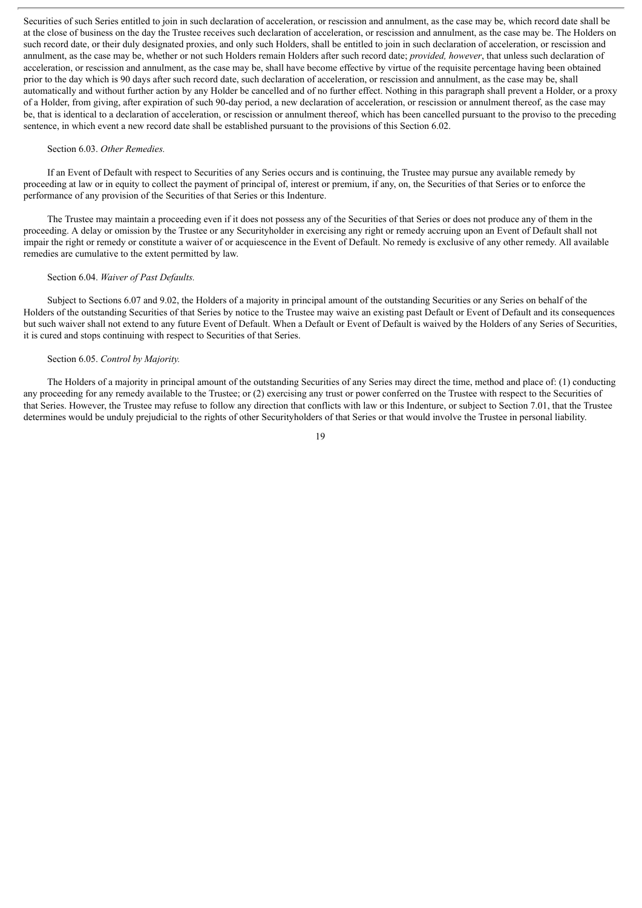Securities of such Series entitled to join in such declaration of acceleration, or rescission and annulment, as the case may be, which record date shall be at the close of business on the day the Trustee receives such declaration of acceleration, or rescission and annulment, as the case may be. The Holders on such record date, or their duly designated proxies, and only such Holders, shall be entitled to join in such declaration of acceleration, or rescission and annulment, as the case may be, whether or not such Holders remain Holders after such record date; *provided, however*, that unless such declaration of acceleration, or rescission and annulment, as the case may be, shall have become effective by virtue of the requisite percentage having been obtained prior to the day which is 90 days after such record date, such declaration of acceleration, or rescission and annulment, as the case may be, shall automatically and without further action by any Holder be cancelled and of no further effect. Nothing in this paragraph shall prevent a Holder, or a proxy of a Holder, from giving, after expiration of such 90-day period, a new declaration of acceleration, or rescission or annulment thereof, as the case may be, that is identical to a declaration of acceleration, or rescission or annulment thereof, which has been cancelled pursuant to the proviso to the preceding sentence, in which event a new record date shall be established pursuant to the provisions of this Section 6.02.

Section 6.03. *Other Remedies.*

If an Event of Default with respect to Securities of any Series occurs and is continuing, the Trustee may pursue any available remedy by proceeding at law or in equity to collect the payment of principal of, interest or premium, if any, on, the Securities of that Series or to enforce the performance of any provision of the Securities of that Series or this Indenture.

The Trustee may maintain a proceeding even if it does not possess any of the Securities of that Series or does not produce any of them in the proceeding. A delay or omission by the Trustee or any Securityholder in exercising any right or remedy accruing upon an Event of Default shall not impair the right or remedy or constitute a waiver of or acquiescence in the Event of Default. No remedy is exclusive of any other remedy. All available remedies are cumulative to the extent permitted by law.

Section 6.04. *Waiver of Past Defaults.*

Subject to Sections 6.07 and 9.02, the Holders of a majority in principal amount of the outstanding Securities or any Series on behalf of the Holders of the outstanding Securities of that Series by notice to the Trustee may waive an existing past Default or Event of Default and its consequences but such waiver shall not extend to any future Event of Default. When a Default or Event of Default is waived by the Holders of any Series of Securities, it is cured and stops continuing with respect to Securities of that Series.

Section 6.05. *Control by Majority.*

The Holders of a majority in principal amount of the outstanding Securities of any Series may direct the time, method and place of: (1) conducting any proceeding for any remedy available to the Trustee; or (2) exercising any trust or power conferred on the Trustee with respect to the Securities of that Series. However, the Trustee may refuse to follow any direction that conflicts with law or this Indenture, or subject to Section 7.01, that the Trustee determines would be unduly prejudicial to the rights of other Securityholders of that Series or that would involve the Trustee in personal liability.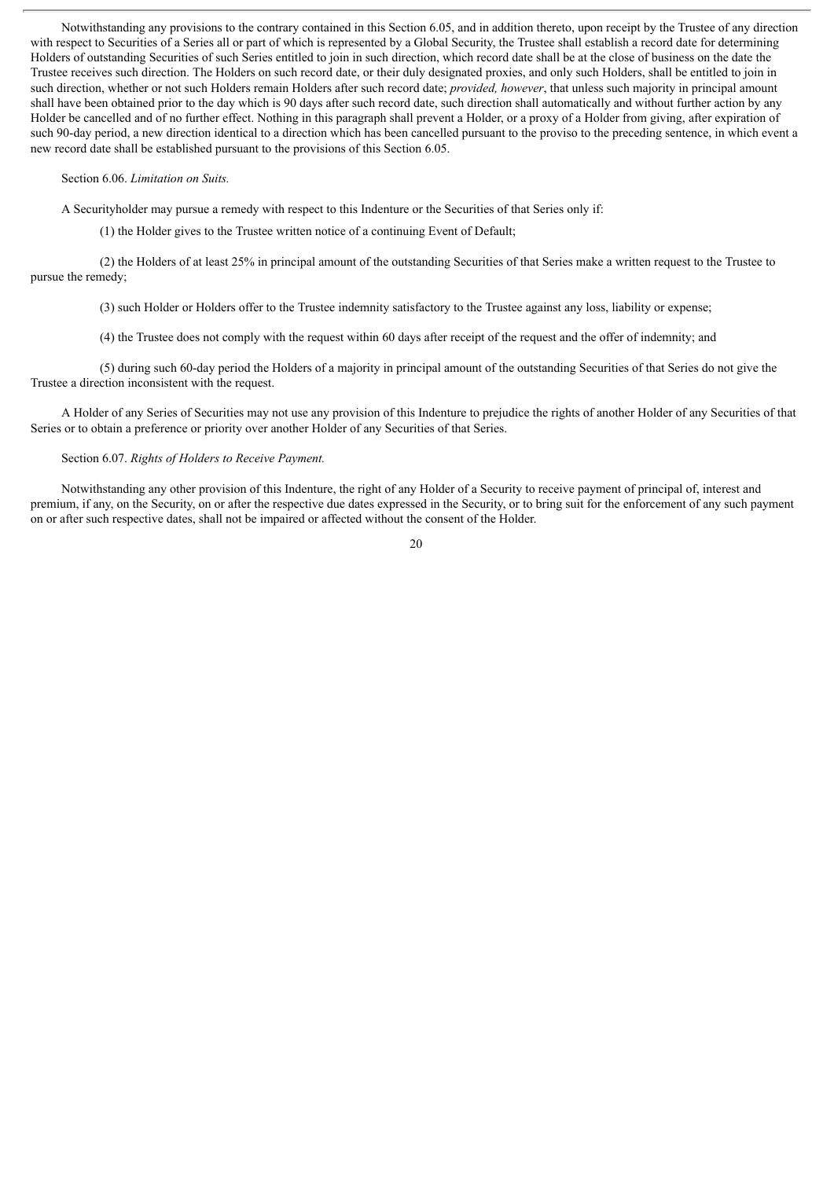Notwithstanding any provisions to the contrary contained in this Section 6.05, and in addition thereto, upon receipt by the Trustee of any direction with respect to Securities of a Series all or part of which is represented by a Global Security, the Trustee shall establish a record date for determining Holders of outstanding Securities of such Series entitled to join in such direction, which record date shall be at the close of business on the date the Trustee receives such direction. The Holders on such record date, or their duly designated proxies, and only such Holders, shall be entitled to join in such direction, whether or not such Holders remain Holders after such record date; *provided, however*, that unless such majority in principal amount shall have been obtained prior to the day which is 90 days after such record date, such direction shall automatically and without further action by any Holder be cancelled and of no further effect. Nothing in this paragraph shall prevent a Holder, or a proxy of a Holder from giving, after expiration of such 90-day period, a new direction identical to a direction which has been cancelled pursuant to the proviso to the preceding sentence, in which event a new record date shall be established pursuant to the provisions of this Section 6.05.

Section 6.06. *Limitation on Suits.*

A Securityholder may pursue a remedy with respect to this Indenture or the Securities of that Series only if:

(1) the Holder gives to the Trustee written notice of a continuing Event of Default;

(2) the Holders of at least 25% in principal amount of the outstanding Securities of that Series make a written request to the Trustee to pursue the remedy;

(3) such Holder or Holders offer to the Trustee indemnity satisfactory to the Trustee against any loss, liability or expense;

(4) the Trustee does not comply with the request within 60 days after receipt of the request and the offer of indemnity; and

(5) during such 60-day period the Holders of a majority in principal amount of the outstanding Securities of that Series do not give the Trustee a direction inconsistent with the request.

A Holder of any Series of Securities may not use any provision of this Indenture to prejudice the rights of another Holder of any Securities of that Series or to obtain a preference or priority over another Holder of any Securities of that Series.

Section 6.07. *Rights of Holders to Receive Payment.*

Notwithstanding any other provision of this Indenture, the right of any Holder of a Security to receive payment of principal of, interest and premium, if any, on the Security, on or after the respective due dates expressed in the Security, or to bring suit for the enforcement of any such payment on or after such respective dates, shall not be impaired or affected without the consent of the Holder.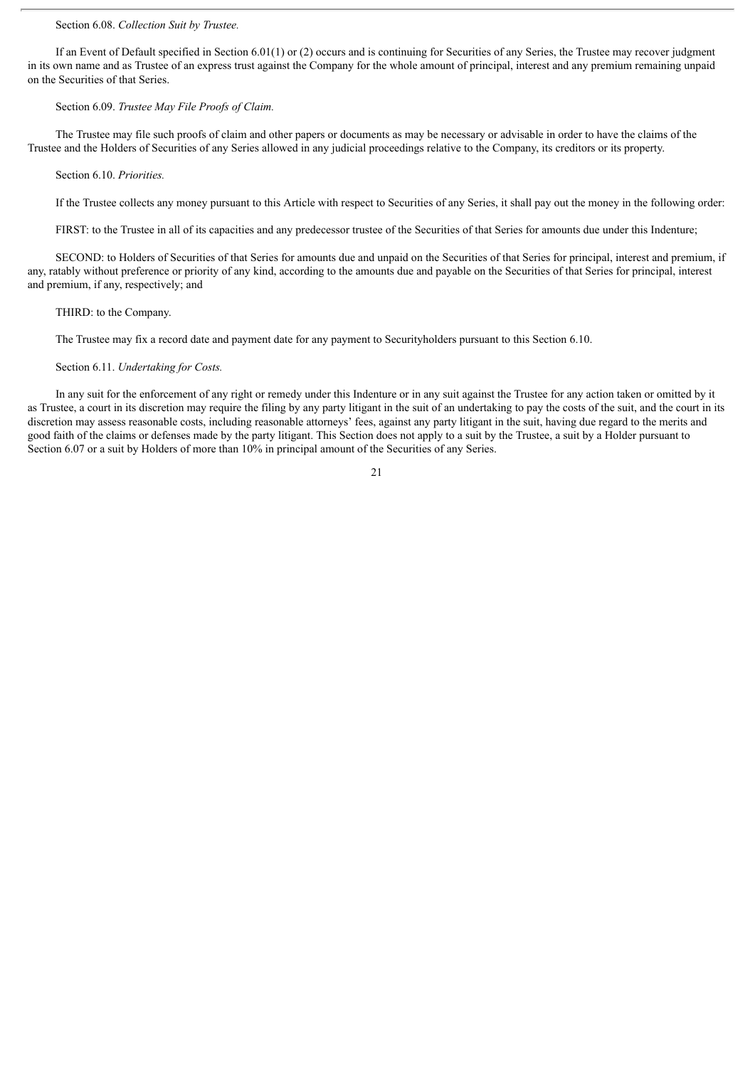Section 6.08. *Collection Suit by Trustee.*

If an Event of Default specified in Section 6.01(1) or (2) occurs and is continuing for Securities of any Series, the Trustee may recover judgment in its own name and as Trustee of an express trust against the Company for the whole amount of principal, interest and any premium remaining unpaid on the Securities of that Series.

Section 6.09. *Trustee May File Proofs of Claim.*

The Trustee may file such proofs of claim and other papers or documents as may be necessary or advisable in order to have the claims of the Trustee and the Holders of Securities of any Series allowed in any judicial proceedings relative to the Company, its creditors or its property.

Section 6.10. *Priorities.*

If the Trustee collects any money pursuant to this Article with respect to Securities of any Series, it shall pay out the money in the following order:

FIRST: to the Trustee in all of its capacities and any predecessor trustee of the Securities of that Series for amounts due under this Indenture;

SECOND: to Holders of Securities of that Series for amounts due and unpaid on the Securities of that Series for principal, interest and premium, if any, ratably without preference or priority of any kind, according to the amounts due and payable on the Securities of that Series for principal, interest and premium, if any, respectively; and

THIRD: to the Company.

The Trustee may fix a record date and payment date for any payment to Securityholders pursuant to this Section 6.10.

Section 6.11. *Undertaking for Costs.*

In any suit for the enforcement of any right or remedy under this Indenture or in any suit against the Trustee for any action taken or omitted by it as Trustee, a court in its discretion may require the filing by any party litigant in the suit of an undertaking to pay the costs of the suit, and the court in its discretion may assess reasonable costs, including reasonable attorneys' fees, against any party litigant in the suit, having due regard to the merits and good faith of the claims or defenses made by the party litigant. This Section does not apply to a suit by the Trustee, a suit by a Holder pursuant to Section 6.07 or a suit by Holders of more than 10% in principal amount of the Securities of any Series.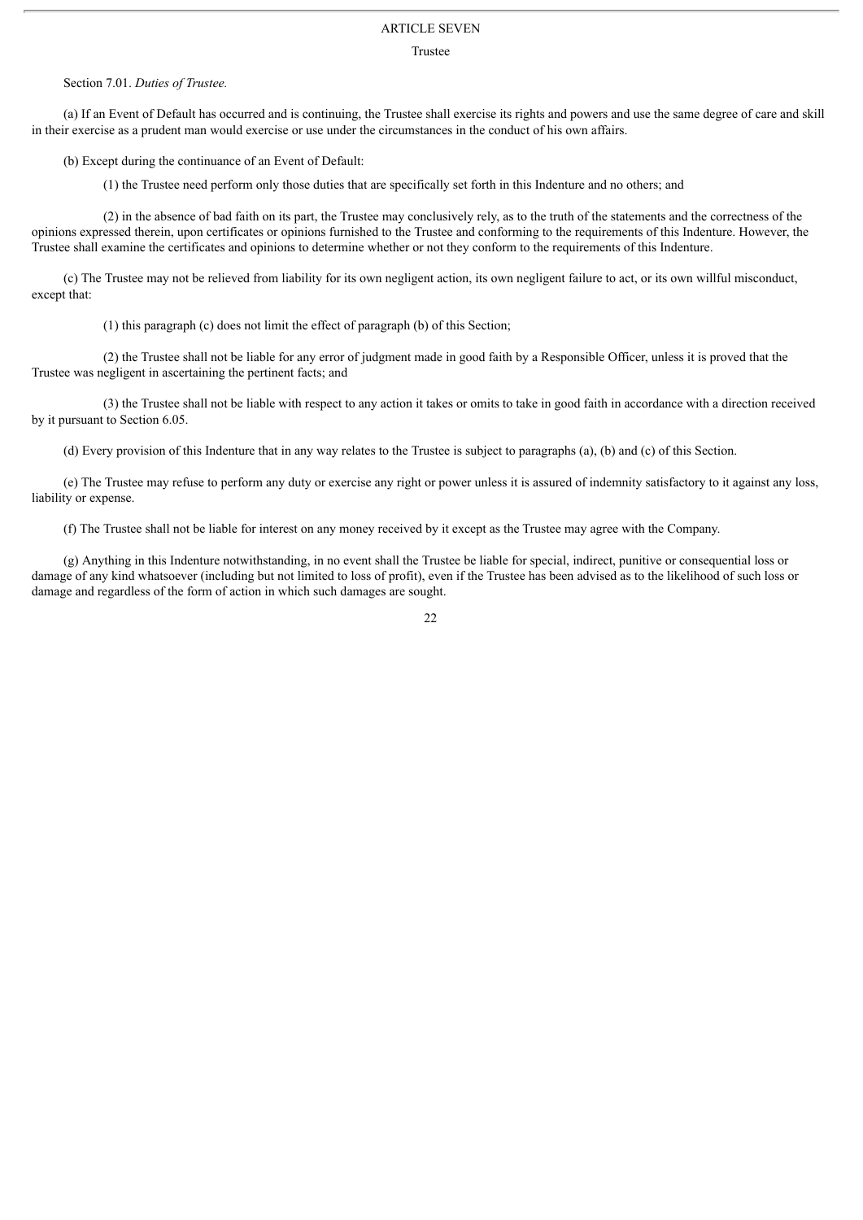# ARTICLE SEVEN

## Trustee

Section 7.01. *Duties of Trustee.*

(a) If an Event of Default has occurred and is continuing, the Trustee shall exercise its rights and powers and use the same degree of care and skill in their exercise as a prudent man would exercise or use under the circumstances in the conduct of his own affairs.

(b) Except during the continuance of an Event of Default:

(1) the Trustee need perform only those duties that are specifically set forth in this Indenture and no others; and

(2) in the absence of bad faith on its part, the Trustee may conclusively rely, as to the truth of the statements and the correctness of the opinions expressed therein, upon certificates or opinions furnished to the Trustee and conforming to the requirements of this Indenture. However, the Trustee shall examine the certificates and opinions to determine whether or not they conform to the requirements of this Indenture.

(c) The Trustee may not be relieved from liability for its own negligent action, its own negligent failure to act, or its own willful misconduct, except that:

(1) this paragraph (c) does not limit the effect of paragraph (b) of this Section;

(2) the Trustee shall not be liable for any error of judgment made in good faith by a Responsible Officer, unless it is proved that the Trustee was negligent in ascertaining the pertinent facts; and

(3) the Trustee shall not be liable with respect to any action it takes or omits to take in good faith in accordance with a direction received by it pursuant to Section 6.05.

(d) Every provision of this Indenture that in any way relates to the Trustee is subject to paragraphs (a), (b) and (c) of this Section.

(e) The Trustee may refuse to perform any duty or exercise any right or power unless it is assured of indemnity satisfactory to it against any loss, liability or expense.

(f) The Trustee shall not be liable for interest on any money received by it except as the Trustee may agree with the Company.

(g) Anything in this Indenture notwithstanding, in no event shall the Trustee be liable for special, indirect, punitive or consequential loss or damage of any kind whatsoever (including but not limited to loss of profit), even if the Trustee has been advised as to the likelihood of such loss or damage and regardless of the form of action in which such damages are sought.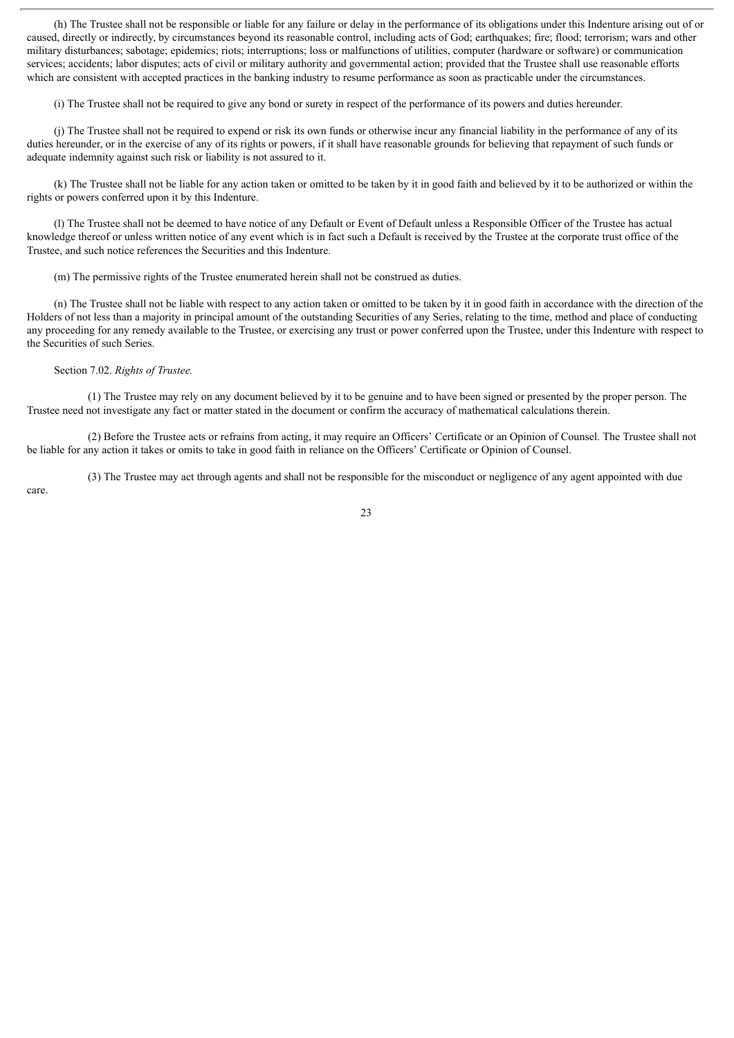(h) The Trustee shall not be responsible or liable for any failure or delay in the performance of its obligations under this Indenture arising out of or caused, directly or indirectly, by circumstances beyond its reasonable control, including acts of God; earthquakes; fire; flood; terrorism; wars and other military disturbances; sabotage; epidemics; riots; interruptions; loss or malfunctions of utilities, computer (hardware or software) or communication services; accidents; labor disputes; acts of civil or military authority and governmental action; provided that the Trustee shall use reasonable efforts which are consistent with accepted practices in the banking industry to resume performance as soon as practicable under the circumstances.

(i) The Trustee shall not be required to give any bond or surety in respect of the performance of its powers and duties hereunder.

(j) The Trustee shall not be required to expend or risk its own funds or otherwise incur any financial liability in the performance of any of its duties hereunder, or in the exercise of any of its rights or powers, if it shall have reasonable grounds for believing that repayment of such funds or adequate indemnity against such risk or liability is not assured to it.

(k) The Trustee shall not be liable for any action taken or omitted to be taken by it in good faith and believed by it to be authorized or within the rights or powers conferred upon it by this Indenture.

(l) The Trustee shall not be deemed to have notice of any Default or Event of Default unless a Responsible Officer of the Trustee has actual knowledge thereof or unless written notice of any event which is in fact such a Default is received by the Trustee at the corporate trust office of the Trustee, and such notice references the Securities and this Indenture.

(m) The permissive rights of the Trustee enumerated herein shall not be construed as duties.

(n) The Trustee shall not be liable with respect to any action taken or omitted to be taken by it in good faith in accordance with the direction of the Holders of not less than a majority in principal amount of the outstanding Securities of any Series, relating to the time, method and place of conducting any proceeding for any remedy available to the Trustee, or exercising any trust or power conferred upon the Trustee, under this Indenture with respect to the Securities of such Series.

Section 7.02. *Rights of Trustee.*

(1) The Trustee may rely on any document believed by it to be genuine and to have been signed or presented by the proper person. The Trustee need not investigate any fact or matter stated in the document or confirm the accuracy of mathematical calculations therein.

(2) Before the Trustee acts or refrains from acting, it may require an Officers' Certificate or an Opinion of Counsel. The Trustee shall not be liable for any action it takes or omits to take in good faith in reliance on the Officers' Certificate or Opinion of Counsel.

(3) The Trustee may act through agents and shall not be responsible for the misconduct or negligence of any agent appointed with due care.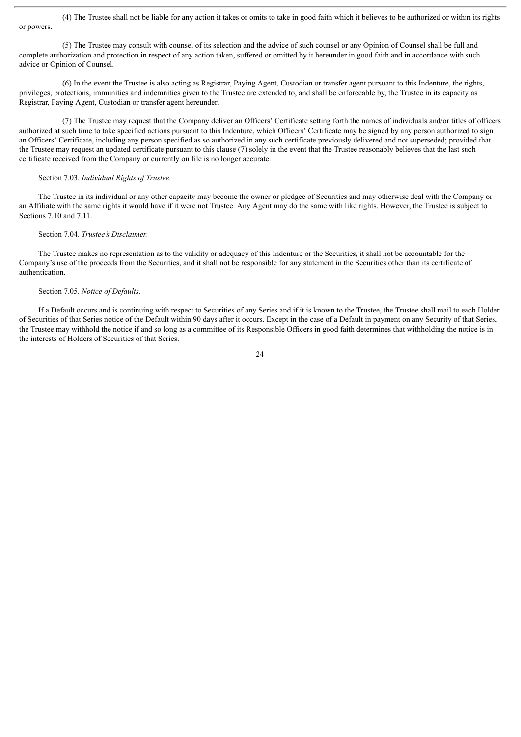(4) The Trustee shall not be liable for any action it takes or omits to take in good faith which it believes to be authorized or within its rights or powers.

(5) The Trustee may consult with counsel of its selection and the advice of such counsel or any Opinion of Counsel shall be full and complete authorization and protection in respect of any action taken, suffered or omitted by it hereunder in good faith and in accordance with such advice or Opinion of Counsel.

(6) In the event the Trustee is also acting as Registrar, Paying Agent, Custodian or transfer agent pursuant to this Indenture, the rights, privileges, protections, immunities and indemnities given to the Trustee are extended to, and shall be enforceable by, the Trustee in its capacity as Registrar, Paying Agent, Custodian or transfer agent hereunder.

(7) The Trustee may request that the Company deliver an Officers' Certificate setting forth the names of individuals and/or titles of officers authorized at such time to take specified actions pursuant to this Indenture, which Officers' Certificate may be signed by any person authorized to sign an Officers' Certificate, including any person specified as so authorized in any such certificate previously delivered and not superseded; provided that the Trustee may request an updated certificate pursuant to this clause (7) solely in the event that the Trustee reasonably believes that the last such certificate received from the Company or currently on file is no longer accurate.

Section 7.03. *Individual Rights of Trustee.*

The Trustee in its individual or any other capacity may become the owner or pledgee of Securities and may otherwise deal with the Company or an Affiliate with the same rights it would have if it were not Trustee. Any Agent may do the same with like rights. However, the Trustee is subject to Sections 7.10 and 7.11.

Section 7.04. *Trustee's Disclaimer.*

The Trustee makes no representation as to the validity or adequacy of this Indenture or the Securities, it shall not be accountable for the Company's use of the proceeds from the Securities, and it shall not be responsible for any statement in the Securities other than its certificate of authentication.

Section 7.05. *Notice of Defaults.*

If a Default occurs and is continuing with respect to Securities of any Series and if it is known to the Trustee, the Trustee shall mail to each Holder of Securities of that Series notice of the Default within 90 days after it occurs. Except in the case of a Default in payment on any Security of that Series, the Trustee may withhold the notice if and so long as a committee of its Responsible Officers in good faith determines that withholding the notice is in the interests of Holders of Securities of that Series.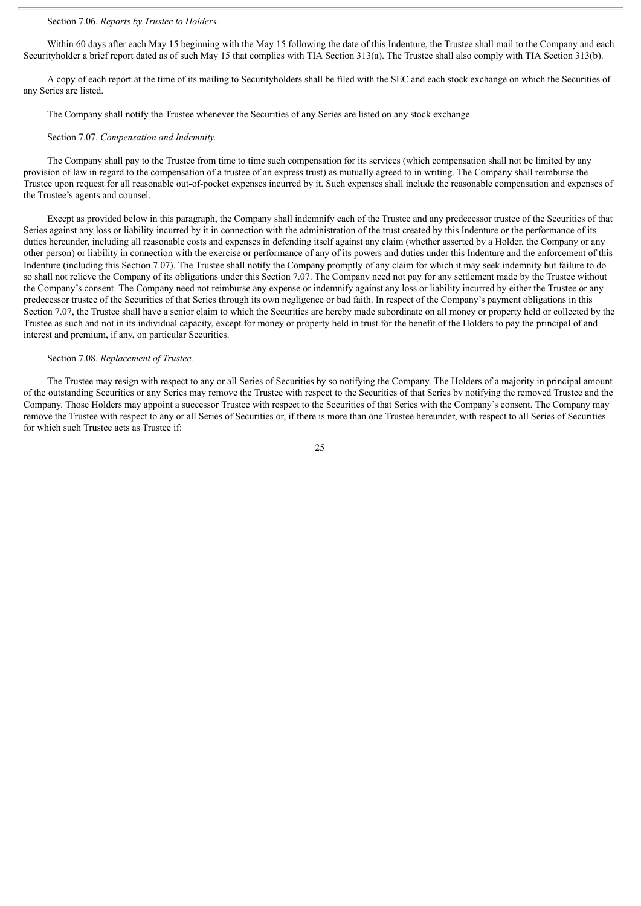Section 7.06. *Reports by Trustee to Holders.*

Within 60 days after each May 15 beginning with the May 15 following the date of this Indenture, the Trustee shall mail to the Company and each Securityholder a brief report dated as of such May 15 that complies with TIA Section 313(a). The Trustee shall also comply with TIA Section 313(b).

A copy of each report at the time of its mailing to Securityholders shall be filed with the SEC and each stock exchange on which the Securities of any Series are listed.

The Company shall notify the Trustee whenever the Securities of any Series are listed on any stock exchange.

Section 7.07. *Compensation and Indemnity.*

The Company shall pay to the Trustee from time to time such compensation for its services (which compensation shall not be limited by any provision of law in regard to the compensation of a trustee of an express trust) as mutually agreed to in writing. The Company shall reimburse the Trustee upon request for all reasonable out-of-pocket expenses incurred by it. Such expenses shall include the reasonable compensation and expenses of the Trustee's agents and counsel.

Except as provided below in this paragraph, the Company shall indemnify each of the Trustee and any predecessor trustee of the Securities of that Series against any loss or liability incurred by it in connection with the administration of the trust created by this Indenture or the performance of its duties hereunder, including all reasonable costs and expenses in defending itself against any claim (whether asserted by a Holder, the Company or any other person) or liability in connection with the exercise or performance of any of its powers and duties under this Indenture and the enforcement of this Indenture (including this Section 7.07). The Trustee shall notify the Company promptly of any claim for which it may seek indemnity but failure to do so shall not relieve the Company of its obligations under this Section 7.07. The Company need not pay for any settlement made by the Trustee without the Company's consent. The Company need not reimburse any expense or indemnify against any loss or liability incurred by either the Trustee or any predecessor trustee of the Securities of that Series through its own negligence or bad faith. In respect of the Company's payment obligations in this Section 7.07, the Trustee shall have a senior claim to which the Securities are hereby made subordinate on all money or property held or collected by the Trustee as such and not in its individual capacity, except for money or property held in trust for the benefit of the Holders to pay the principal of and interest and premium, if any, on particular Securities.

Section 7.08. *Replacement of Trustee.*

The Trustee may resign with respect to any or all Series of Securities by so notifying the Company. The Holders of a majority in principal amount of the outstanding Securities or any Series may remove the Trustee with respect to the Securities of that Series by notifying the removed Trustee and the Company. Those Holders may appoint a successor Trustee with respect to the Securities of that Series with the Company's consent. The Company may remove the Trustee with respect to any or all Series of Securities or, if there is more than one Trustee hereunder, with respect to all Series of Securities for which such Trustee acts as Trustee if: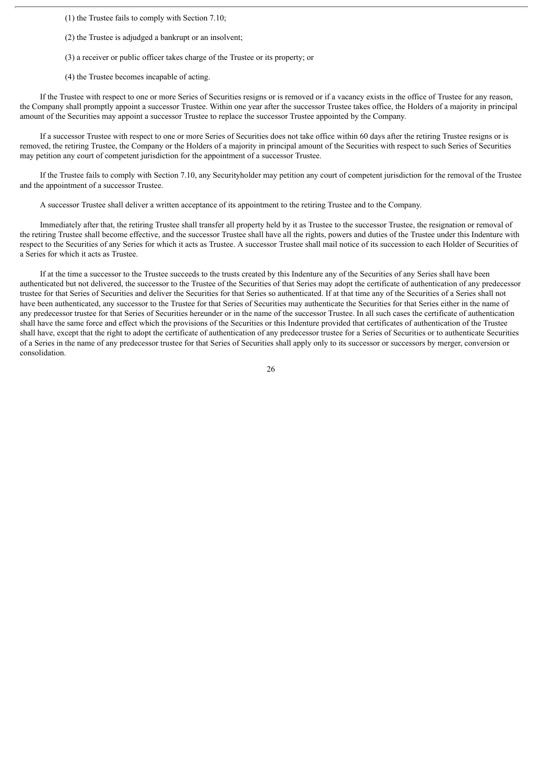(1) the Trustee fails to comply with Section 7.10;

(2) the Trustee is adjudged a bankrupt or an insolvent;

(3) a receiver or public officer takes charge of the Trustee or its property; or

(4) the Trustee becomes incapable of acting.

If the Trustee with respect to one or more Series of Securities resigns or is removed or if a vacancy exists in the office of Trustee for any reason, the Company shall promptly appoint a successor Trustee. Within one year after the successor Trustee takes office, the Holders of a majority in principal amount of the Securities may appoint a successor Trustee to replace the successor Trustee appointed by the Company.

If a successor Trustee with respect to one or more Series of Securities does not take office within 60 days after the retiring Trustee resigns or is removed, the retiring Trustee, the Company or the Holders of a majority in principal amount of the Securities with respect to such Series of Securities may petition any court of competent jurisdiction for the appointment of a successor Trustee.

If the Trustee fails to comply with Section 7.10, any Securityholder may petition any court of competent jurisdiction for the removal of the Trustee and the appointment of a successor Trustee.

A successor Trustee shall deliver a written acceptance of its appointment to the retiring Trustee and to the Company.

Immediately after that, the retiring Trustee shall transfer all property held by it as Trustee to the successor Trustee, the resignation or removal of the retiring Trustee shall become effective, and the successor Trustee shall have all the rights, powers and duties of the Trustee under this Indenture with respect to the Securities of any Series for which it acts as Trustee. A successor Trustee shall mail notice of its succession to each Holder of Securities of a Series for which it acts as Trustee.

If at the time a successor to the Trustee succeeds to the trusts created by this Indenture any of the Securities of any Series shall have been authenticated but not delivered, the successor to the Trustee of the Securities of that Series may adopt the certificate of authentication of any predecessor trustee for that Series of Securities and deliver the Securities for that Series so authenticated. If at that time any of the Securities of a Series shall not have been authenticated, any successor to the Trustee for that Series of Securities may authenticate the Securities for that Series either in the name of any predecessor trustee for that Series of Securities hereunder or in the name of the successor Trustee. In all such cases the certificate of authentication shall have the same force and effect which the provisions of the Securities or this Indenture provided that certificates of authentication of the Trustee shall have, except that the right to adopt the certificate of authentication of any predecessor trustee for a Series of Securities or to authenticate Securities of a Series in the name of any predecessor trustee for that Series of Securities shall apply only to its successor or successors by merger, conversion or consolidation.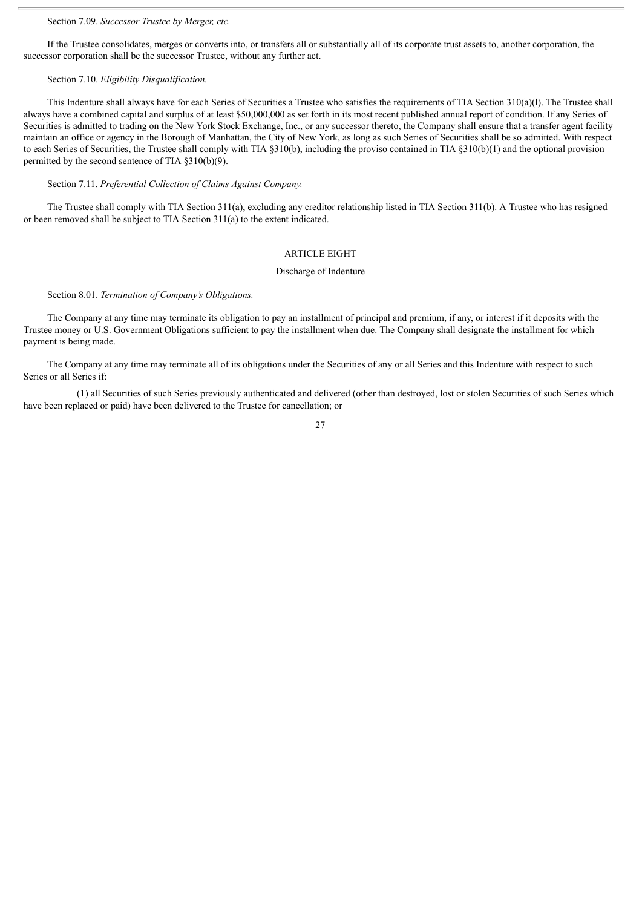Section 7.09. *Successor Trustee by Merger, etc.*

If the Trustee consolidates, merges or converts into, or transfers all or substantially all of its corporate trust assets to, another corporation, the successor corporation shall be the successor Trustee, without any further act.

Section 7.10. *Eligibility Disqualification.*

This Indenture shall always have for each Series of Securities a Trustee who satisfies the requirements of TIA Section 310(a)(l). The Trustee shall always have a combined capital and surplus of at least $50,000,000 as set forth in its most recent published annual report of condition. If any Series of Securities is admitted to trading on the New York Stock Exchange, Inc., or any successor thereto, the Company shall ensure that a transfer agent facility maintain an office or agency in the Borough of Manhattan, the City of New York, as long as such Series of Securities shall be so admitted. With respect to each Series of Securities, the Trustee shall comply with TIA §310(b), including the proviso contained in TIA §310(b)(1) and the optional provision permitted by the second sentence of TIA §310(b)(9).

Section 7.11. *Preferential Collection of Claims Against Company.*

The Trustee shall comply with TIA Section 311(a), excluding any creditor relationship listed in TIA Section 311(b). A Trustee who has resigned or been removed shall be subject to TIA Section 311(a) to the extent indicated.

## ARTICLE EIGHT

### Discharge of Indenture

Section 8.01. *Termination of Company's Obligations.*

The Company at any time may terminate its obligation to pay an installment of principal and premium, if any, or interest if it deposits with the Trustee money or U.S. Government Obligations sufficient to pay the installment when due. The Company shall designate the installment for which payment is being made.

The Company at any time may terminate all of its obligations under the Securities of any or all Series and this Indenture with respect to such Series or all Series if:

(1) all Securities of such Series previously authenticated and delivered (other than destroyed, lost or stolen Securities of such Series which have been replaced or paid) have been delivered to the Trustee for cancellation; or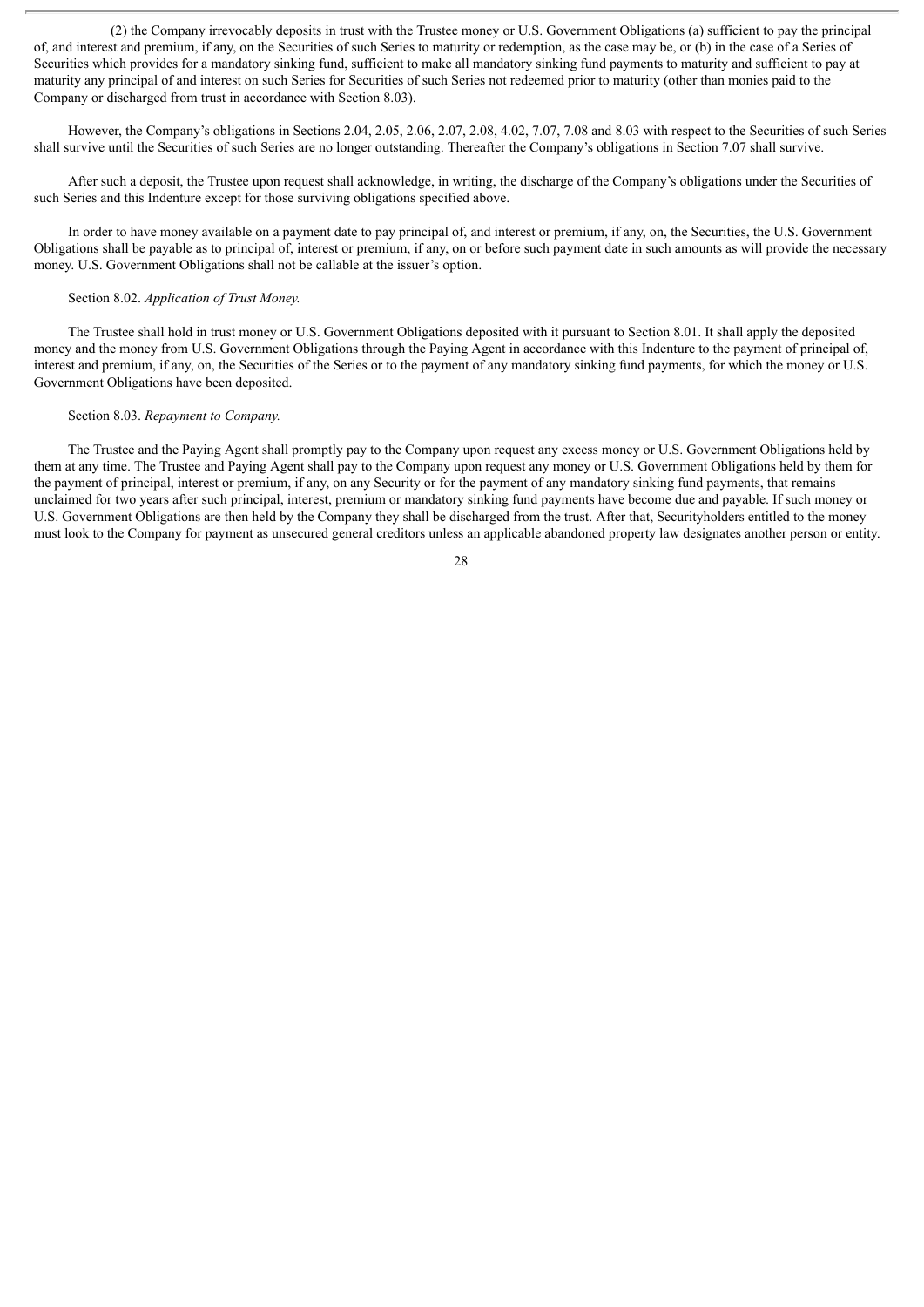(2) the Company irrevocably deposits in trust with the Trustee money or U.S. Government Obligations (a) sufficient to pay the principal of, and interest and premium, if any, on the Securities of such Series to maturity or redemption, as the case may be, or (b) in the case of a Series of Securities which provides for a mandatory sinking fund, sufficient to make all mandatory sinking fund payments to maturity and sufficient to pay at maturity any principal of and interest on such Series for Securities of such Series not redeemed prior to maturity (other than monies paid to the Company or discharged from trust in accordance with Section 8.03).

However, the Company's obligations in Sections 2.04, 2.05, 2.06, 2.07, 2.08, 4.02, 7.07, 7.08 and 8.03 with respect to the Securities of such Series shall survive until the Securities of such Series are no longer outstanding. Thereafter the Company's obligations in Section 7.07 shall survive.

After such a deposit, the Trustee upon request shall acknowledge, in writing, the discharge of the Company's obligations under the Securities of such Series and this Indenture except for those surviving obligations specified above.

In order to have money available on a payment date to pay principal of, and interest or premium, if any, on, the Securities, the U.S. Government Obligations shall be payable as to principal of, interest or premium, if any, on or before such payment date in such amounts as will provide the necessary money. U.S. Government Obligations shall not be callable at the issuer's option.

Section 8.02. *Application of Trust Money.*

The Trustee shall hold in trust money or U.S. Government Obligations deposited with it pursuant to Section 8.01. It shall apply the deposited money and the money from U.S. Government Obligations through the Paying Agent in accordance with this Indenture to the payment of principal of, interest and premium, if any, on, the Securities of the Series or to the payment of any mandatory sinking fund payments, for which the money or U.S. Government Obligations have been deposited.

Section 8.03. *Repayment to Company.*

The Trustee and the Paying Agent shall promptly pay to the Company upon request any excess money or U.S. Government Obligations held by them at any time. The Trustee and Paying Agent shall pay to the Company upon request any money or U.S. Government Obligations held by them for the payment of principal, interest or premium, if any, on any Security or for the payment of any mandatory sinking fund payments, that remains unclaimed for two years after such principal, interest, premium or mandatory sinking fund payments have become due and payable. If such money or U.S. Government Obligations are then held by the Company they shall be discharged from the trust. After that, Securityholders entitled to the money must look to the Company for payment as unsecured general creditors unless an applicable abandoned property law designates another person or entity.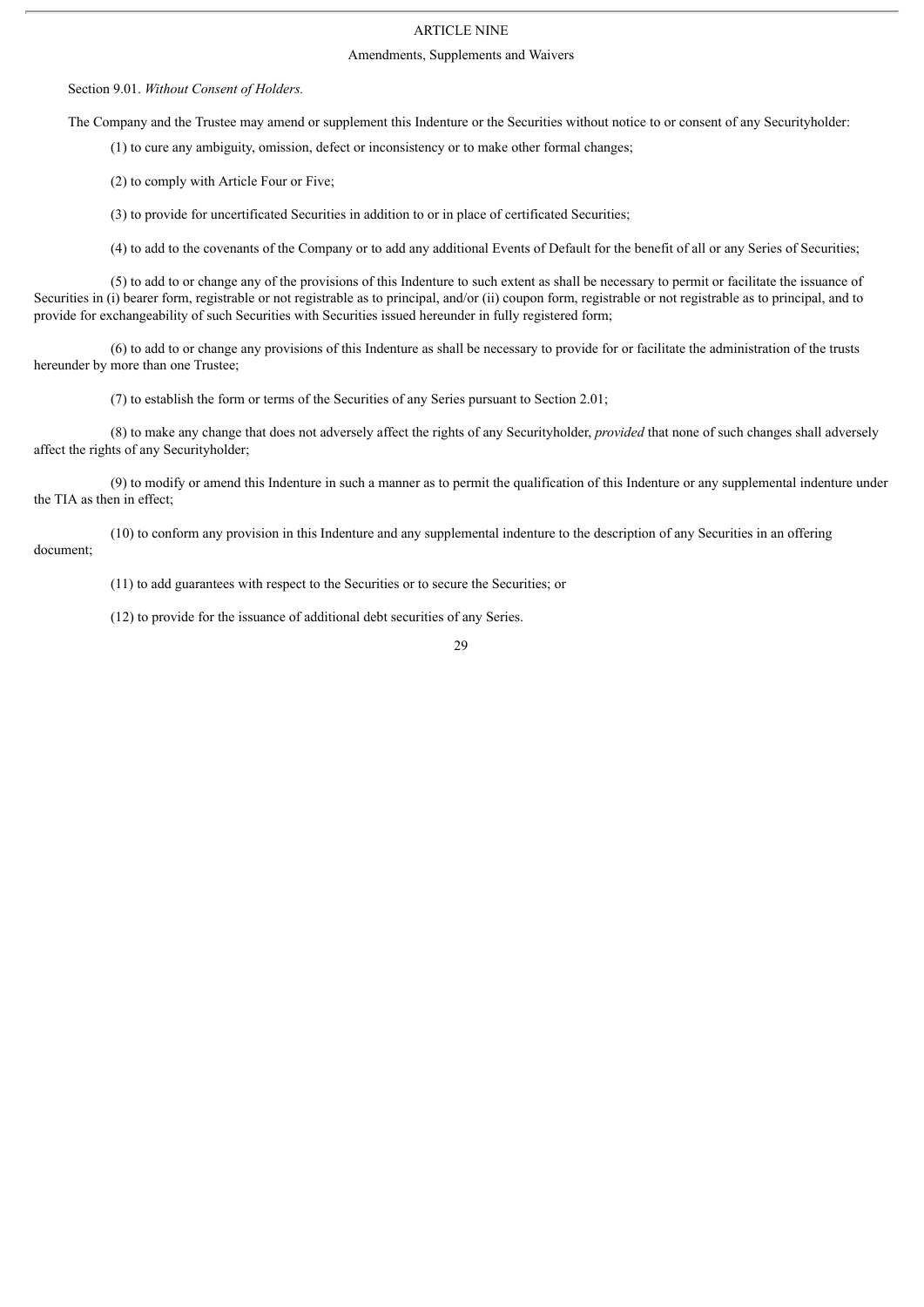# ARTICLE NINE

## Amendments, Supplements and Waivers

Section 9.01. *Without Consent of Holders.*

The Company and the Trustee may amend or supplement this Indenture or the Securities without notice to or consent of any Securityholder:

(1) to cure any ambiguity, omission, defect or inconsistency or to make other formal changes;

(2) to comply with Article Four or Five;

(3) to provide for uncertificated Securities in addition to or in place of certificated Securities;

(4) to add to the covenants of the Company or to add any additional Events of Default for the benefit of all or any Series of Securities;

(5) to add to or change any of the provisions of this Indenture to such extent as shall be necessary to permit or facilitate the issuance of Securities in (i) bearer form, registrable or not registrable as to principal, and/or (ii) coupon form, registrable or not registrable as to principal, and to provide for exchangeability of such Securities with Securities issued hereunder in fully registered form;

(6) to add to or change any provisions of this Indenture as shall be necessary to provide for or facilitate the administration of the trusts hereunder by more than one Trustee;

(7) to establish the form or terms of the Securities of any Series pursuant to Section 2.01;

(8) to make any change that does not adversely affect the rights of any Securityholder, *provided* that none of such changes shall adversely affect the rights of any Securityholder;

(9) to modify or amend this Indenture in such a manner as to permit the qualification of this Indenture or any supplemental indenture under the TIA as then in effect;

(10) to conform any provision in this Indenture and any supplemental indenture to the description of any Securities in an offering document;

(11) to add guarantees with respect to the Securities or to secure the Securities; or

(12) to provide for the issuance of additional debt securities of any Series.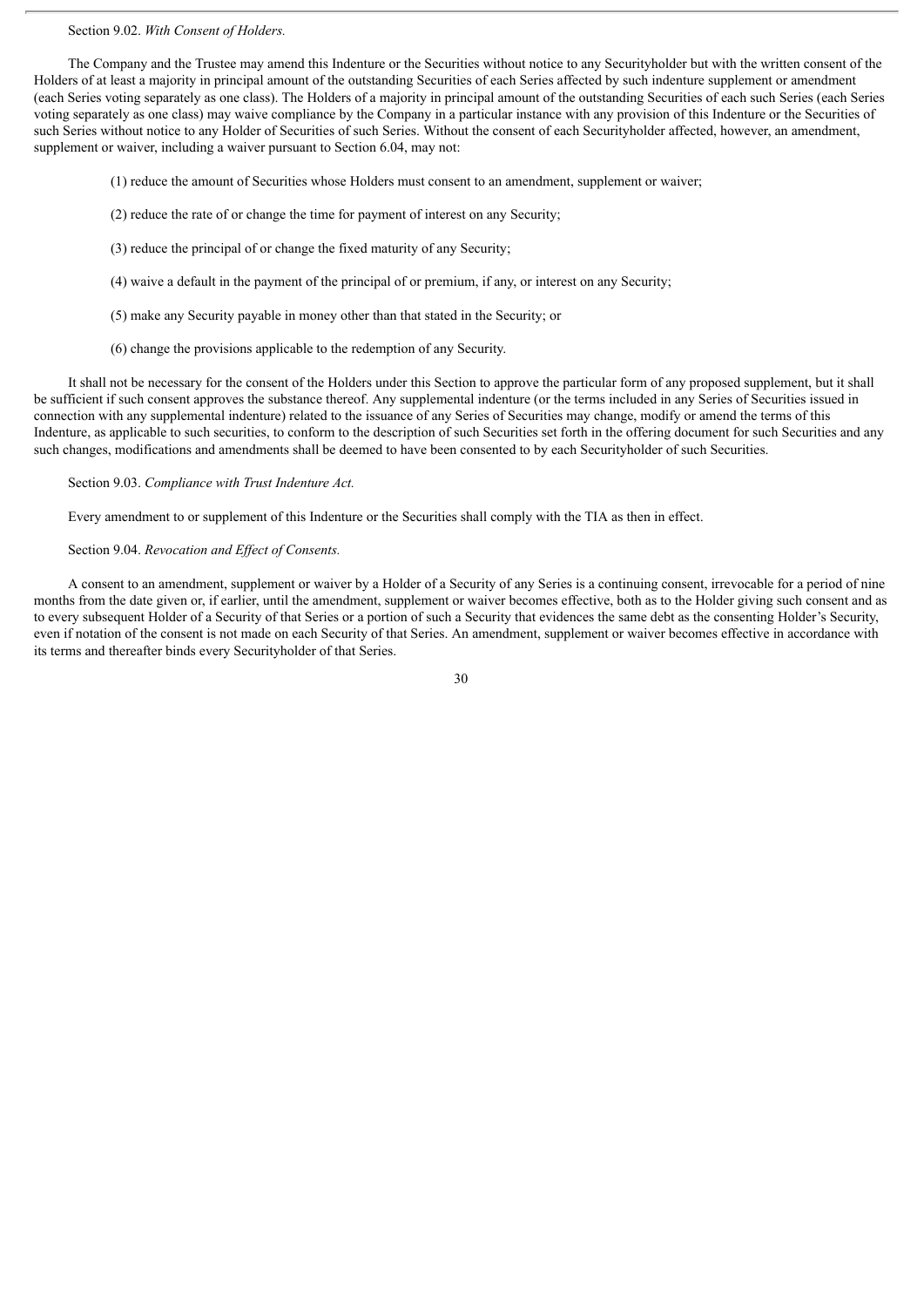Section 9.02. *With Consent of Holders.*

The Company and the Trustee may amend this Indenture or the Securities without notice to any Securityholder but with the written consent of the Holders of at least a majority in principal amount of the outstanding Securities of each Series affected by such indenture supplement or amendment (each Series voting separately as one class). The Holders of a majority in principal amount of the outstanding Securities of each such Series (each Series voting separately as one class) may waive compliance by the Company in a particular instance with any provision of this Indenture or the Securities of such Series without notice to any Holder of Securities of such Series. Without the consent of each Securityholder affected, however, an amendment, supplement or waiver, including a waiver pursuant to Section 6.04, may not:

(1) reduce the amount of Securities whose Holders must consent to an amendment, supplement or waiver;

(2) reduce the rate of or change the time for payment of interest on any Security;

(3) reduce the principal of or change the fixed maturity of any Security;

(4) waive a default in the payment of the principal of or premium, if any, or interest on any Security;

(5) make any Security payable in money other than that stated in the Security; or

(6) change the provisions applicable to the redemption of any Security.

It shall not be necessary for the consent of the Holders under this Section to approve the particular form of any proposed supplement, but it shall be sufficient if such consent approves the substance thereof. Any supplemental indenture (or the terms included in any Series of Securities issued in connection with any supplemental indenture) related to the issuance of any Series of Securities may change, modify or amend the terms of this Indenture, as applicable to such securities, to conform to the description of such Securities set forth in the offering document for such Securities and any such changes, modifications and amendments shall be deemed to have been consented to by each Securityholder of such Securities.

Section 9.03. *Compliance with Trust Indenture Act.*

Every amendment to or supplement of this Indenture or the Securities shall comply with the TIA as then in effect.

Section 9.04. *Revocation and Effect of Consents.*

A consent to an amendment, supplement or waiver by a Holder of a Security of any Series is a continuing consent, irrevocable for a period of nine months from the date given or, if earlier, until the amendment, supplement or waiver becomes effective, both as to the Holder giving such consent and as to every subsequent Holder of a Security of that Series or a portion of such a Security that evidences the same debt as the consenting Holder's Security, even if notation of the consent is not made on each Security of that Series. An amendment, supplement or waiver becomes effective in accordance with its terms and thereafter binds every Securityholder of that Series.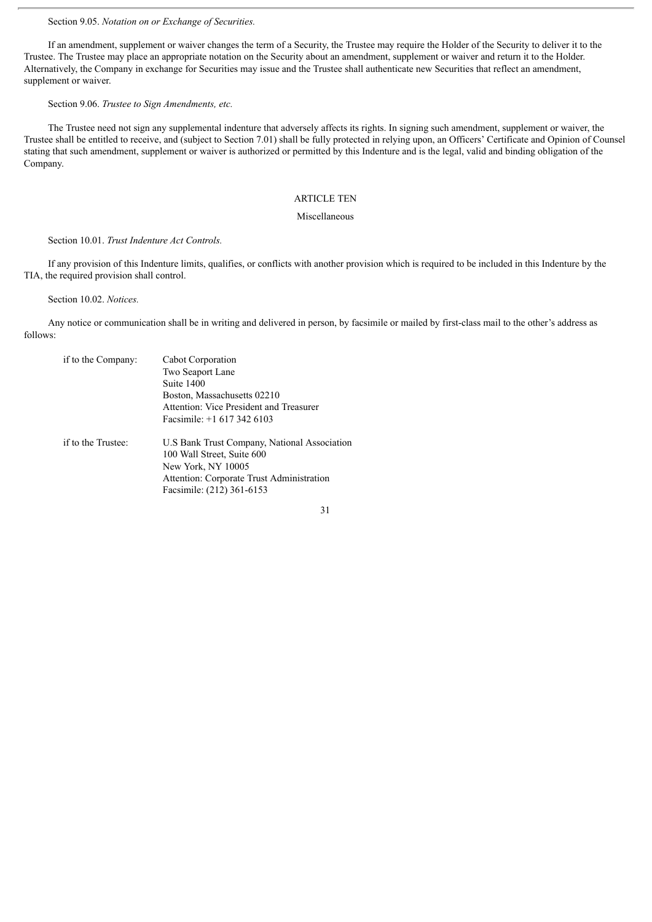Section 9.05. *Notation on or Exchange of Securities.*

If an amendment, supplement or waiver changes the term of a Security, the Trustee may require the Holder of the Security to deliver it to the Trustee. The Trustee may place an appropriate notation on the Security about an amendment, supplement or waiver and return it to the Holder. Alternatively, the Company in exchange for Securities may issue and the Trustee shall authenticate new Securities that reflect an amendment, supplement or waiver.

Section 9.06. *Trustee to Sign Amendments, etc.*

The Trustee need not sign any supplemental indenture that adversely affects its rights. In signing such amendment, supplement or waiver, the Trustee shall be entitled to receive, and (subject to Section 7.01) shall be fully protected in relying upon, an Officers' Certificate and Opinion of Counsel stating that such amendment, supplement or waiver is authorized or permitted by this Indenture and is the legal, valid and binding obligation of the Company.

## ARTICLE TEN

### Miscellaneous

Section 10.01. *Trust Indenture Act Controls.*

If any provision of this Indenture limits, qualifies, or conflicts with another provision which is required to be included in this Indenture by the TIA, the required provision shall control.

Section 10.02. *Notices.*

Any notice or communication shall be in writing and delivered in person, by facsimile or mailed by first-class mail to the other's address as follows:

if to the Company:

Cabot Corporation
Two Seaport Lane
Suite 1400
Boston, Massachusetts 02210
Attention: Vice President and Treasurer
Facsimile: +1 617 342 6103

if to the Trustee:

U.S Bank Trust Company, National Association
100 Wall Street, Suite 600
New York, NY 10005
Attention: Corporate Trust Administration
Facsimile: (212) 361-6153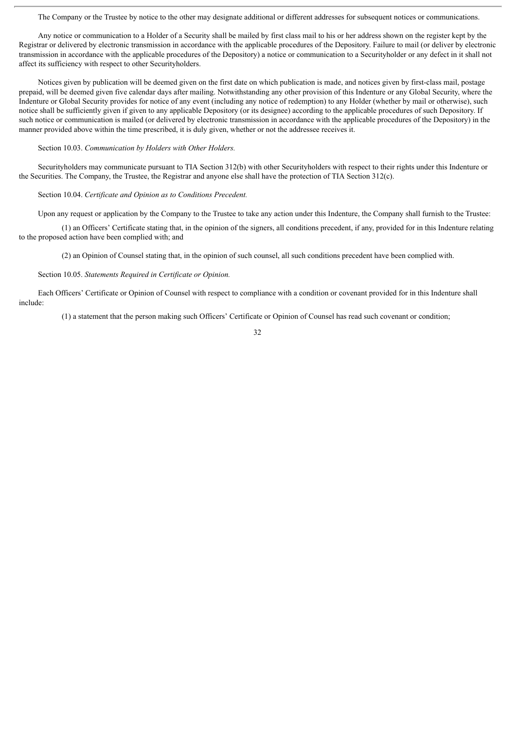The Company or the Trustee by notice to the other may designate additional or different addresses for subsequent notices or communications.

Any notice or communication to a Holder of a Security shall be mailed by first class mail to his or her address shown on the register kept by the Registrar or delivered by electronic transmission in accordance with the applicable procedures of the Depository. Failure to mail (or deliver by electronic transmission in accordance with the applicable procedures of the Depository) a notice or communication to a Securityholder or any defect in it shall not affect its sufficiency with respect to other Securityholders.

Notices given by publication will be deemed given on the first date on which publication is made, and notices given by first-class mail, postage prepaid, will be deemed given five calendar days after mailing. Notwithstanding any other provision of this Indenture or any Global Security, where the Indenture or Global Security provides for notice of any event (including any notice of redemption) to any Holder (whether by mail or otherwise), such notice shall be sufficiently given if given to any applicable Depository (or its designee) according to the applicable procedures of such Depository. If such notice or communication is mailed (or delivered by electronic transmission in accordance with the applicable procedures of the Depository) in the manner provided above within the time prescribed, it is duly given, whether or not the addressee receives it.

Section 10.03. *Communication by Holders with Other Holders.*

Securityholders may communicate pursuant to TIA Section 312(b) with other Securityholders with respect to their rights under this Indenture or the Securities. The Company, the Trustee, the Registrar and anyone else shall have the protection of TIA Section 312(c).

Section 10.04. *Certificate and Opinion as to Conditions Precedent.*

Upon any request or application by the Company to the Trustee to take any action under this Indenture, the Company shall furnish to the Trustee:

(1) an Officers' Certificate stating that, in the opinion of the signers, all conditions precedent, if any, provided for in this Indenture relating to the proposed action have been complied with; and

(2) an Opinion of Counsel stating that, in the opinion of such counsel, all such conditions precedent have been complied with.

Section 10.05. *Statements Required in Certificate or Opinion.*

Each Officers' Certificate or Opinion of Counsel with respect to compliance with a condition or covenant provided for in this Indenture shall include:

(1) a statement that the person making such Officers' Certificate or Opinion of Counsel has read such covenant or condition;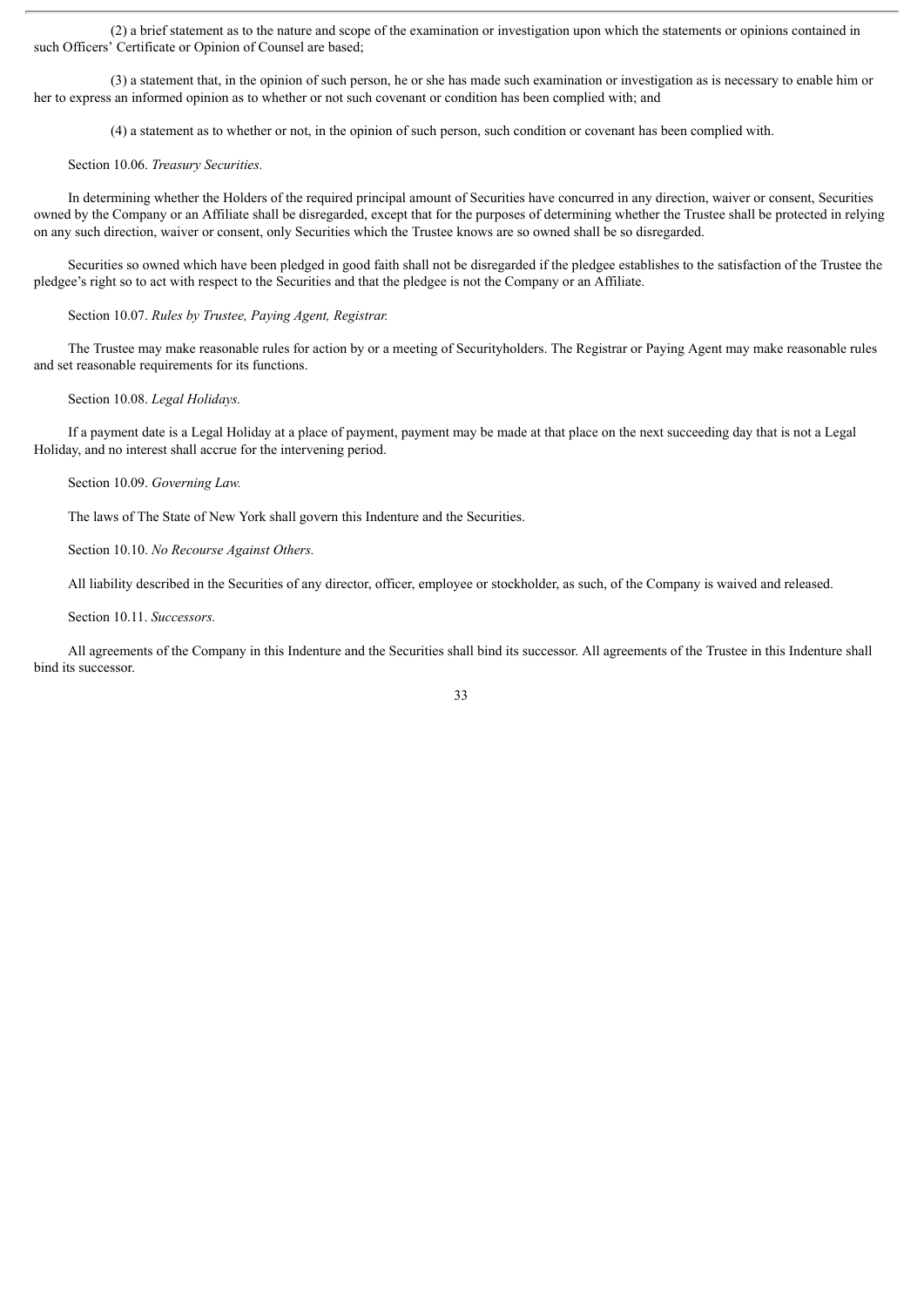(2) a brief statement as to the nature and scope of the examination or investigation upon which the statements or opinions contained in such Officers' Certificate or Opinion of Counsel are based;

(3) a statement that, in the opinion of such person, he or she has made such examination or investigation as is necessary to enable him or her to express an informed opinion as to whether or not such covenant or condition has been complied with; and

(4) a statement as to whether or not, in the opinion of such person, such condition or covenant has been complied with.

Section 10.06. *Treasury Securities.*

In determining whether the Holders of the required principal amount of Securities have concurred in any direction, waiver or consent, Securities owned by the Company or an Affiliate shall be disregarded, except that for the purposes of determining whether the Trustee shall be protected in relying on any such direction, waiver or consent, only Securities which the Trustee knows are so owned shall be so disregarded.

Securities so owned which have been pledged in good faith shall not be disregarded if the pledgee establishes to the satisfaction of the Trustee the pledgee's right so to act with respect to the Securities and that the pledgee is not the Company or an Affiliate.

Section 10.07. *Rules by Trustee, Paying Agent, Registrar.*

The Trustee may make reasonable rules for action by or a meeting of Securityholders. The Registrar or Paying Agent may make reasonable rules and set reasonable requirements for its functions.

Section 10.08. *Legal Holidays.*

If a payment date is a Legal Holiday at a place of payment, payment may be made at that place on the next succeeding day that is not a Legal Holiday, and no interest shall accrue for the intervening period.

Section 10.09. *Governing Law.*

The laws of The State of New York shall govern this Indenture and the Securities.

Section 10.10. *No Recourse Against Others.*

All liability described in the Securities of any director, officer, employee or stockholder, as such, of the Company is waived and released.

Section 10.11. *Successors.*

All agreements of the Company in this Indenture and the Securities shall bind its successor. All agreements of the Trustee in this Indenture shall bind its successor.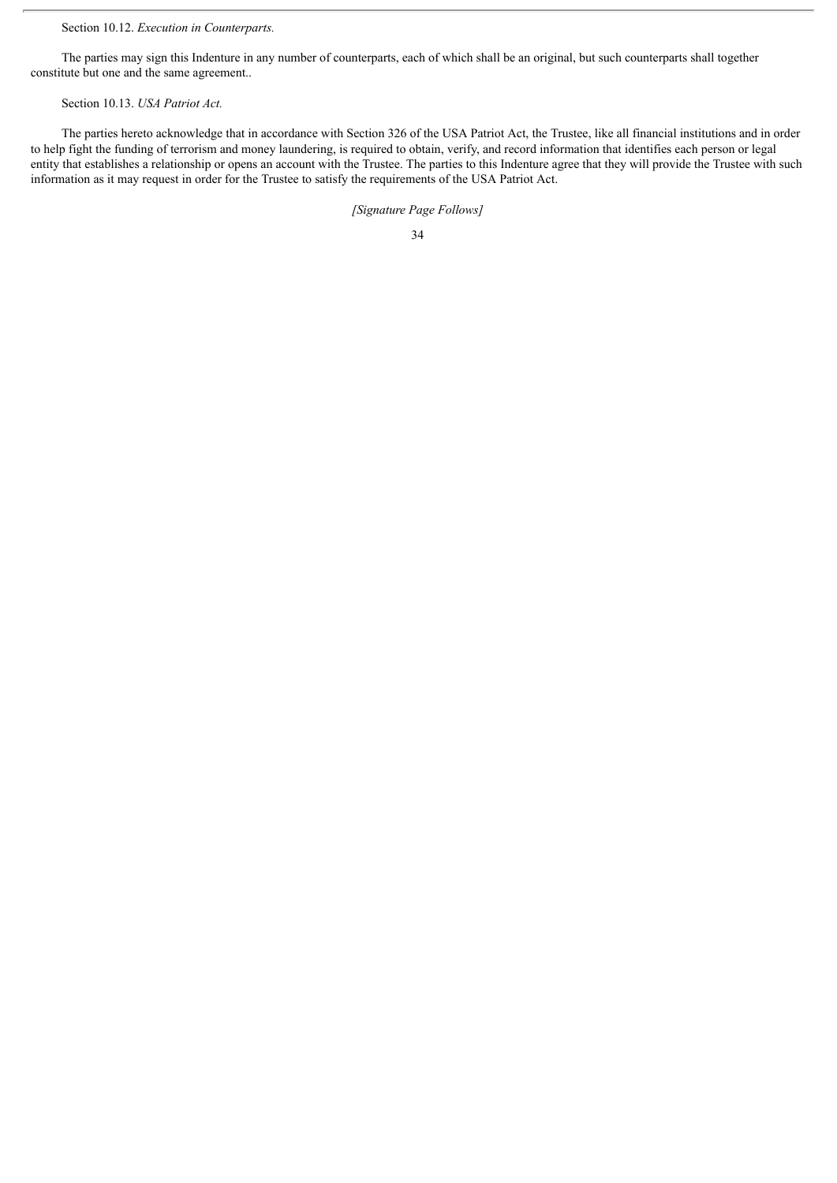Section 10.12. *Execution in Counterparts.*

The parties may sign this Indenture in any number of counterparts, each of which shall be an original, but such counterparts shall together constitute but one and the same agreement..

Section 10.13. *USA Patriot Act.*

The parties hereto acknowledge that in accordance with Section 326 of the USA Patriot Act, the Trustee, like all financial institutions and in order to help fight the funding of terrorism and money laundering, is required to obtain, verify, and record information that identifies each person or legal entity that establishes a relationship or opens an account with the Trustee. The parties to this Indenture agree that they will provide the Trustee with such information as it may request in order for the Trustee to satisfy the requirements of the USA Patriot Act.

*[Signature Page Follows]*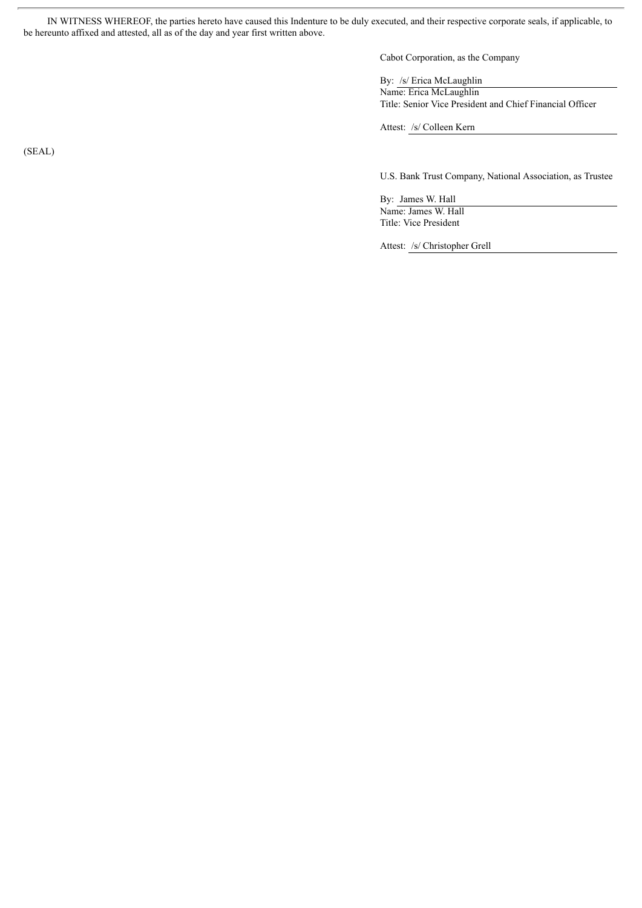IN WITNESS WHEREOF, the parties hereto have caused this Indenture to be duly executed, and their respective corporate seals, if applicable, to be hereunto affixed and attested, all as of the day and year first written above.

Cabot Corporation, as the Company

By: /s/ Erica McLaughlin
Name: Erica McLaughlin
Title: Senior Vice President and Chief Financial Officer

Attest: /s/ Colleen Kern

(SEAL)

U.S. Bank Trust Company, National Association, as Trustee

By: James W. Hall
Name: James W. Hall
Title: Vice President

Attest: /s/ Christopher Grell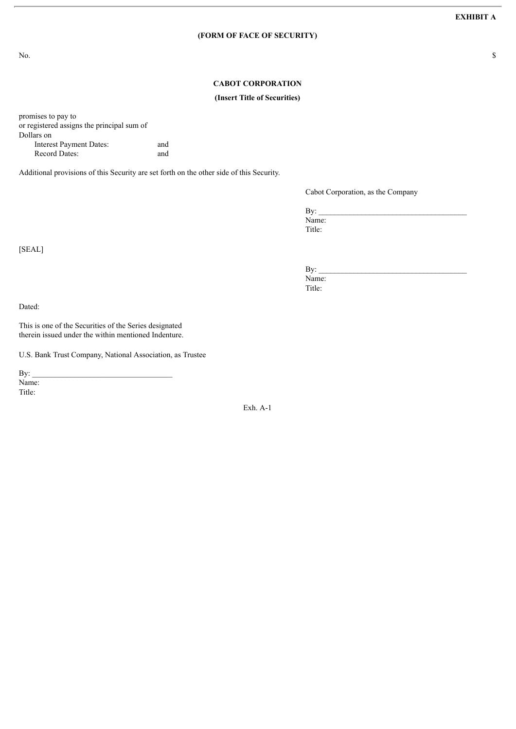**EXHIBIT A**

**(FORM OF FACE OF SECURITY)**

No. $

**CABOT CORPORATION**

**(Insert Title of Securities)**

promises to pay to
or registered assigns the principal sum of
Dollars on

Interest Payment Dates: and
Record Dates: and

Additional provisions of this Security are set forth on the other side of this Security.

Cabot Corporation, as the Company

By: ____________________________________
Name:
Title:

[SEAL]

By: ____________________________________
Name:
Title:

Dated:

This is one of the Securities of the Series designated
therein issued under the within mentioned Indenture.

U.S. Bank Trust Company, National Association, as Trustee

By: ___________________________________
Name:
Title: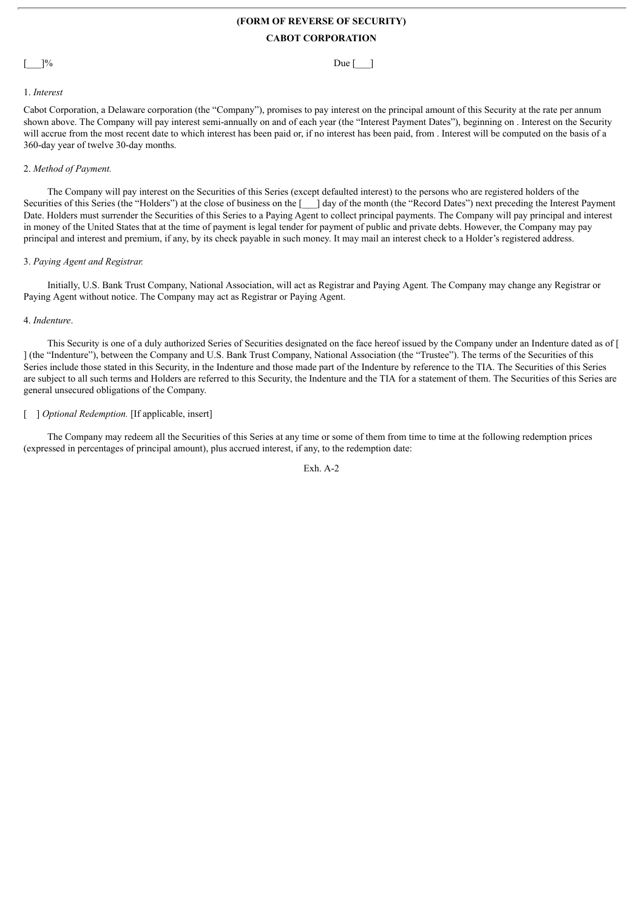**(FORM OF REVERSE OF SECURITY)**

**CABOT CORPORATION**

[___]% Due [___]

1. *Interest*

Cabot Corporation, a Delaware corporation (the "Company"), promises to pay interest on the principal amount of this Security at the rate per annum shown above. The Company will pay interest semi-annually on and of each year (the "Interest Payment Dates"), beginning on . Interest on the Security will accrue from the most recent date to which interest has been paid or, if no interest has been paid, from . Interest will be computed on the basis of a 360-day year of twelve 30-day months.

2. *Method of Payment.*

The Company will pay interest on the Securities of this Series (except defaulted interest) to the persons who are registered holders of the Securities of this Series (the "Holders") at the close of business on the [___] day of the month (the "Record Dates") next preceding the Interest Payment Date. Holders must surrender the Securities of this Series to a Paying Agent to collect principal payments. The Company will pay principal and interest in money of the United States that at the time of payment is legal tender for payment of public and private debts. However, the Company may pay principal and interest and premium, if any, by its check payable in such money. It may mail an interest check to a Holder's registered address.

3. *Paying Agent and Registrar.*

Initially, U.S. Bank Trust Company, National Association, will act as Registrar and Paying Agent. The Company may change any Registrar or Paying Agent without notice. The Company may act as Registrar or Paying Agent.

4. *Indenture*.

This Security is one of a duly authorized Series of Securities designated on the face hereof issued by the Company under an Indenture dated as of [ ] (the "Indenture"), between the Company and U.S. Bank Trust Company, National Association (the "Trustee"). The terms of the Securities of this Series include those stated in this Security, in the Indenture and those made part of the Indenture by reference to the TIA. The Securities of this Series are subject to all such terms and Holders are referred to this Security, the Indenture and the TIA for a statement of them. The Securities of this Series are general unsecured obligations of the Company.

[ ] *Optional Redemption.* [If applicable, insert]

The Company may redeem all the Securities of this Series at any time or some of them from time to time at the following redemption prices (expressed in percentages of principal amount), plus accrued interest, if any, to the redemption date: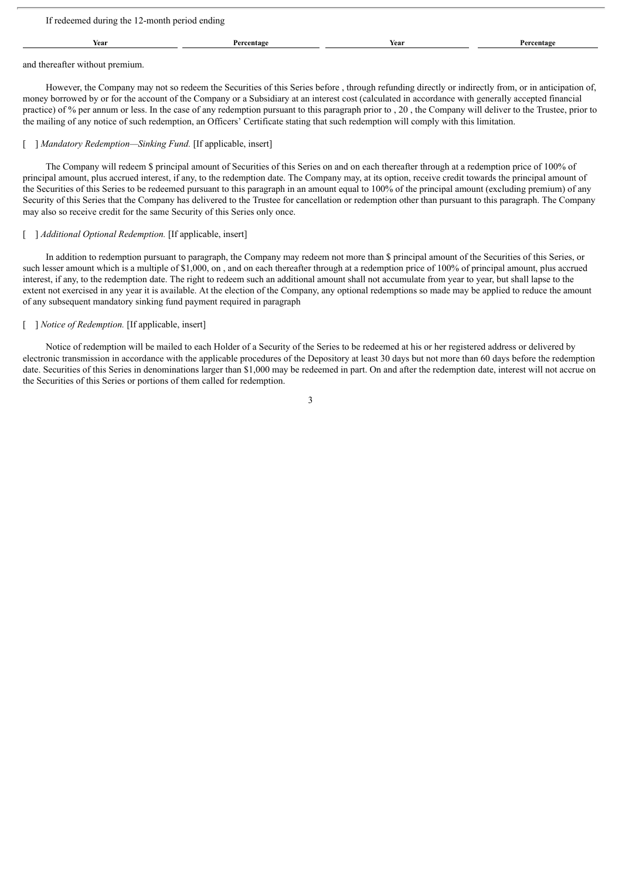If redeemed during the 12-month period ending

| Year | Percentage | Year | Percentage |
|---|---|---|---|

and thereafter without premium.

However, the Company may not so redeem the Securities of this Series before , through refunding directly or indirectly from, or in anticipation of, money borrowed by or for the account of the Company or a Subsidiary at an interest cost (calculated in accordance with generally accepted financial practice) of % per annum or less. In the case of any redemption pursuant to this paragraph prior to , 20 , the Company will deliver to the Trustee, prior to the mailing of any notice of such redemption, an Officers' Certificate stating that such redemption will comply with this limitation.

[ ] *Mandatory Redemption—Sinking Fund.* [If applicable, insert]

The Company will redeem $ principal amount of Securities of this Series on and on each thereafter through at a redemption price of 100% of principal amount, plus accrued interest, if any, to the redemption date. The Company may, at its option, receive credit towards the principal amount of the Securities of this Series to be redeemed pursuant to this paragraph in an amount equal to 100% of the principal amount (excluding premium) of any Security of this Series that the Company has delivered to the Trustee for cancellation or redemption other than pursuant to this paragraph. The Company may also so receive credit for the same Security of this Series only once.

[ ] *Additional Optional Redemption.* [If applicable, insert]

In addition to redemption pursuant to paragraph, the Company may redeem not more than $ principal amount of the Securities of this Series, or such lesser amount which is a multiple of $1,000, on , and on each thereafter through at a redemption price of 100% of principal amount, plus accrued interest, if any, to the redemption date. The right to redeem such an additional amount shall not accumulate from year to year, but shall lapse to the extent not exercised in any year it is available. At the election of the Company, any optional redemptions so made may be applied to reduce the amount of any subsequent mandatory sinking fund payment required in paragraph

[ ] *Notice of Redemption.* [If applicable, insert]

Notice of redemption will be mailed to each Holder of a Security of the Series to be redeemed at his or her registered address or delivered by electronic transmission in accordance with the applicable procedures of the Depository at least 30 days but not more than 60 days before the redemption date. Securities of this Series in denominations larger than $1,000 may be redeemed in part. On and after the redemption date, interest will not accrue on the Securities of this Series or portions of them called for redemption.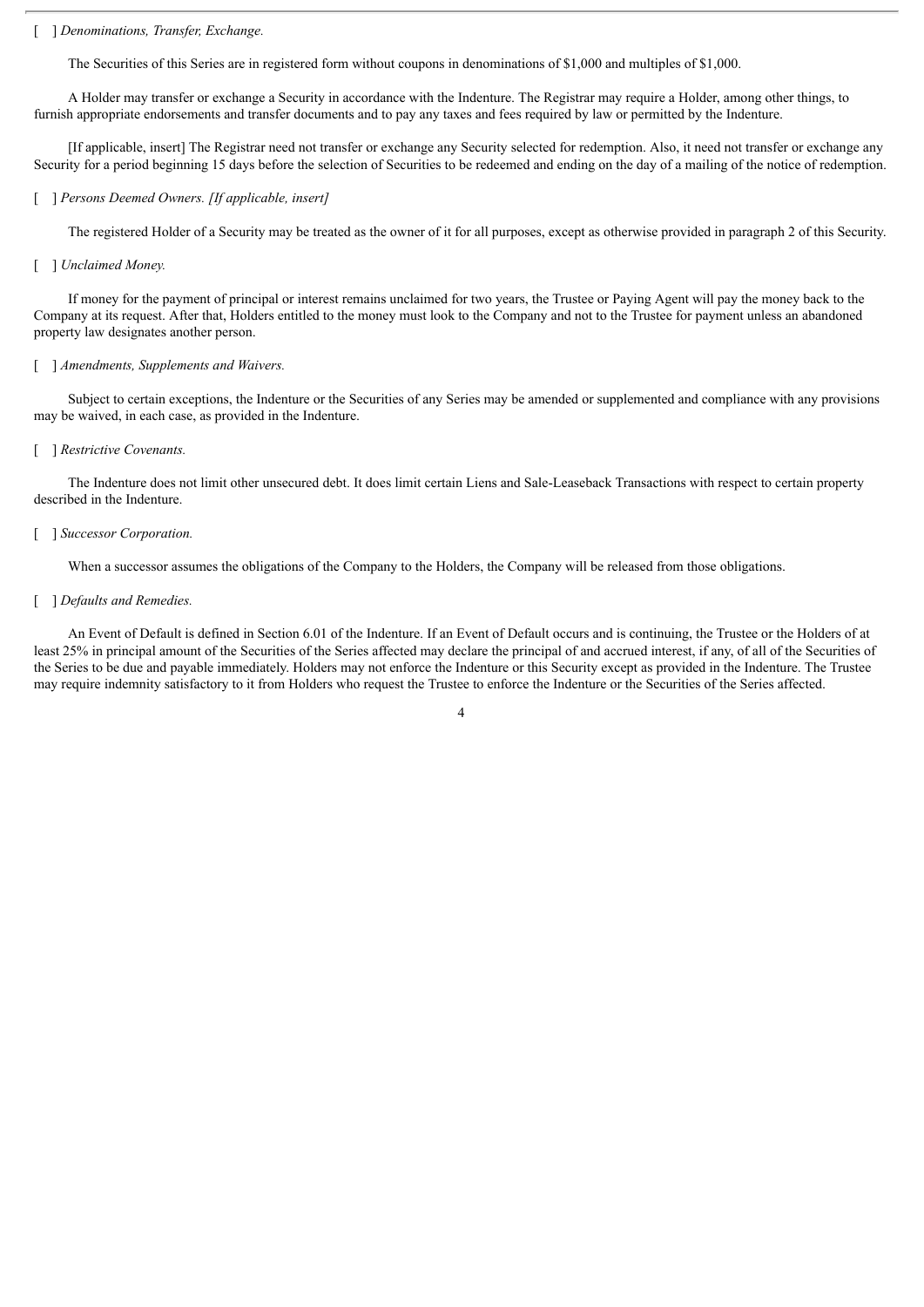[ ] *Denominations, Transfer, Exchange.*

The Securities of this Series are in registered form without coupons in denominations of $1,000 and multiples of $1,000.

A Holder may transfer or exchange a Security in accordance with the Indenture. The Registrar may require a Holder, among other things, to furnish appropriate endorsements and transfer documents and to pay any taxes and fees required by law or permitted by the Indenture.

[If applicable, insert] The Registrar need not transfer or exchange any Security selected for redemption. Also, it need not transfer or exchange any Security for a period beginning 15 days before the selection of Securities to be redeemed and ending on the day of a mailing of the notice of redemption.

[ ] *Persons Deemed Owners. [If applicable, insert]*

The registered Holder of a Security may be treated as the owner of it for all purposes, except as otherwise provided in paragraph 2 of this Security.

[ ] *Unclaimed Money.*

If money for the payment of principal or interest remains unclaimed for two years, the Trustee or Paying Agent will pay the money back to the Company at its request. After that, Holders entitled to the money must look to the Company and not to the Trustee for payment unless an abandoned property law designates another person.

[ ] *Amendments, Supplements and Waivers.*

Subject to certain exceptions, the Indenture or the Securities of any Series may be amended or supplemented and compliance with any provisions may be waived, in each case, as provided in the Indenture.

[ ] *Restrictive Covenants.*

The Indenture does not limit other unsecured debt. It does limit certain Liens and Sale-Leaseback Transactions with respect to certain property described in the Indenture.

[ ] *Successor Corporation.*

When a successor assumes the obligations of the Company to the Holders, the Company will be released from those obligations.

[ ] *Defaults and Remedies.*

An Event of Default is defined in Section 6.01 of the Indenture. If an Event of Default occurs and is continuing, the Trustee or the Holders of at least 25% in principal amount of the Securities of the Series affected may declare the principal of and accrued interest, if any, of all of the Securities of the Series to be due and payable immediately. Holders may not enforce the Indenture or this Security except as provided in the Indenture. The Trustee may require indemnity satisfactory to it from Holders who request the Trustee to enforce the Indenture or the Securities of the Series affected.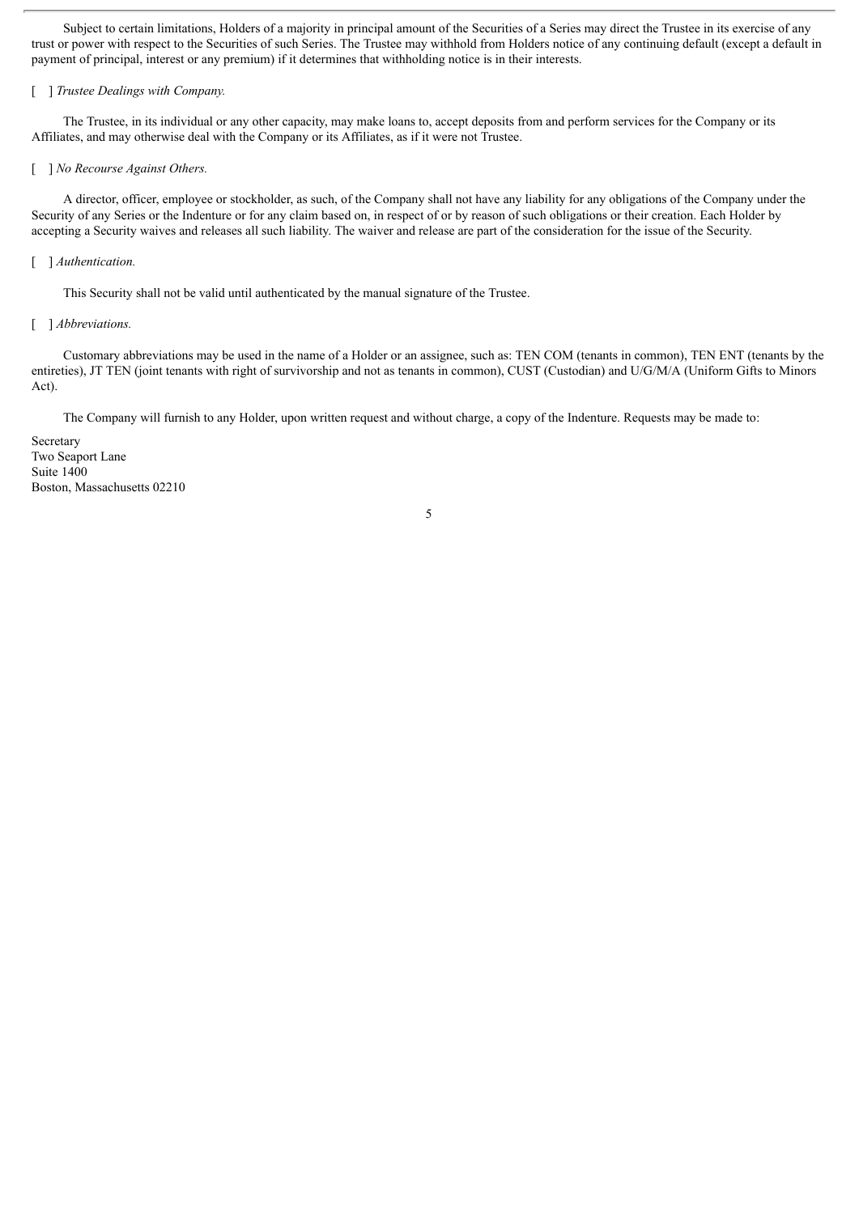Subject to certain limitations, Holders of a majority in principal amount of the Securities of a Series may direct the Trustee in its exercise of any trust or power with respect to the Securities of such Series. The Trustee may withhold from Holders notice of any continuing default (except a default in payment of principal, interest or any premium) if it determines that withholding notice is in their interests.

[ ] *Trustee Dealings with Company.*

The Trustee, in its individual or any other capacity, may make loans to, accept deposits from and perform services for the Company or its Affiliates, and may otherwise deal with the Company or its Affiliates, as if it were not Trustee.

[ ] *No Recourse Against Others.*

A director, officer, employee or stockholder, as such, of the Company shall not have any liability for any obligations of the Company under the Security of any Series or the Indenture or for any claim based on, in respect of or by reason of such obligations or their creation. Each Holder by accepting a Security waives and releases all such liability. The waiver and release are part of the consideration for the issue of the Security.

[ ] *Authentication.*

This Security shall not be valid until authenticated by the manual signature of the Trustee.

[ ] *Abbreviations.*

Customary abbreviations may be used in the name of a Holder or an assignee, such as: TEN COM (tenants in common), TEN ENT (tenants by the entireties), JT TEN (joint tenants with right of survivorship and not as tenants in common), CUST (Custodian) and U/G/M/A (Uniform Gifts to Minors Act).

The Company will furnish to any Holder, upon written request and without charge, a copy of the Indenture. Requests may be made to:

Secretary
Two Seaport Lane
Suite 1400
Boston, Massachusetts 02210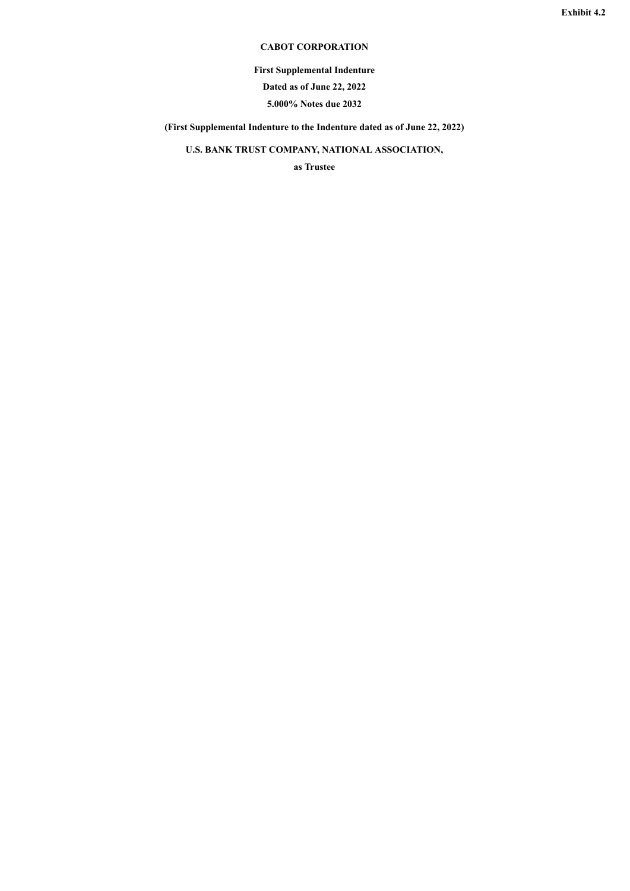**Exhibit 4.2**

**CABOT CORPORATION**

**First Supplemental Indenture**

**Dated as of June 22, 2022**

**5.000% Notes due 2032**

**(First Supplemental Indenture to the Indenture dated as of June 22, 2022)**

**U.S. BANK TRUST COMPANY, NATIONAL ASSOCIATION,**

**as Trustee**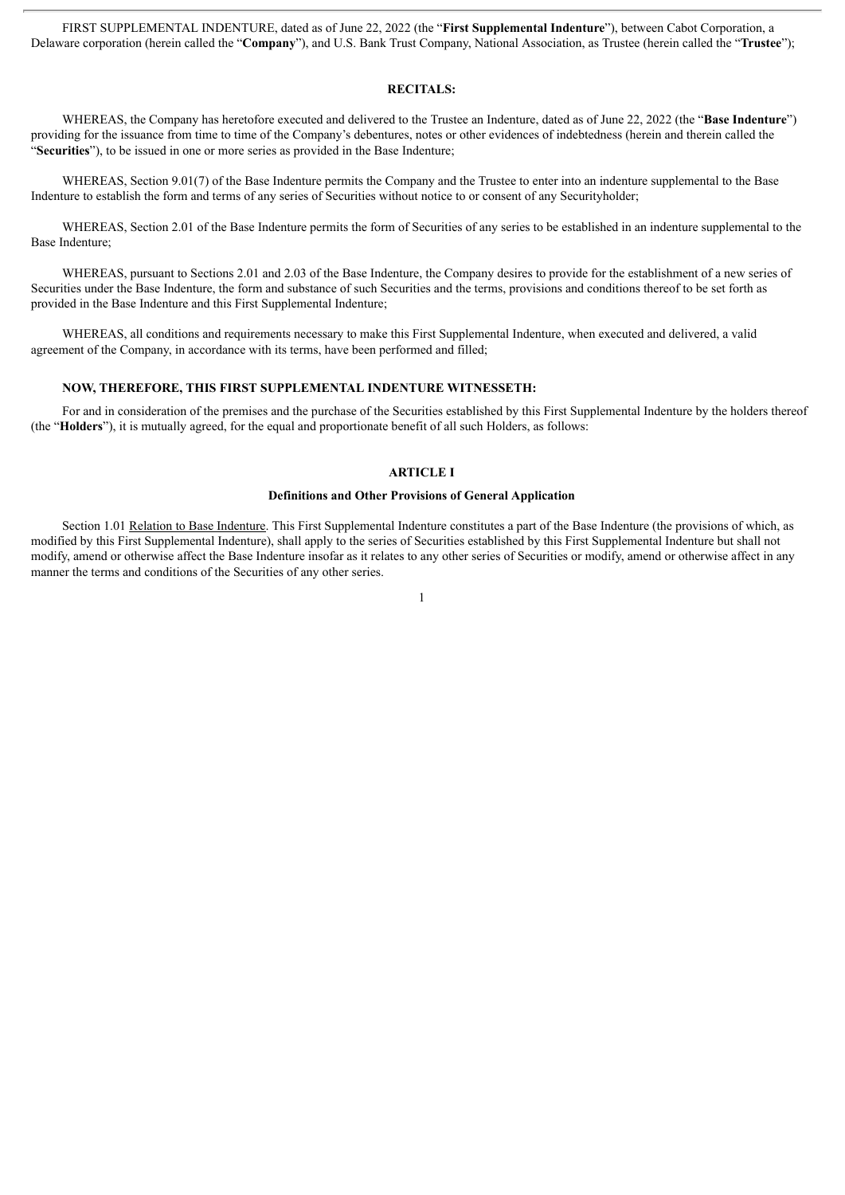FIRST SUPPLEMENTAL INDENTURE, dated as of June 22, 2022 (the "**First Supplemental Indenture**"), between Cabot Corporation, a Delaware corporation (herein called the "**Company**"), and U.S. Bank Trust Company, National Association, as Trustee (herein called the "**Trustee**");

**RECITALS:**

WHEREAS, the Company has heretofore executed and delivered to the Trustee an Indenture, dated as of June 22, 2022 (the "**Base Indenture**") providing for the issuance from time to time of the Company's debentures, notes or other evidences of indebtedness (herein and therein called the "**Securities**"), to be issued in one or more series as provided in the Base Indenture;

WHEREAS, Section 9.01(7) of the Base Indenture permits the Company and the Trustee to enter into an indenture supplemental to the Base Indenture to establish the form and terms of any series of Securities without notice to or consent of any Securityholder;

WHEREAS, Section 2.01 of the Base Indenture permits the form of Securities of any series to be established in an indenture supplemental to the Base Indenture;

WHEREAS, pursuant to Sections 2.01 and 2.03 of the Base Indenture, the Company desires to provide for the establishment of a new series of Securities under the Base Indenture, the form and substance of such Securities and the terms, provisions and conditions thereof to be set forth as provided in the Base Indenture and this First Supplemental Indenture;

WHEREAS, all conditions and requirements necessary to make this First Supplemental Indenture, when executed and delivered, a valid agreement of the Company, in accordance with its terms, have been performed and filled;

**NOW, THEREFORE, THIS FIRST SUPPLEMENTAL INDENTURE WITNESSETH:**

For and in consideration of the premises and the purchase of the Securities established by this First Supplemental Indenture by the holders thereof (the "**Holders**"), it is mutually agreed, for the equal and proportionate benefit of all such Holders, as follows:

## ARTICLE I

### Definitions and Other Provisions of General Application

Section 1.01 Relation to Base Indenture. This First Supplemental Indenture constitutes a part of the Base Indenture (the provisions of which, as modified by this First Supplemental Indenture), shall apply to the series of Securities established by this First Supplemental Indenture but shall not modify, amend or otherwise affect the Base Indenture insofar as it relates to any other series of Securities or modify, amend or otherwise affect in any manner the terms and conditions of the Securities of any other series.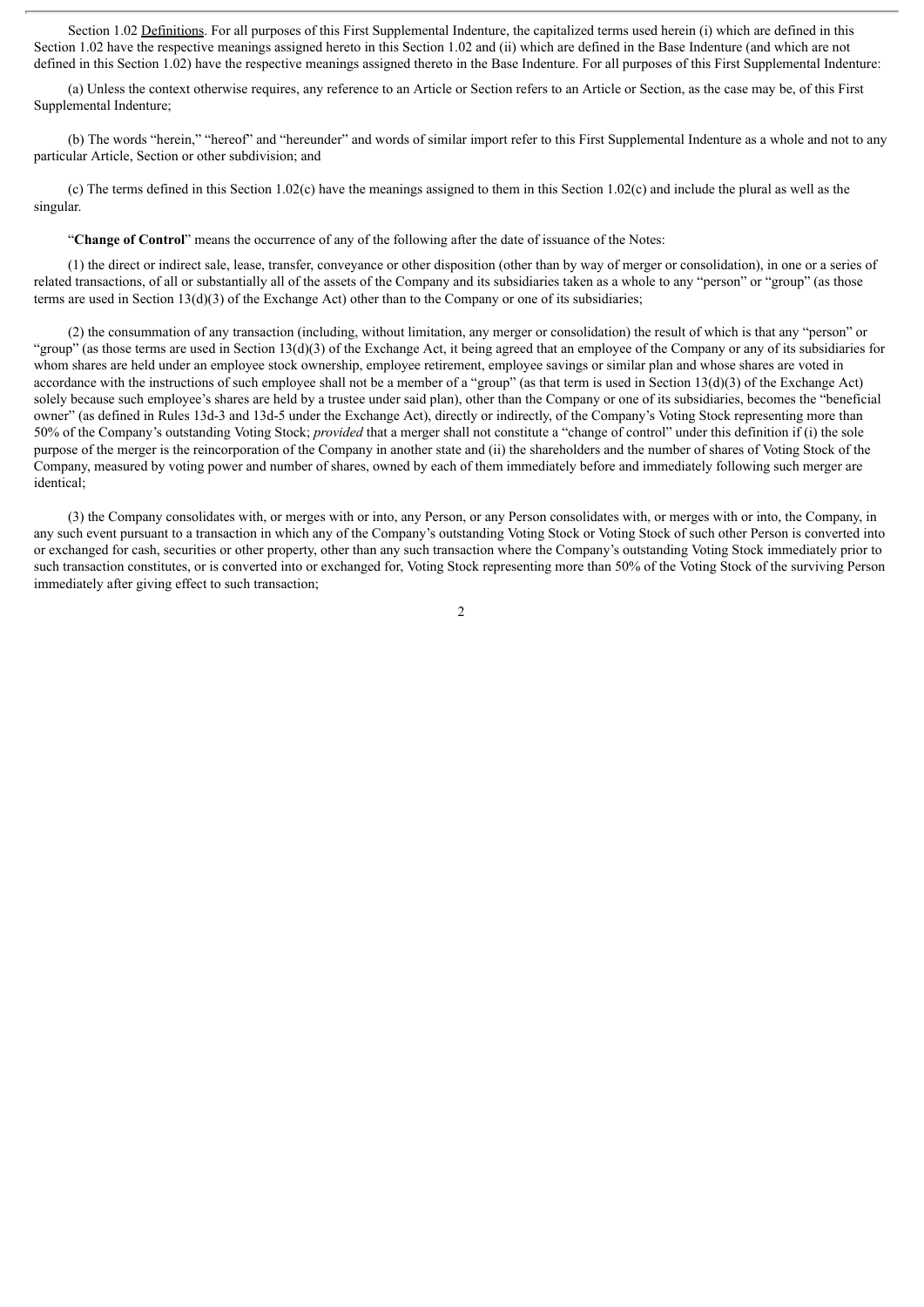Section 1.02 Definitions. For all purposes of this First Supplemental Indenture, the capitalized terms used herein (i) which are defined in this Section 1.02 have the respective meanings assigned hereto in this Section 1.02 and (ii) which are defined in the Base Indenture (and which are not defined in this Section 1.02) have the respective meanings assigned thereto in the Base Indenture. For all purposes of this First Supplemental Indenture:

(a) Unless the context otherwise requires, any reference to an Article or Section refers to an Article or Section, as the case may be, of this First Supplemental Indenture;

(b) The words "herein," "hereof" and "hereunder" and words of similar import refer to this First Supplemental Indenture as a whole and not to any particular Article, Section or other subdivision; and

(c) The terms defined in this Section 1.02(c) have the meanings assigned to them in this Section 1.02(c) and include the plural as well as the singular.

"**Change of Control**" means the occurrence of any of the following after the date of issuance of the Notes:

(1) the direct or indirect sale, lease, transfer, conveyance or other disposition (other than by way of merger or consolidation), in one or a series of related transactions, of all or substantially all of the assets of the Company and its subsidiaries taken as a whole to any "person" or "group" (as those terms are used in Section 13(d)(3) of the Exchange Act) other than to the Company or one of its subsidiaries;

(2) the consummation of any transaction (including, without limitation, any merger or consolidation) the result of which is that any "person" or "group" (as those terms are used in Section 13(d)(3) of the Exchange Act, it being agreed that an employee of the Company or any of its subsidiaries for whom shares are held under an employee stock ownership, employee retirement, employee savings or similar plan and whose shares are voted in accordance with the instructions of such employee shall not be a member of a "group" (as that term is used in Section 13(d)(3) of the Exchange Act) solely because such employee's shares are held by a trustee under said plan), other than the Company or one of its subsidiaries, becomes the "beneficial owner" (as defined in Rules 13d-3 and 13d-5 under the Exchange Act), directly or indirectly, of the Company's Voting Stock representing more than 50% of the Company's outstanding Voting Stock; *provided* that a merger shall not constitute a "change of control" under this definition if (i) the sole purpose of the merger is the reincorporation of the Company in another state and (ii) the shareholders and the number of shares of Voting Stock of the Company, measured by voting power and number of shares, owned by each of them immediately before and immediately following such merger are identical;

(3) the Company consolidates with, or merges with or into, any Person, or any Person consolidates with, or merges with or into, the Company, in any such event pursuant to a transaction in which any of the Company's outstanding Voting Stock or Voting Stock of such other Person is converted into or exchanged for cash, securities or other property, other than any such transaction where the Company's outstanding Voting Stock immediately prior to such transaction constitutes, or is converted into or exchanged for, Voting Stock representing more than 50% of the Voting Stock of the surviving Person immediately after giving effect to such transaction;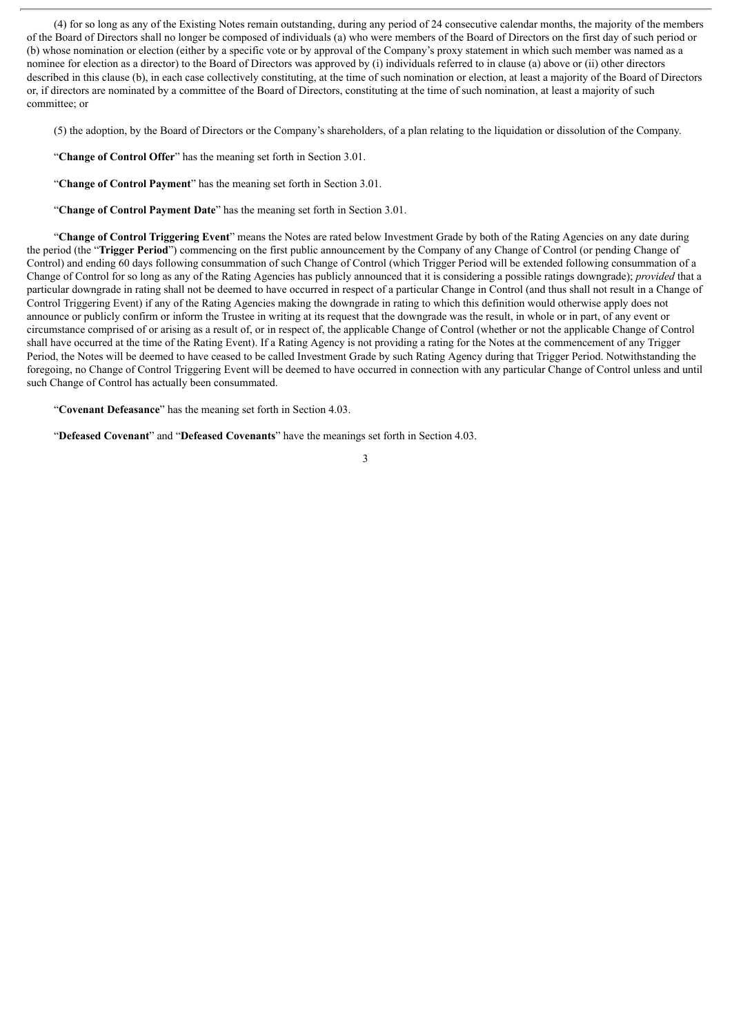(4) for so long as any of the Existing Notes remain outstanding, during any period of 24 consecutive calendar months, the majority of the members of the Board of Directors shall no longer be composed of individuals (a) who were members of the Board of Directors on the first day of such period or (b) whose nomination or election (either by a specific vote or by approval of the Company's proxy statement in which such member was named as a nominee for election as a director) to the Board of Directors was approved by (i) individuals referred to in clause (a) above or (ii) other directors described in this clause (b), in each case collectively constituting, at the time of such nomination or election, at least a majority of the Board of Directors or, if directors are nominated by a committee of the Board of Directors, constituting at the time of such nomination, at least a majority of such committee; or

(5) the adoption, by the Board of Directors or the Company's shareholders, of a plan relating to the liquidation or dissolution of the Company.

"**Change of Control Offer**" has the meaning set forth in Section 3.01.

"**Change of Control Payment**" has the meaning set forth in Section 3.01.

"**Change of Control Payment Date**" has the meaning set forth in Section 3.01.

"**Change of Control Triggering Event**" means the Notes are rated below Investment Grade by both of the Rating Agencies on any date during the period (the "**Trigger Period**") commencing on the first public announcement by the Company of any Change of Control (or pending Change of Control) and ending 60 days following consummation of such Change of Control (which Trigger Period will be extended following consummation of a Change of Control for so long as any of the Rating Agencies has publicly announced that it is considering a possible ratings downgrade); *provided* that a particular downgrade in rating shall not be deemed to have occurred in respect of a particular Change in Control (and thus shall not result in a Change of Control Triggering Event) if any of the Rating Agencies making the downgrade in rating to which this definition would otherwise apply does not announce or publicly confirm or inform the Trustee in writing at its request that the downgrade was the result, in whole or in part, of any event or circumstance comprised of or arising as a result of, or in respect of, the applicable Change of Control (whether or not the applicable Change of Control shall have occurred at the time of the Rating Event). If a Rating Agency is not providing a rating for the Notes at the commencement of any Trigger Period, the Notes will be deemed to have ceased to be called Investment Grade by such Rating Agency during that Trigger Period. Notwithstanding the foregoing, no Change of Control Triggering Event will be deemed to have occurred in connection with any particular Change of Control unless and until such Change of Control has actually been consummated.

"**Covenant Defeasance**" has the meaning set forth in Section 4.03.

"**Defeased Covenant**" and "**Defeased Covenants**" have the meanings set forth in Section 4.03.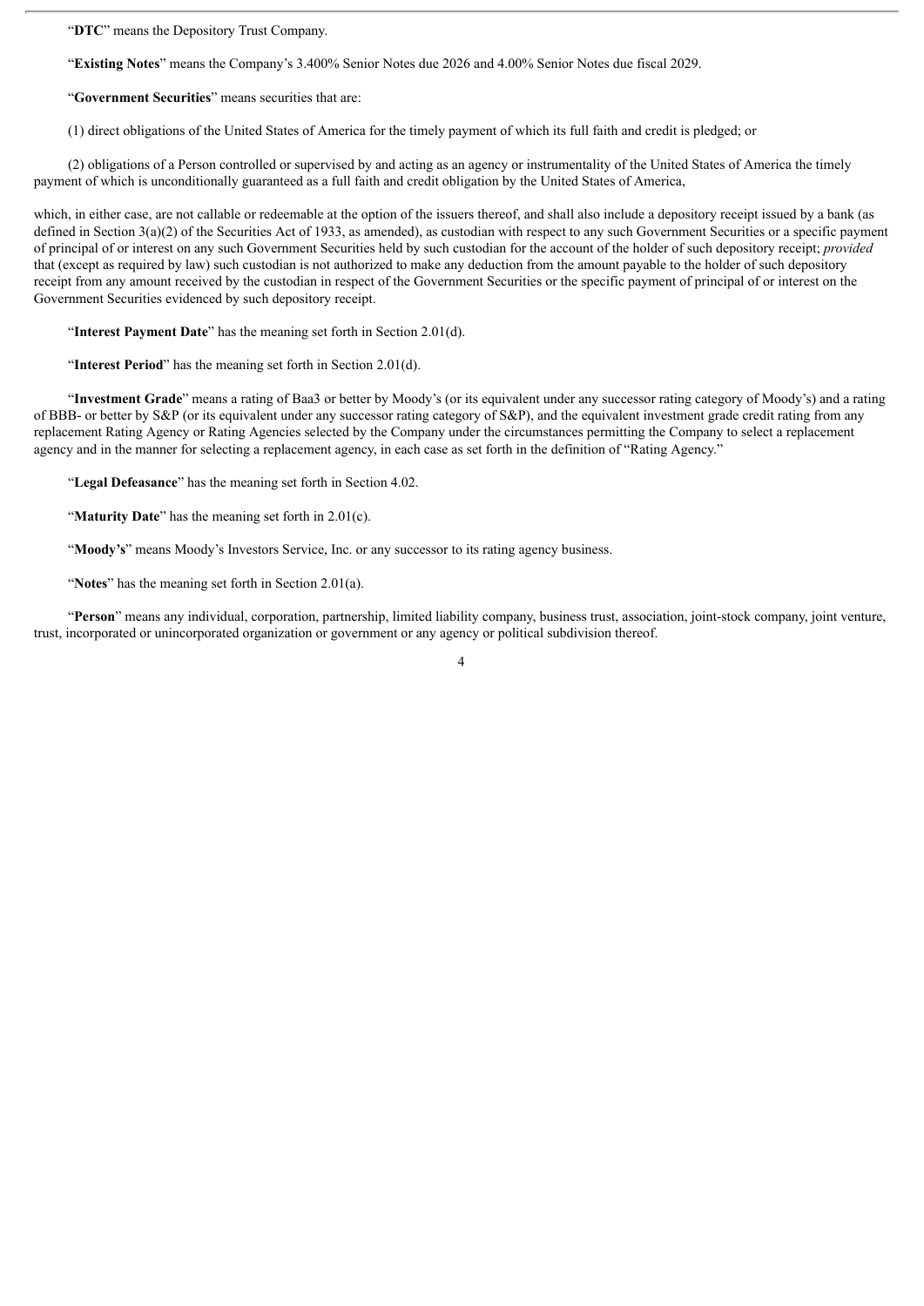"**DTC**" means the Depository Trust Company.

"**Existing Notes**" means the Company's 3.400% Senior Notes due 2026 and 4.00% Senior Notes due fiscal 2029.

"**Government Securities**" means securities that are:

(1) direct obligations of the United States of America for the timely payment of which its full faith and credit is pledged; or

(2) obligations of a Person controlled or supervised by and acting as an agency or instrumentality of the United States of America the timely payment of which is unconditionally guaranteed as a full faith and credit obligation by the United States of America,

which, in either case, are not callable or redeemable at the option of the issuers thereof, and shall also include a depository receipt issued by a bank (as defined in Section 3(a)(2) of the Securities Act of 1933, as amended), as custodian with respect to any such Government Securities or a specific payment of principal of or interest on any such Government Securities held by such custodian for the account of the holder of such depository receipt; *provided* that (except as required by law) such custodian is not authorized to make any deduction from the amount payable to the holder of such depository receipt from any amount received by the custodian in respect of the Government Securities or the specific payment of principal of or interest on the Government Securities evidenced by such depository receipt.

"**Interest Payment Date**" has the meaning set forth in Section 2.01(d).

"**Interest Period**" has the meaning set forth in Section 2.01(d).

"**Investment Grade**" means a rating of Baa3 or better by Moody's (or its equivalent under any successor rating category of Moody's) and a rating of BBB- or better by S&P (or its equivalent under any successor rating category of S&P), and the equivalent investment grade credit rating from any replacement Rating Agency or Rating Agencies selected by the Company under the circumstances permitting the Company to select a replacement agency and in the manner for selecting a replacement agency, in each case as set forth in the definition of "Rating Agency."

"**Legal Defeasance**" has the meaning set forth in Section 4.02.

"**Maturity Date**" has the meaning set forth in 2.01(c).

"**Moody's**" means Moody's Investors Service, Inc. or any successor to its rating agency business.

"**Notes**" has the meaning set forth in Section 2.01(a).

"**Person**" means any individual, corporation, partnership, limited liability company, business trust, association, joint-stock company, joint venture, trust, incorporated or unincorporated organization or government or any agency or political subdivision thereof.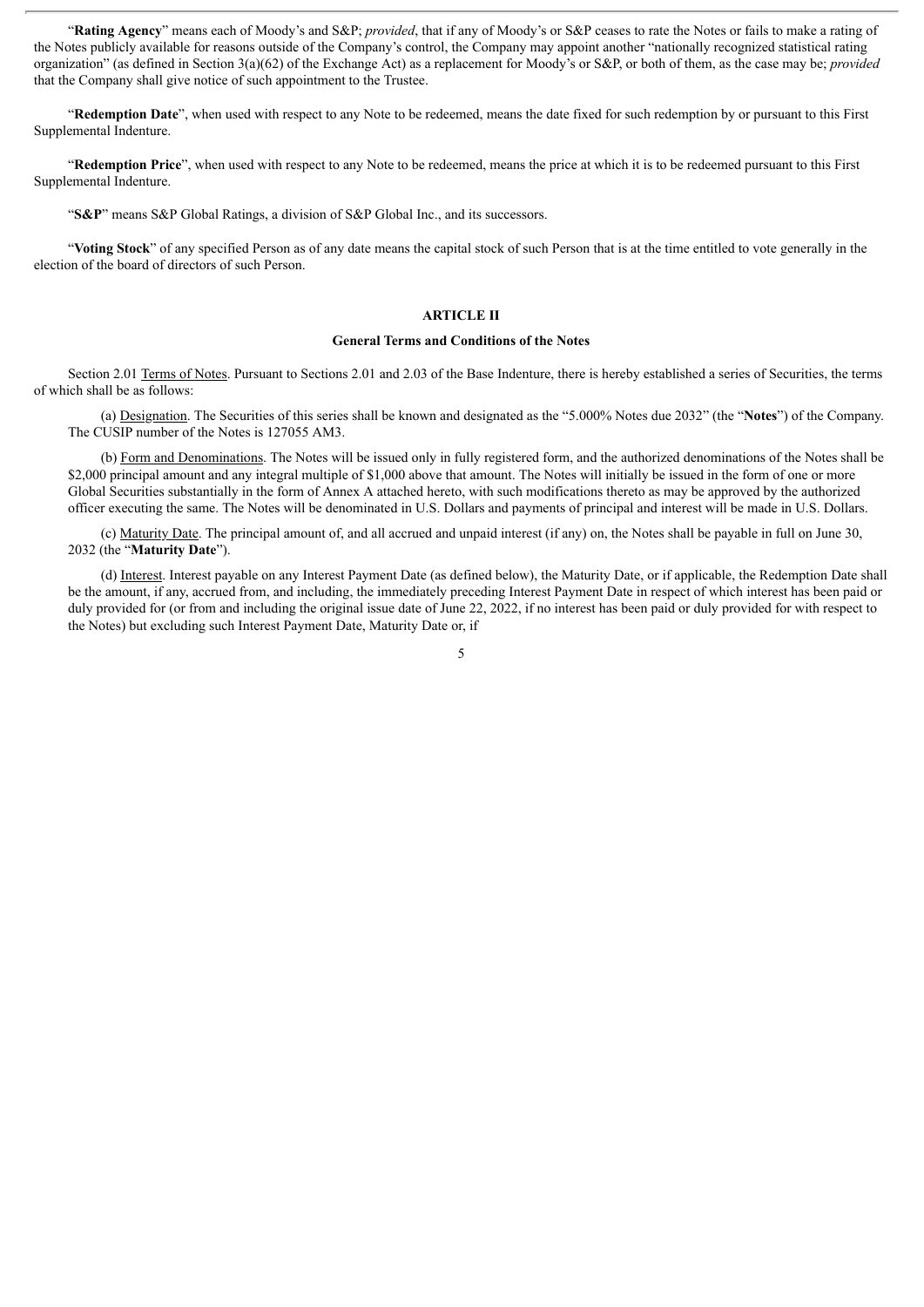"**Rating Agency**" means each of Moody's and S&P; *provided*, that if any of Moody's or S&P ceases to rate the Notes or fails to make a rating of the Notes publicly available for reasons outside of the Company's control, the Company may appoint another "nationally recognized statistical rating organization" (as defined in Section 3(a)(62) of the Exchange Act) as a replacement for Moody's or S&P, or both of them, as the case may be; *provided* that the Company shall give notice of such appointment to the Trustee.

"**Redemption Date**", when used with respect to any Note to be redeemed, means the date fixed for such redemption by or pursuant to this First Supplemental Indenture.

"**Redemption Price**", when used with respect to any Note to be redeemed, means the price at which it is to be redeemed pursuant to this First Supplemental Indenture.

"**S&P**" means S&P Global Ratings, a division of S&P Global Inc., and its successors.

"**Voting Stock**" of any specified Person as of any date means the capital stock of such Person that is at the time entitled to vote generally in the election of the board of directors of such Person.

## ARTICLE II

### General Terms and Conditions of the Notes

Section 2.01 Terms of Notes. Pursuant to Sections 2.01 and 2.03 of the Base Indenture, there is hereby established a series of Securities, the terms of which shall be as follows:

(a) Designation. The Securities of this series shall be known and designated as the "5.000% Notes due 2032" (the "**Notes**") of the Company. The CUSIP number of the Notes is 127055 AM3.

(b) Form and Denominations. The Notes will be issued only in fully registered form, and the authorized denominations of the Notes shall be $2,000 principal amount and any integral multiple of $1,000 above that amount. The Notes will initially be issued in the form of one or more Global Securities substantially in the form of Annex A attached hereto, with such modifications thereto as may be approved by the authorized officer executing the same. The Notes will be denominated in U.S. Dollars and payments of principal and interest will be made in U.S. Dollars.

(c) Maturity Date. The principal amount of, and all accrued and unpaid interest (if any) on, the Notes shall be payable in full on June 30, 2032 (the "**Maturity Date**").

(d) Interest. Interest payable on any Interest Payment Date (as defined below), the Maturity Date, or if applicable, the Redemption Date shall be the amount, if any, accrued from, and including, the immediately preceding Interest Payment Date in respect of which interest has been paid or duly provided for (or from and including the original issue date of June 22, 2022, if no interest has been paid or duly provided for with respect to the Notes) but excluding such Interest Payment Date, Maturity Date or, if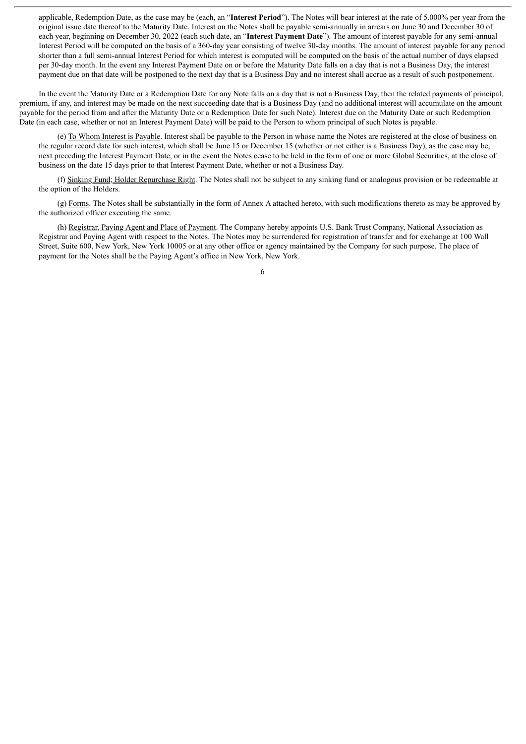applicable, Redemption Date, as the case may be (each, an "**Interest Period**"). The Notes will bear interest at the rate of 5.000% per year from the original issue date thereof to the Maturity Date. Interest on the Notes shall be payable semi-annually in arrears on June 30 and December 30 of each year, beginning on December 30, 2022 (each such date, an "**Interest Payment Date**"). The amount of interest payable for any semi-annual Interest Period will be computed on the basis of a 360-day year consisting of twelve 30-day months. The amount of interest payable for any period shorter than a full semi-annual Interest Period for which interest is computed will be computed on the basis of the actual number of days elapsed per 30-day month. In the event any Interest Payment Date on or before the Maturity Date falls on a day that is not a Business Day, the interest payment due on that date will be postponed to the next day that is a Business Day and no interest shall accrue as a result of such postponement.

In the event the Maturity Date or a Redemption Date for any Note falls on a day that is not a Business Day, then the related payments of principal, premium, if any, and interest may be made on the next succeeding date that is a Business Day (and no additional interest will accumulate on the amount payable for the period from and after the Maturity Date or a Redemption Date for such Note). Interest due on the Maturity Date or such Redemption Date (in each case, whether or not an Interest Payment Date) will be paid to the Person to whom principal of such Notes is payable.

(e) To Whom Interest is Payable. Interest shall be payable to the Person in whose name the Notes are registered at the close of business on the regular record date for such interest, which shall be June 15 or December 15 (whether or not either is a Business Day), as the case may be, next preceding the Interest Payment Date, or in the event the Notes cease to be held in the form of one or more Global Securities, at the close of business on the date 15 days prior to that Interest Payment Date, whether or not a Business Day.

(f) Sinking Fund; Holder Repurchase Right. The Notes shall not be subject to any sinking fund or analogous provision or be redeemable at the option of the Holders.

(g) Forms. The Notes shall be substantially in the form of Annex A attached hereto, with such modifications thereto as may be approved by the authorized officer executing the same.

(h) Registrar, Paying Agent and Place of Payment. The Company hereby appoints U.S. Bank Trust Company, National Association as Registrar and Paying Agent with respect to the Notes. The Notes may be surrendered for registration of transfer and for exchange at 100 Wall Street, Suite 600, New York, New York 10005 or at any other office or agency maintained by the Company for such purpose. The place of payment for the Notes shall be the Paying Agent's office in New York, New York.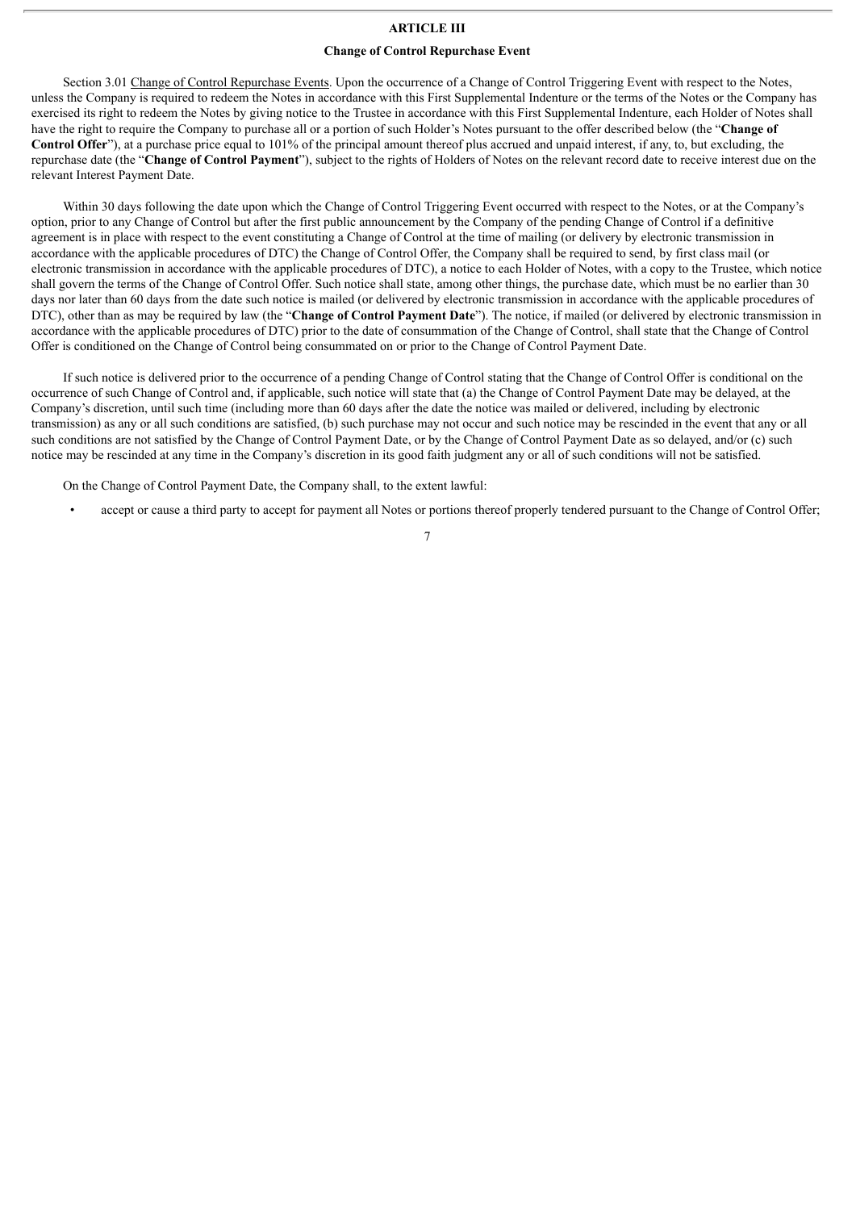# ARTICLE III

## Change of Control Repurchase Event

Section 3.01 Change of Control Repurchase Events. Upon the occurrence of a Change of Control Triggering Event with respect to the Notes, unless the Company is required to redeem the Notes in accordance with this First Supplemental Indenture or the terms of the Notes or the Company has exercised its right to redeem the Notes by giving notice to the Trustee in accordance with this First Supplemental Indenture, each Holder of Notes shall have the right to require the Company to purchase all or a portion of such Holder's Notes pursuant to the offer described below (the "**Change of Control Offer**"), at a purchase price equal to 101% of the principal amount thereof plus accrued and unpaid interest, if any, to, but excluding, the repurchase date (the "**Change of Control Payment**"), subject to the rights of Holders of Notes on the relevant record date to receive interest due on the relevant Interest Payment Date.

Within 30 days following the date upon which the Change of Control Triggering Event occurred with respect to the Notes, or at the Company's option, prior to any Change of Control but after the first public announcement by the Company of the pending Change of Control if a definitive agreement is in place with respect to the event constituting a Change of Control at the time of mailing (or delivery by electronic transmission in accordance with the applicable procedures of DTC) the Change of Control Offer, the Company shall be required to send, by first class mail (or electronic transmission in accordance with the applicable procedures of DTC), a notice to each Holder of Notes, with a copy to the Trustee, which notice shall govern the terms of the Change of Control Offer. Such notice shall state, among other things, the purchase date, which must be no earlier than 30 days nor later than 60 days from the date such notice is mailed (or delivered by electronic transmission in accordance with the applicable procedures of DTC), other than as may be required by law (the "**Change of Control Payment Date**"). The notice, if mailed (or delivered by electronic transmission in accordance with the applicable procedures of DTC) prior to the date of consummation of the Change of Control, shall state that the Change of Control Offer is conditioned on the Change of Control being consummated on or prior to the Change of Control Payment Date.

If such notice is delivered prior to the occurrence of a pending Change of Control stating that the Change of Control Offer is conditional on the occurrence of such Change of Control and, if applicable, such notice will state that (a) the Change of Control Payment Date may be delayed, at the Company's discretion, until such time (including more than 60 days after the date the notice was mailed or delivered, including by electronic transmission) as any or all such conditions are satisfied, (b) such purchase may not occur and such notice may be rescinded in the event that any or all such conditions are not satisfied by the Change of Control Payment Date, or by the Change of Control Payment Date as so delayed, and/or (c) such notice may be rescinded at any time in the Company's discretion in its good faith judgment any or all of such conditions will not be satisfied.

On the Change of Control Payment Date, the Company shall, to the extent lawful:

- accept or cause a third party to accept for payment all Notes or portions thereof properly tendered pursuant to the Change of Control Offer;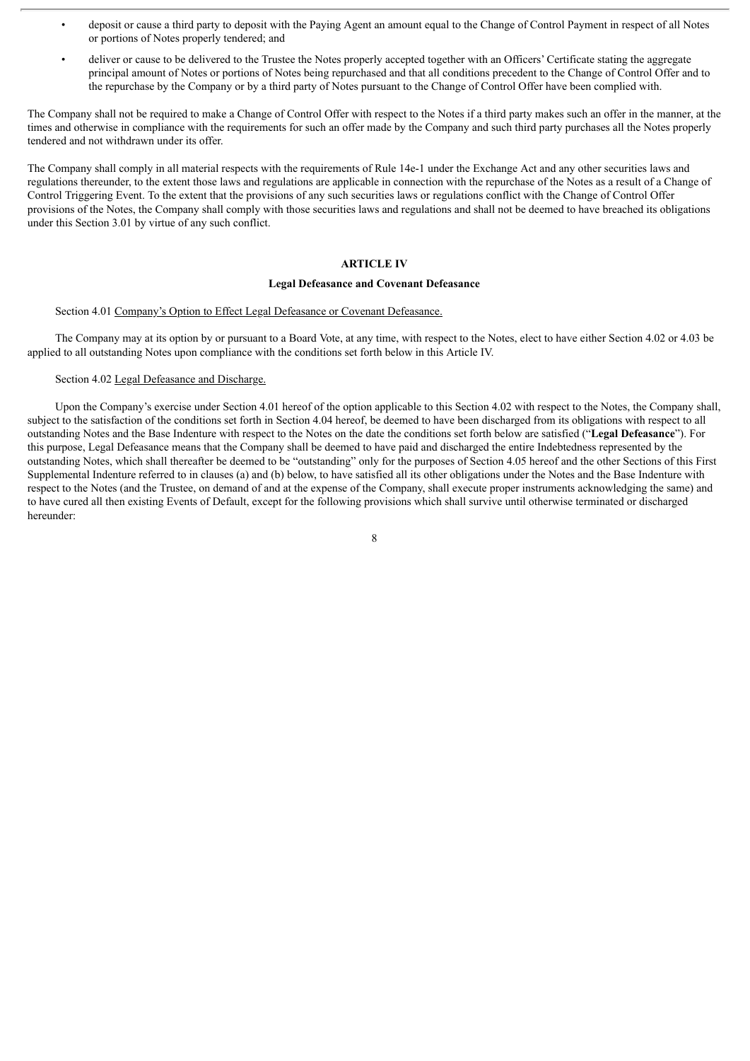- deposit or cause a third party to deposit with the Paying Agent an amount equal to the Change of Control Payment in respect of all Notes or portions of Notes properly tendered; and
- deliver or cause to be delivered to the Trustee the Notes properly accepted together with an Officers' Certificate stating the aggregate principal amount of Notes or portions of Notes being repurchased and that all conditions precedent to the Change of Control Offer and to the repurchase by the Company or by a third party of Notes pursuant to the Change of Control Offer have been complied with.

The Company shall not be required to make a Change of Control Offer with respect to the Notes if a third party makes such an offer in the manner, at the times and otherwise in compliance with the requirements for such an offer made by the Company and such third party purchases all the Notes properly tendered and not withdrawn under its offer.

The Company shall comply in all material respects with the requirements of Rule 14e-1 under the Exchange Act and any other securities laws and regulations thereunder, to the extent those laws and regulations are applicable in connection with the repurchase of the Notes as a result of a Change of Control Triggering Event. To the extent that the provisions of any such securities laws or regulations conflict with the Change of Control Offer provisions of the Notes, the Company shall comply with those securities laws and regulations and shall not be deemed to have breached its obligations under this Section 3.01 by virtue of any such conflict.

## ARTICLE IV

### Legal Defeasance and Covenant Defeasance

Section 4.01 Company's Option to Effect Legal Defeasance or Covenant Defeasance.

The Company may at its option by or pursuant to a Board Vote, at any time, with respect to the Notes, elect to have either Section 4.02 or 4.03 be applied to all outstanding Notes upon compliance with the conditions set forth below in this Article IV.

Section 4.02 Legal Defeasance and Discharge.

Upon the Company's exercise under Section 4.01 hereof of the option applicable to this Section 4.02 with respect to the Notes, the Company shall, subject to the satisfaction of the conditions set forth in Section 4.04 hereof, be deemed to have been discharged from its obligations with respect to all outstanding Notes and the Base Indenture with respect to the Notes on the date the conditions set forth below are satisfied ("**Legal Defeasance**"). For this purpose, Legal Defeasance means that the Company shall be deemed to have paid and discharged the entire Indebtedness represented by the outstanding Notes, which shall thereafter be deemed to be "outstanding" only for the purposes of Section 4.05 hereof and the other Sections of this First Supplemental Indenture referred to in clauses (a) and (b) below, to have satisfied all its other obligations under the Notes and the Base Indenture with respect to the Notes (and the Trustee, on demand of and at the expense of the Company, shall execute proper instruments acknowledging the same) and to have cured all then existing Events of Default, except for the following provisions which shall survive until otherwise terminated or discharged hereunder: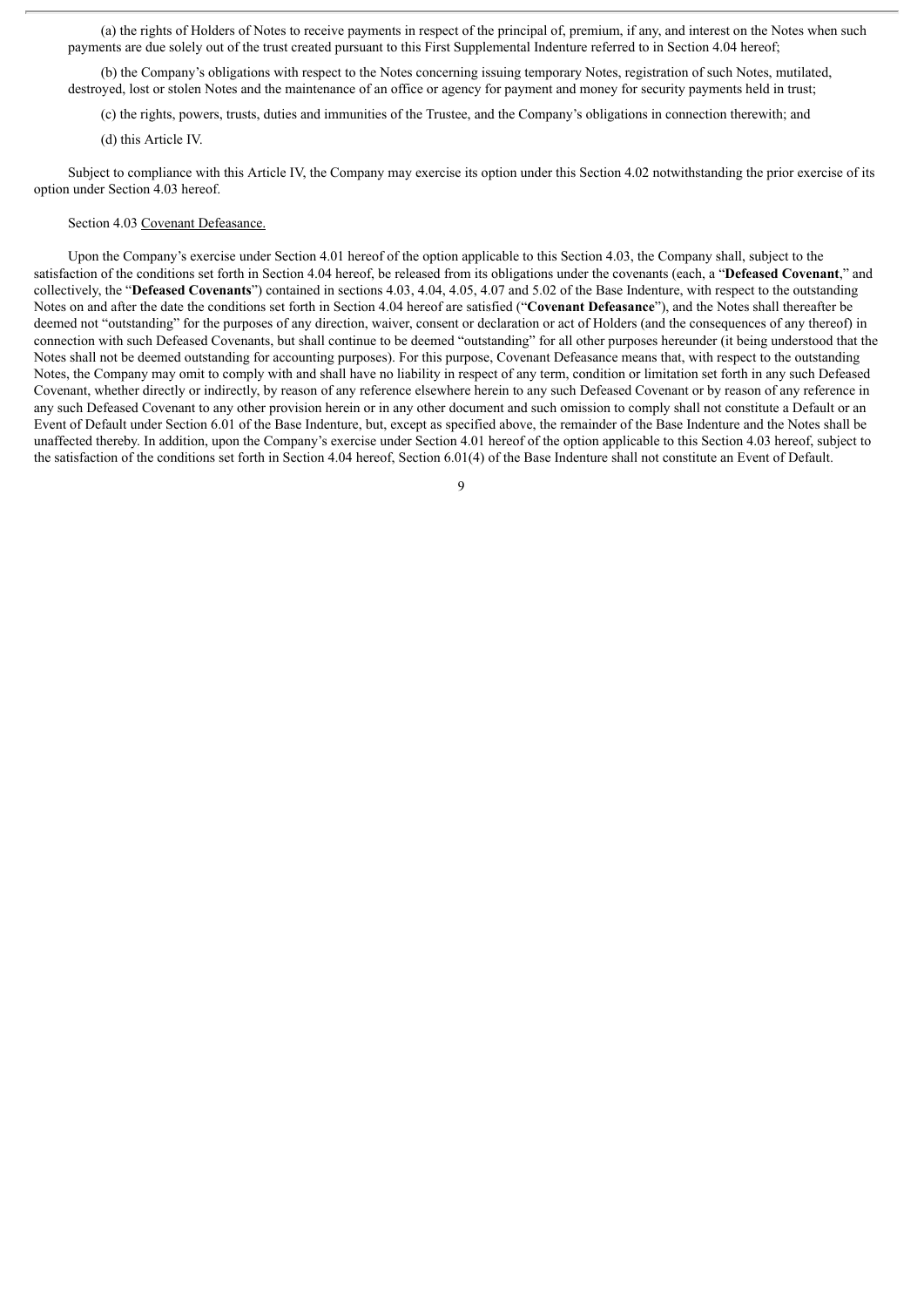(a) the rights of Holders of Notes to receive payments in respect of the principal of, premium, if any, and interest on the Notes when such payments are due solely out of the trust created pursuant to this First Supplemental Indenture referred to in Section 4.04 hereof;

(b) the Company's obligations with respect to the Notes concerning issuing temporary Notes, registration of such Notes, mutilated, destroyed, lost or stolen Notes and the maintenance of an office or agency for payment and money for security payments held in trust;

(c) the rights, powers, trusts, duties and immunities of the Trustee, and the Company's obligations in connection therewith; and

(d) this Article IV.

Subject to compliance with this Article IV, the Company may exercise its option under this Section 4.02 notwithstanding the prior exercise of its option under Section 4.03 hereof.

Section 4.03 Covenant Defeasance.

Upon the Company's exercise under Section 4.01 hereof of the option applicable to this Section 4.03, the Company shall, subject to the satisfaction of the conditions set forth in Section 4.04 hereof, be released from its obligations under the covenants (each, a "**Defeased Covenant**," and collectively, the "**Defeased Covenants**") contained in sections 4.03, 4.04, 4.05, 4.07 and 5.02 of the Base Indenture, with respect to the outstanding Notes on and after the date the conditions set forth in Section 4.04 hereof are satisfied ("**Covenant Defeasance**"), and the Notes shall thereafter be deemed not "outstanding" for the purposes of any direction, waiver, consent or declaration or act of Holders (and the consequences of any thereof) in connection with such Defeased Covenants, but shall continue to be deemed "outstanding" for all other purposes hereunder (it being understood that the Notes shall not be deemed outstanding for accounting purposes). For this purpose, Covenant Defeasance means that, with respect to the outstanding Notes, the Company may omit to comply with and shall have no liability in respect of any term, condition or limitation set forth in any such Defeased Covenant, whether directly or indirectly, by reason of any reference elsewhere herein to any such Defeased Covenant or by reason of any reference in any such Defeased Covenant to any other provision herein or in any other document and such omission to comply shall not constitute a Default or an Event of Default under Section 6.01 of the Base Indenture, but, except as specified above, the remainder of the Base Indenture and the Notes shall be unaffected thereby. In addition, upon the Company's exercise under Section 4.01 hereof of the option applicable to this Section 4.03 hereof, subject to the satisfaction of the conditions set forth in Section 4.04 hereof, Section 6.01(4) of the Base Indenture shall not constitute an Event of Default.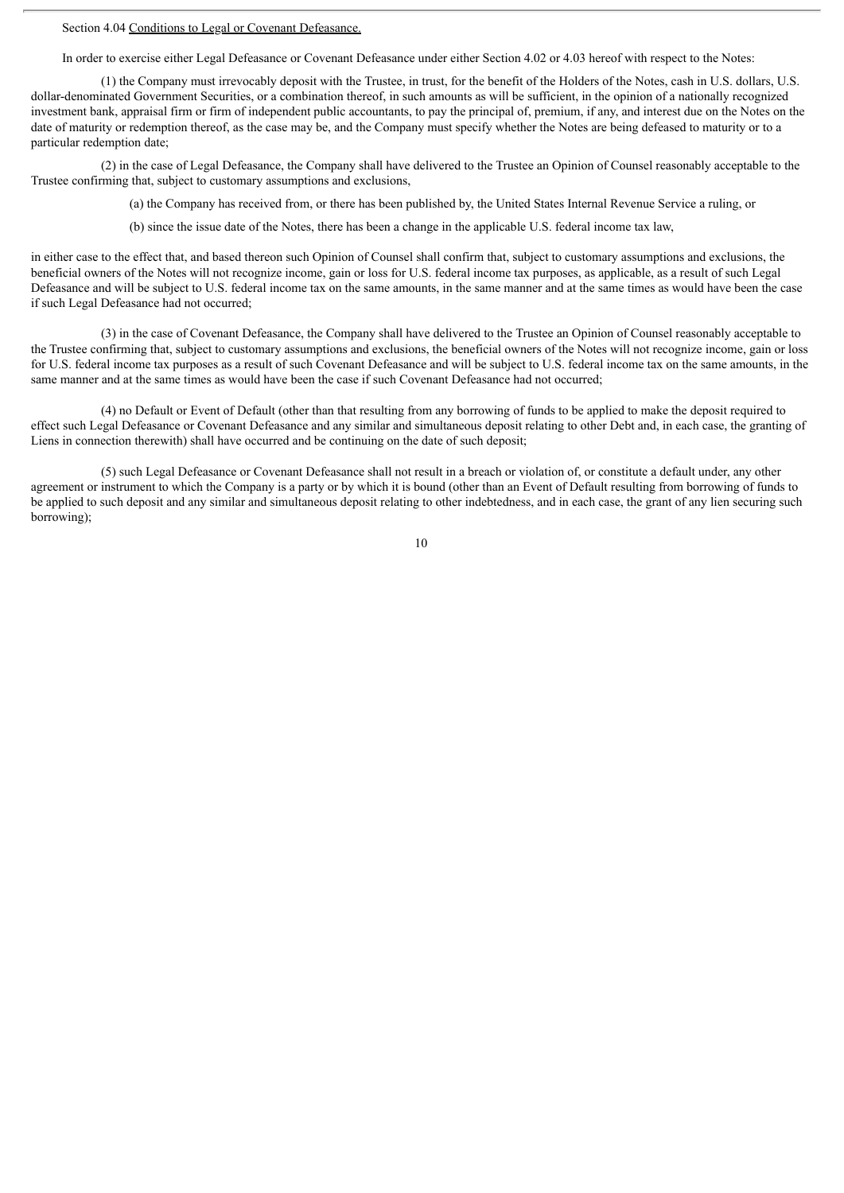Section 4.04 Conditions to Legal or Covenant Defeasance.

In order to exercise either Legal Defeasance or Covenant Defeasance under either Section 4.02 or 4.03 hereof with respect to the Notes:

(1) the Company must irrevocably deposit with the Trustee, in trust, for the benefit of the Holders of the Notes, cash in U.S. dollars, U.S. dollar-denominated Government Securities, or a combination thereof, in such amounts as will be sufficient, in the opinion of a nationally recognized investment bank, appraisal firm or firm of independent public accountants, to pay the principal of, premium, if any, and interest due on the Notes on the date of maturity or redemption thereof, as the case may be, and the Company must specify whether the Notes are being defeased to maturity or to a particular redemption date;

(2) in the case of Legal Defeasance, the Company shall have delivered to the Trustee an Opinion of Counsel reasonably acceptable to the Trustee confirming that, subject to customary assumptions and exclusions,

(a) the Company has received from, or there has been published by, the United States Internal Revenue Service a ruling, or

(b) since the issue date of the Notes, there has been a change in the applicable U.S. federal income tax law,

in either case to the effect that, and based thereon such Opinion of Counsel shall confirm that, subject to customary assumptions and exclusions, the beneficial owners of the Notes will not recognize income, gain or loss for U.S. federal income tax purposes, as applicable, as a result of such Legal Defeasance and will be subject to U.S. federal income tax on the same amounts, in the same manner and at the same times as would have been the case if such Legal Defeasance had not occurred;

(3) in the case of Covenant Defeasance, the Company shall have delivered to the Trustee an Opinion of Counsel reasonably acceptable to the Trustee confirming that, subject to customary assumptions and exclusions, the beneficial owners of the Notes will not recognize income, gain or loss for U.S. federal income tax purposes as a result of such Covenant Defeasance and will be subject to U.S. federal income tax on the same amounts, in the same manner and at the same times as would have been the case if such Covenant Defeasance had not occurred;

(4) no Default or Event of Default (other than that resulting from any borrowing of funds to be applied to make the deposit required to effect such Legal Defeasance or Covenant Defeasance and any similar and simultaneous deposit relating to other Debt and, in each case, the granting of Liens in connection therewith) shall have occurred and be continuing on the date of such deposit;

(5) such Legal Defeasance or Covenant Defeasance shall not result in a breach or violation of, or constitute a default under, any other agreement or instrument to which the Company is a party or by which it is bound (other than an Event of Default resulting from borrowing of funds to be applied to such deposit and any similar and simultaneous deposit relating to other indebtedness, and in each case, the grant of any lien securing such borrowing);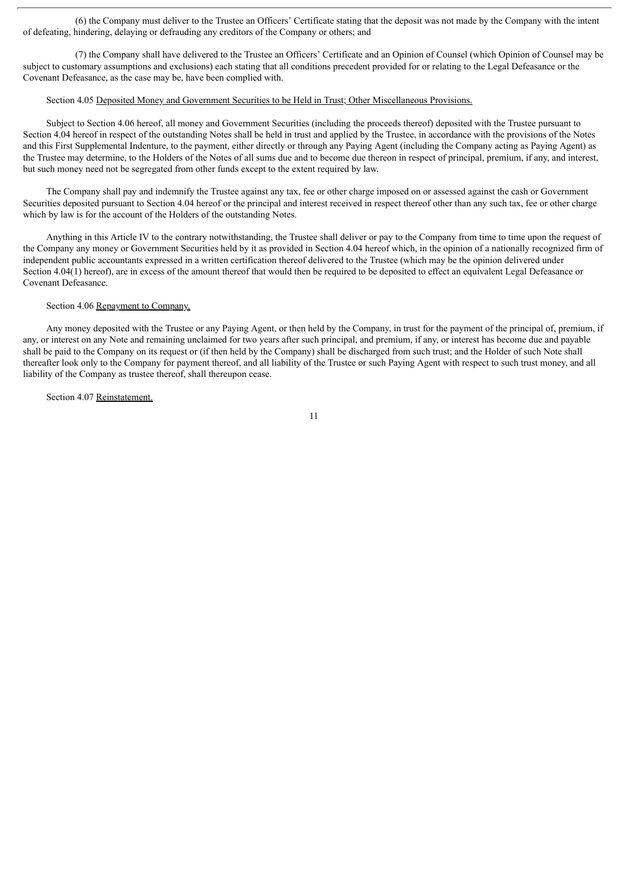(6) the Company must deliver to the Trustee an Officers' Certificate stating that the deposit was not made by the Company with the intent of defeating, hindering, delaying or defrauding any creditors of the Company or others; and

(7) the Company shall have delivered to the Trustee an Officers' Certificate and an Opinion of Counsel (which Opinion of Counsel may be subject to customary assumptions and exclusions) each stating that all conditions precedent provided for or relating to the Legal Defeasance or the Covenant Defeasance, as the case may be, have been complied with.

Section 4.05 Deposited Money and Government Securities to be Held in Trust; Other Miscellaneous Provisions.

Subject to Section 4.06 hereof, all money and Government Securities (including the proceeds thereof) deposited with the Trustee pursuant to Section 4.04 hereof in respect of the outstanding Notes shall be held in trust and applied by the Trustee, in accordance with the provisions of the Notes and this First Supplemental Indenture, to the payment, either directly or through any Paying Agent (including the Company acting as Paying Agent) as the Trustee may determine, to the Holders of the Notes of all sums due and to become due thereon in respect of principal, premium, if any, and interest, but such money need not be segregated from other funds except to the extent required by law.

The Company shall pay and indemnify the Trustee against any tax, fee or other charge imposed on or assessed against the cash or Government Securities deposited pursuant to Section 4.04 hereof or the principal and interest received in respect thereof other than any such tax, fee or other charge which by law is for the account of the Holders of the outstanding Notes.

Anything in this Article IV to the contrary notwithstanding, the Trustee shall deliver or pay to the Company from time to time upon the request of the Company any money or Government Securities held by it as provided in Section 4.04 hereof which, in the opinion of a nationally recognized firm of independent public accountants expressed in a written certification thereof delivered to the Trustee (which may be the opinion delivered under Section 4.04(1) hereof), are in excess of the amount thereof that would then be required to be deposited to effect an equivalent Legal Defeasance or Covenant Defeasance.

Section 4.06 Repayment to Company.

Any money deposited with the Trustee or any Paying Agent, or then held by the Company, in trust for the payment of the principal of, premium, if any, or interest on any Note and remaining unclaimed for two years after such principal, and premium, if any, or interest has become due and payable shall be paid to the Company on its request or (if then held by the Company) shall be discharged from such trust; and the Holder of such Note shall thereafter look only to the Company for payment thereof, and all liability of the Trustee or such Paying Agent with respect to such trust money, and all liability of the Company as trustee thereof, shall thereupon cease.

Section 4.07 Reinstatement.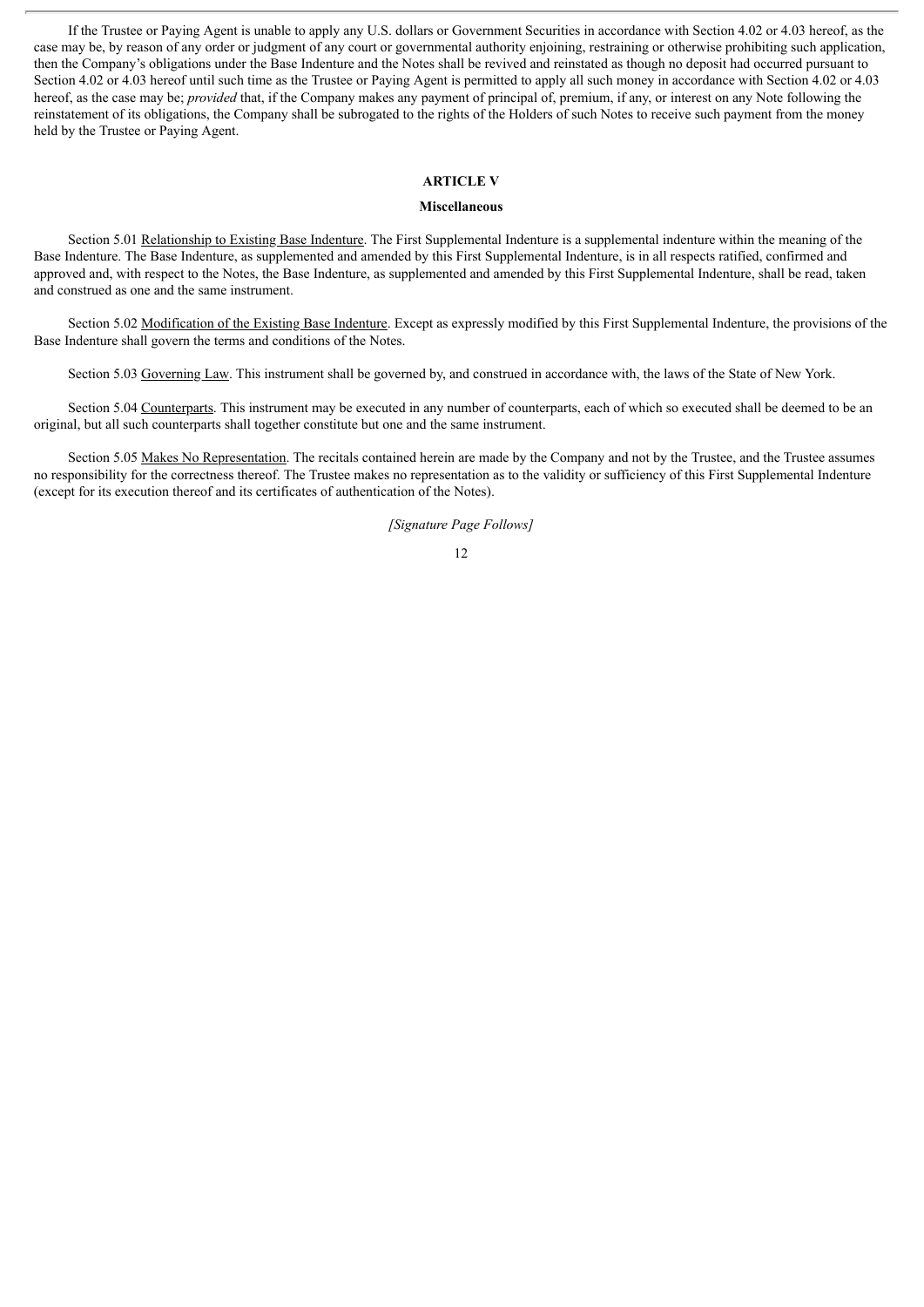If the Trustee or Paying Agent is unable to apply any U.S. dollars or Government Securities in accordance with Section 4.02 or 4.03 hereof, as the case may be, by reason of any order or judgment of any court or governmental authority enjoining, restraining or otherwise prohibiting such application, then the Company's obligations under the Base Indenture and the Notes shall be revived and reinstated as though no deposit had occurred pursuant to Section 4.02 or 4.03 hereof until such time as the Trustee or Paying Agent is permitted to apply all such money in accordance with Section 4.02 or 4.03 hereof, as the case may be; *provided* that, if the Company makes any payment of principal of, premium, if any, or interest on any Note following the reinstatement of its obligations, the Company shall be subrogated to the rights of the Holders of such Notes to receive such payment from the money held by the Trustee or Paying Agent.

## ARTICLE V

### Miscellaneous

Section 5.01 Relationship to Existing Base Indenture. The First Supplemental Indenture is a supplemental indenture within the meaning of the Base Indenture. The Base Indenture, as supplemented and amended by this First Supplemental Indenture, is in all respects ratified, confirmed and approved and, with respect to the Notes, the Base Indenture, as supplemented and amended by this First Supplemental Indenture, shall be read, taken and construed as one and the same instrument.

Section 5.02 Modification of the Existing Base Indenture. Except as expressly modified by this First Supplemental Indenture, the provisions of the Base Indenture shall govern the terms and conditions of the Notes.

Section 5.03 Governing Law. This instrument shall be governed by, and construed in accordance with, the laws of the State of New York.

Section 5.04 Counterparts. This instrument may be executed in any number of counterparts, each of which so executed shall be deemed to be an original, but all such counterparts shall together constitute but one and the same instrument.

Section 5.05 Makes No Representation. The recitals contained herein are made by the Company and not by the Trustee, and the Trustee assumes no responsibility for the correctness thereof. The Trustee makes no representation as to the validity or sufficiency of this First Supplemental Indenture (except for its execution thereof and its certificates of authentication of the Notes).

*[Signature Page Follows]*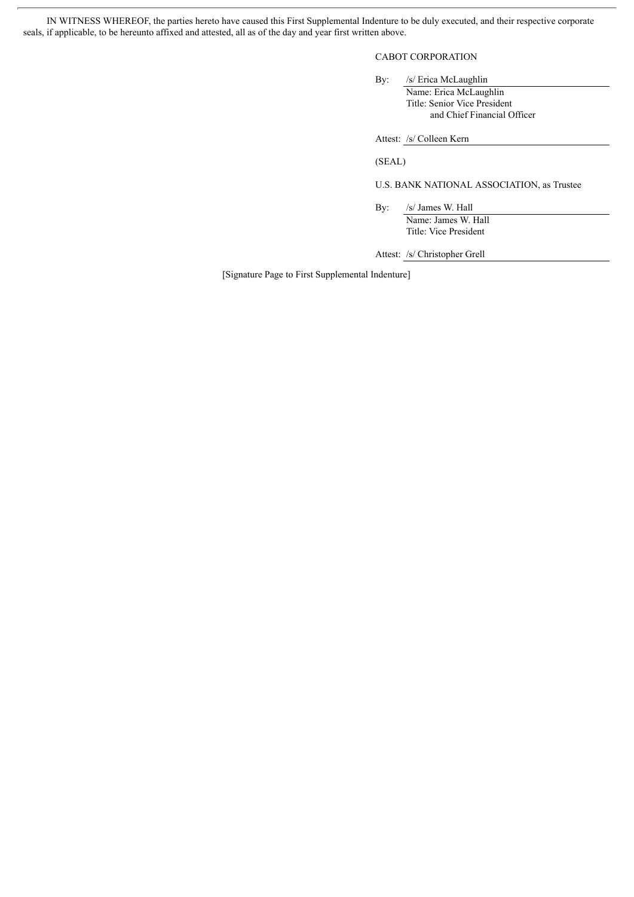IN WITNESS WHEREOF, the parties hereto have caused this First Supplemental Indenture to be duly executed, and their respective corporate seals, if applicable, to be hereunto affixed and attested, all as of the day and year first written above.

CABOT CORPORATION

By: /s/ Erica McLaughlin
Name: Erica McLaughlin
Title: Senior Vice President and Chief Financial Officer

Attest: /s/ Colleen Kern

(SEAL)

U.S. BANK NATIONAL ASSOCIATION, as Trustee

By: /s/ James W. Hall
Name: James W. Hall
Title: Vice President

Attest: /s/ Christopher Grell

[Signature Page to First Supplemental Indenture]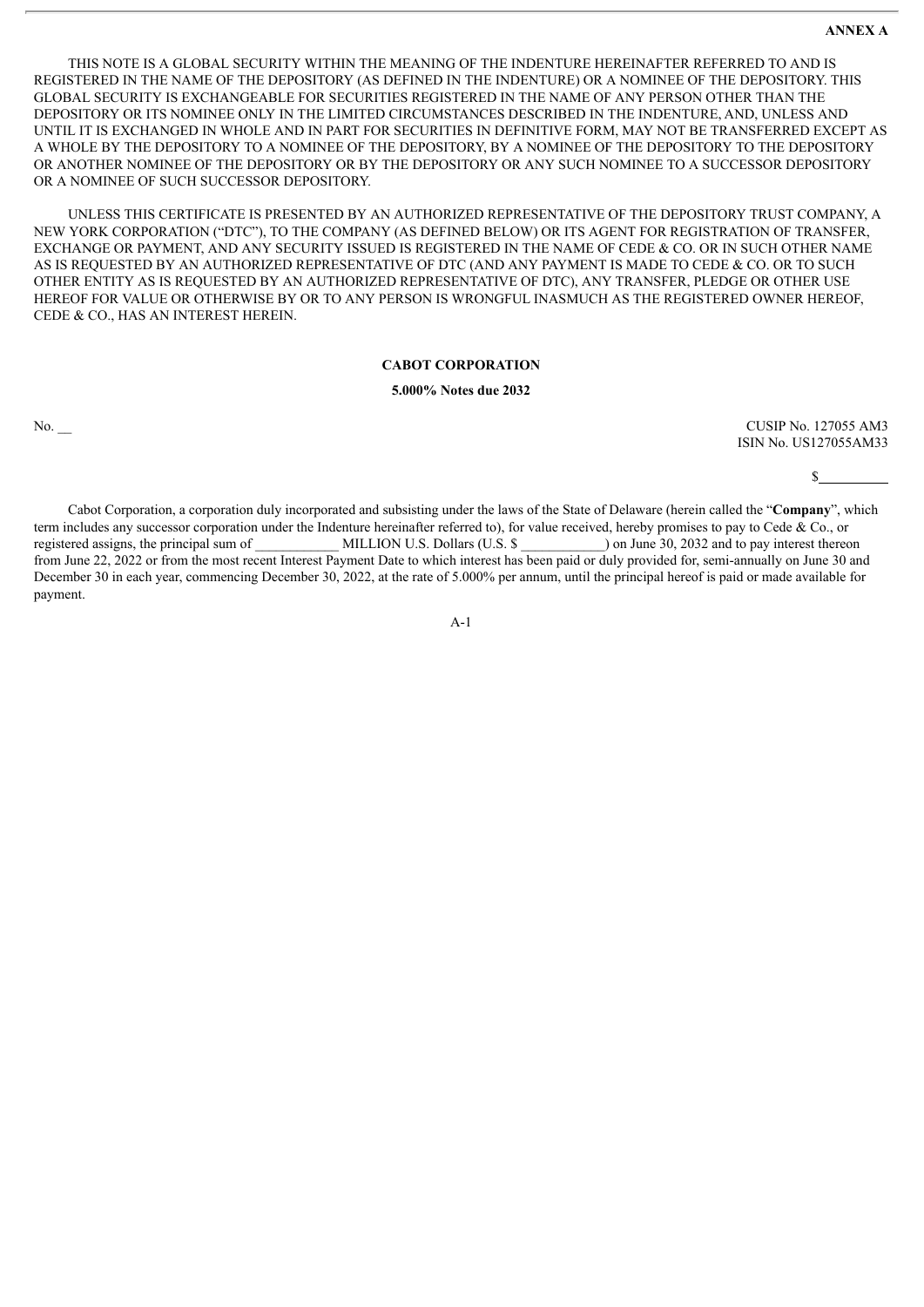**ANNEX A**

THIS NOTE IS A GLOBAL SECURITY WITHIN THE MEANING OF THE INDENTURE HEREINAFTER REFERRED TO AND IS REGISTERED IN THE NAME OF THE DEPOSITORY (AS DEFINED IN THE INDENTURE) OR A NOMINEE OF THE DEPOSITORY. THIS GLOBAL SECURITY IS EXCHANGEABLE FOR SECURITIES REGISTERED IN THE NAME OF ANY PERSON OTHER THAN THE DEPOSITORY OR ITS NOMINEE ONLY IN THE LIMITED CIRCUMSTANCES DESCRIBED IN THE INDENTURE, AND, UNLESS AND UNTIL IT IS EXCHANGED IN WHOLE AND IN PART FOR SECURITIES IN DEFINITIVE FORM, MAY NOT BE TRANSFERRED EXCEPT AS A WHOLE BY THE DEPOSITORY TO A NOMINEE OF THE DEPOSITORY, BY A NOMINEE OF THE DEPOSITORY TO THE DEPOSITORY OR ANOTHER NOMINEE OF THE DEPOSITORY OR BY THE DEPOSITORY OR ANY SUCH NOMINEE TO A SUCCESSOR DEPOSITORY OR A NOMINEE OF SUCH SUCCESSOR DEPOSITORY.

UNLESS THIS CERTIFICATE IS PRESENTED BY AN AUTHORIZED REPRESENTATIVE OF THE DEPOSITORY TRUST COMPANY, A NEW YORK CORPORATION ("DTC"), TO THE COMPANY (AS DEFINED BELOW) OR ITS AGENT FOR REGISTRATION OF TRANSFER, EXCHANGE OR PAYMENT, AND ANY SECURITY ISSUED IS REGISTERED IN THE NAME OF CEDE & CO. OR IN SUCH OTHER NAME AS IS REQUESTED BY AN AUTHORIZED REPRESENTATIVE OF DTC (AND ANY PAYMENT IS MADE TO CEDE & CO. OR TO SUCH OTHER ENTITY AS IS REQUESTED BY AN AUTHORIZED REPRESENTATIVE OF DTC), ANY TRANSFER, PLEDGE OR OTHER USE HEREOF FOR VALUE OR OTHERWISE BY OR TO ANY PERSON IS WRONGFUL INASMUCH AS THE REGISTERED OWNER HEREOF, CEDE & CO., HAS AN INTEREST HEREIN.

**CABOT CORPORATION**

**5.000% Notes due 2032**

No. __

CUSIP No. 127055 AM3
ISIN No. US127055AM33

$__________

Cabot Corporation, a corporation duly incorporated and subsisting under the laws of the State of Delaware (herein called the "**Company**", which term includes any successor corporation under the Indenture hereinafter referred to), for value received, hereby promises to pay to Cede & Co., or registered assigns, the principal sum of ____________ MILLION U.S. Dollars (U.S. $ ____________) on June 30, 2032 and to pay interest thereon from June 22, 2022 or from the most recent Interest Payment Date to which interest has been paid or duly provided for, semi-annually on June 30 and December 30 in each year, commencing December 30, 2022, at the rate of 5.000% per annum, until the principal hereof is paid or made available for payment.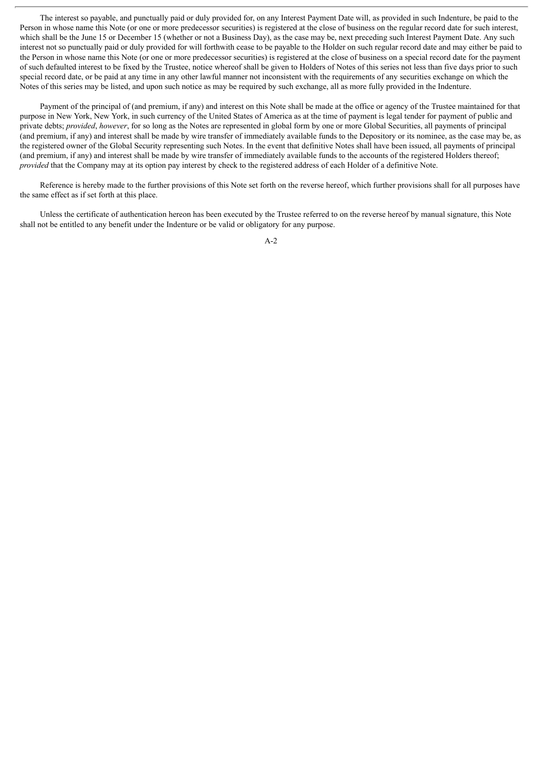The interest so payable, and punctually paid or duly provided for, on any Interest Payment Date will, as provided in such Indenture, be paid to the Person in whose name this Note (or one or more predecessor securities) is registered at the close of business on the regular record date for such interest, which shall be the June 15 or December 15 (whether or not a Business Day), as the case may be, next preceding such Interest Payment Date. Any such interest not so punctually paid or duly provided for will forthwith cease to be payable to the Holder on such regular record date and may either be paid to the Person in whose name this Note (or one or more predecessor securities) is registered at the close of business on a special record date for the payment of such defaulted interest to be fixed by the Trustee, notice whereof shall be given to Holders of Notes of this series not less than five days prior to such special record date, or be paid at any time in any other lawful manner not inconsistent with the requirements of any securities exchange on which the Notes of this series may be listed, and upon such notice as may be required by such exchange, all as more fully provided in the Indenture.

Payment of the principal of (and premium, if any) and interest on this Note shall be made at the office or agency of the Trustee maintained for that purpose in New York, New York, in such currency of the United States of America as at the time of payment is legal tender for payment of public and private debts; *provided*, *however*, for so long as the Notes are represented in global form by one or more Global Securities, all payments of principal (and premium, if any) and interest shall be made by wire transfer of immediately available funds to the Depository or its nominee, as the case may be, as the registered owner of the Global Security representing such Notes. In the event that definitive Notes shall have been issued, all payments of principal (and premium, if any) and interest shall be made by wire transfer of immediately available funds to the accounts of the registered Holders thereof; *provided* that the Company may at its option pay interest by check to the registered address of each Holder of a definitive Note.

Reference is hereby made to the further provisions of this Note set forth on the reverse hereof, which further provisions shall for all purposes have the same effect as if set forth at this place.

Unless the certificate of authentication hereon has been executed by the Trustee referred to on the reverse hereof by manual signature, this Note shall not be entitled to any benefit under the Indenture or be valid or obligatory for any purpose.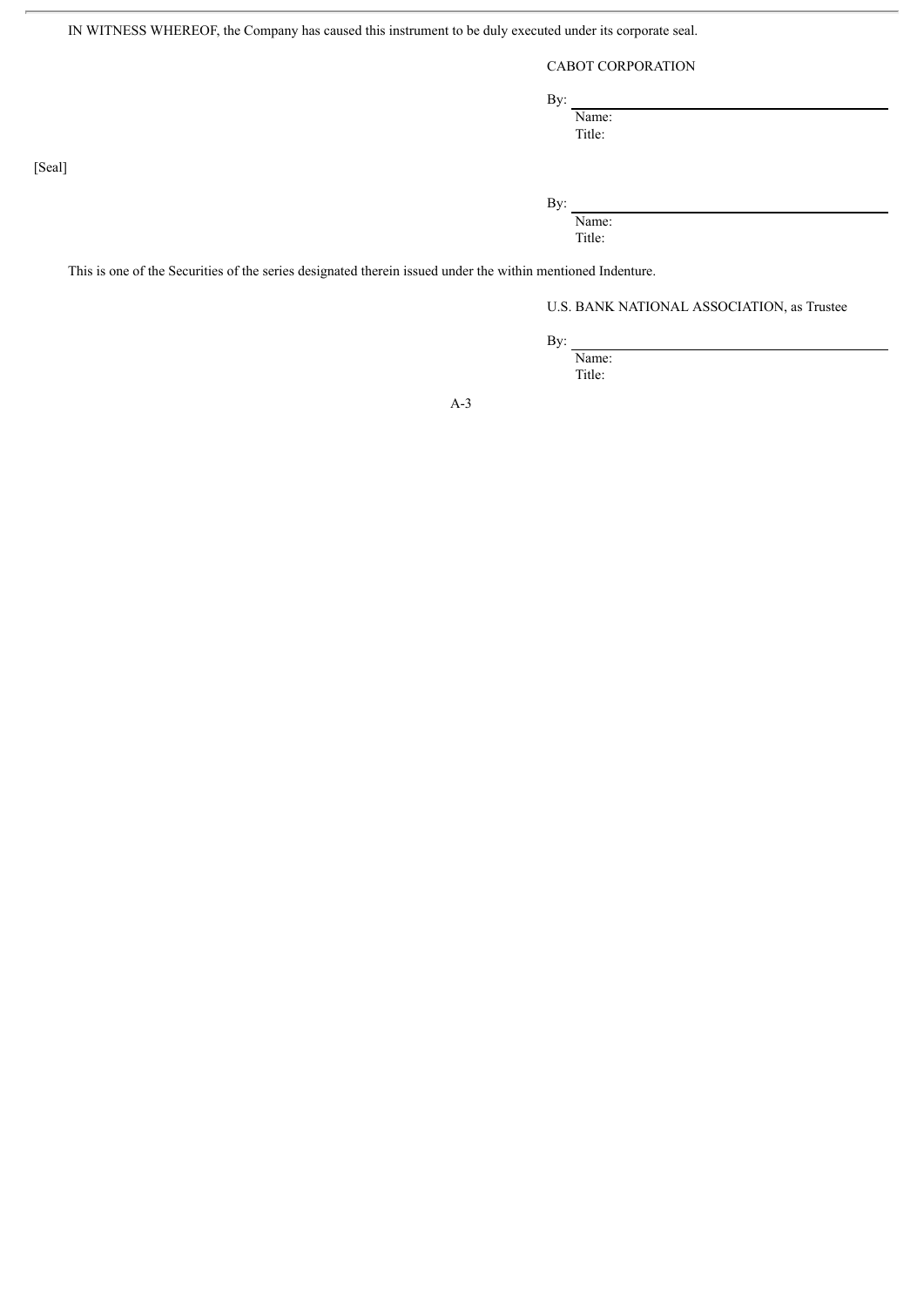IN WITNESS WHEREOF, the Company has caused this instrument to be duly executed under its corporate seal.

CABOT CORPORATION

By: \_\_\_\_\_\_\_\_\_\_\_\_\_\_\_\_\_\_\_\_\_\_\_\_\_\_\_\_\_\_
Name:
Title:

[Seal]

By: \_\_\_\_\_\_\_\_\_\_\_\_\_\_\_\_\_\_\_\_\_\_\_\_\_\_\_\_\_\_
Name:
Title:

This is one of the Securities of the series designated therein issued under the within mentioned Indenture.

U.S. BANK NATIONAL ASSOCIATION, as Trustee

By: \_\_\_\_\_\_\_\_\_\_\_\_\_\_\_\_\_\_\_\_\_\_\_\_\_\_\_\_\_\_
Name:
Title: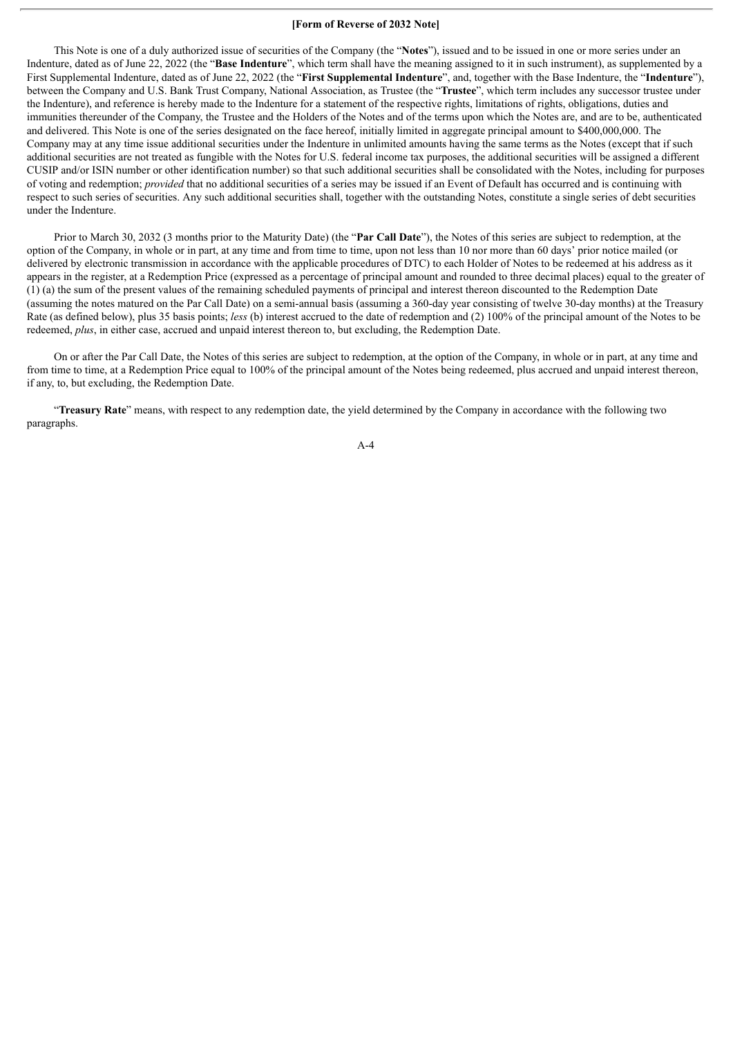**[Form of Reverse of 2032 Note]**

This Note is one of a duly authorized issue of securities of the Company (the "**Notes**"), issued and to be issued in one or more series under an Indenture, dated as of June 22, 2022 (the "**Base Indenture**", which term shall have the meaning assigned to it in such instrument), as supplemented by a First Supplemental Indenture, dated as of June 22, 2022 (the "**First Supplemental Indenture**", and, together with the Base Indenture, the "**Indenture**"), between the Company and U.S. Bank Trust Company, National Association, as Trustee (the "**Trustee**", which term includes any successor trustee under the Indenture), and reference is hereby made to the Indenture for a statement of the respective rights, limitations of rights, obligations, duties and immunities thereunder of the Company, the Trustee and the Holders of the Notes and of the terms upon which the Notes are, and are to be, authenticated and delivered. This Note is one of the series designated on the face hereof, initially limited in aggregate principal amount to $400,000,000. The Company may at any time issue additional securities under the Indenture in unlimited amounts having the same terms as the Notes (except that if such additional securities are not treated as fungible with the Notes for U.S. federal income tax purposes, the additional securities will be assigned a different CUSIP and/or ISIN number or other identification number) so that such additional securities shall be consolidated with the Notes, including for purposes of voting and redemption; *provided* that no additional securities of a series may be issued if an Event of Default has occurred and is continuing with respect to such series of securities. Any such additional securities shall, together with the outstanding Notes, constitute a single series of debt securities under the Indenture.

Prior to March 30, 2032 (3 months prior to the Maturity Date) (the "**Par Call Date**"), the Notes of this series are subject to redemption, at the option of the Company, in whole or in part, at any time and from time to time, upon not less than 10 nor more than 60 days' prior notice mailed (or delivered by electronic transmission in accordance with the applicable procedures of DTC) to each Holder of Notes to be redeemed at his address as it appears in the register, at a Redemption Price (expressed as a percentage of principal amount and rounded to three decimal places) equal to the greater of (1) (a) the sum of the present values of the remaining scheduled payments of principal and interest thereon discounted to the Redemption Date (assuming the notes matured on the Par Call Date) on a semi-annual basis (assuming a 360-day year consisting of twelve 30-day months) at the Treasury Rate (as defined below), plus 35 basis points; *less* (b) interest accrued to the date of redemption and (2) 100% of the principal amount of the Notes to be redeemed, *plus*, in either case, accrued and unpaid interest thereon to, but excluding, the Redemption Date.

On or after the Par Call Date, the Notes of this series are subject to redemption, at the option of the Company, in whole or in part, at any time and from time to time, at a Redemption Price equal to 100% of the principal amount of the Notes being redeemed, plus accrued and unpaid interest thereon, if any, to, but excluding, the Redemption Date.

"**Treasury Rate**" means, with respect to any redemption date, the yield determined by the Company in accordance with the following two paragraphs.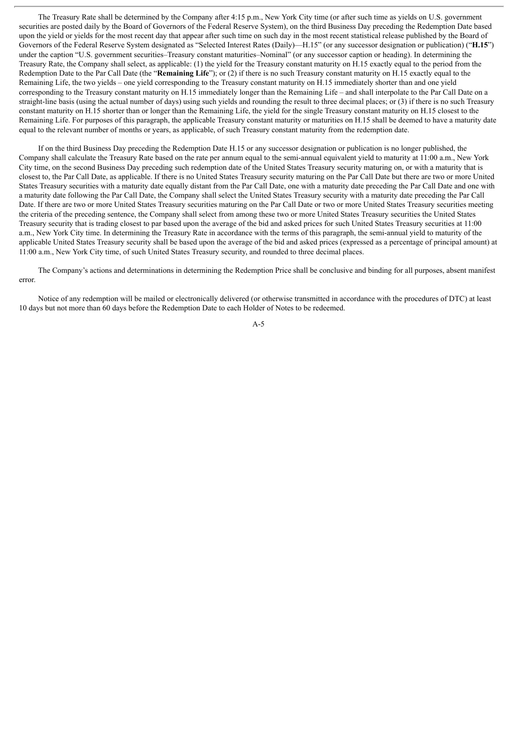The Treasury Rate shall be determined by the Company after 4:15 p.m., New York City time (or after such time as yields on U.S. government securities are posted daily by the Board of Governors of the Federal Reserve System), on the third Business Day preceding the Redemption Date based upon the yield or yields for the most recent day that appear after such time on such day in the most recent statistical release published by the Board of Governors of the Federal Reserve System designated as "Selected Interest Rates (Daily)—H.15" (or any successor designation or publication) ("**H.15**") under the caption "U.S. government securities–Treasury constant maturities–Nominal" (or any successor caption or heading). In determining the Treasury Rate, the Company shall select, as applicable: (1) the yield for the Treasury constant maturity on H.15 exactly equal to the period from the Redemption Date to the Par Call Date (the "**Remaining Life**"); or (2) if there is no such Treasury constant maturity on H.15 exactly equal to the Remaining Life, the two yields – one yield corresponding to the Treasury constant maturity on H.15 immediately shorter than and one yield corresponding to the Treasury constant maturity on H.15 immediately longer than the Remaining Life – and shall interpolate to the Par Call Date on a straight-line basis (using the actual number of days) using such yields and rounding the result to three decimal places; or (3) if there is no such Treasury constant maturity on H.15 shorter than or longer than the Remaining Life, the yield for the single Treasury constant maturity on H.15 closest to the Remaining Life. For purposes of this paragraph, the applicable Treasury constant maturity or maturities on H.15 shall be deemed to have a maturity date equal to the relevant number of months or years, as applicable, of such Treasury constant maturity from the redemption date.

If on the third Business Day preceding the Redemption Date H.15 or any successor designation or publication is no longer published, the Company shall calculate the Treasury Rate based on the rate per annum equal to the semi-annual equivalent yield to maturity at 11:00 a.m., New York City time, on the second Business Day preceding such redemption date of the United States Treasury security maturing on, or with a maturity that is closest to, the Par Call Date, as applicable. If there is no United States Treasury security maturing on the Par Call Date but there are two or more United States Treasury securities with a maturity date equally distant from the Par Call Date, one with a maturity date preceding the Par Call Date and one with a maturity date following the Par Call Date, the Company shall select the United States Treasury security with a maturity date preceding the Par Call Date. If there are two or more United States Treasury securities maturing on the Par Call Date or two or more United States Treasury securities meeting the criteria of the preceding sentence, the Company shall select from among these two or more United States Treasury securities the United States Treasury security that is trading closest to par based upon the average of the bid and asked prices for such United States Treasury securities at 11:00 a.m., New York City time. In determining the Treasury Rate in accordance with the terms of this paragraph, the semi-annual yield to maturity of the applicable United States Treasury security shall be based upon the average of the bid and asked prices (expressed as a percentage of principal amount) at 11:00 a.m., New York City time, of such United States Treasury security, and rounded to three decimal places.

The Company's actions and determinations in determining the Redemption Price shall be conclusive and binding for all purposes, absent manifest error.

Notice of any redemption will be mailed or electronically delivered (or otherwise transmitted in accordance with the procedures of DTC) at least 10 days but not more than 60 days before the Redemption Date to each Holder of Notes to be redeemed.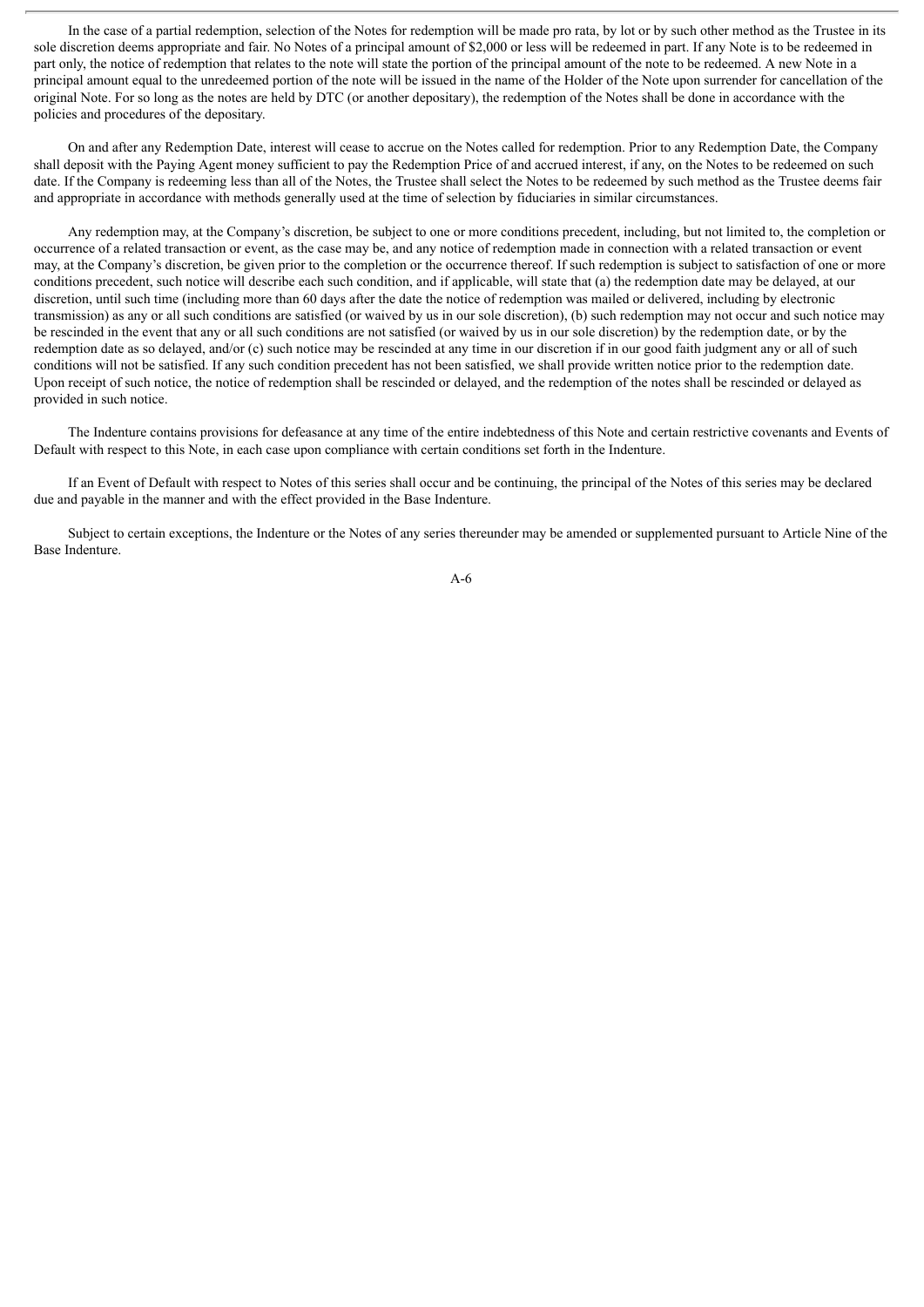In the case of a partial redemption, selection of the Notes for redemption will be made pro rata, by lot or by such other method as the Trustee in its sole discretion deems appropriate and fair. No Notes of a principal amount of $2,000 or less will be redeemed in part. If any Note is to be redeemed in part only, the notice of redemption that relates to the note will state the portion of the principal amount of the note to be redeemed. A new Note in a principal amount equal to the unredeemed portion of the note will be issued in the name of the Holder of the Note upon surrender for cancellation of the original Note. For so long as the notes are held by DTC (or another depositary), the redemption of the Notes shall be done in accordance with the policies and procedures of the depositary.

On and after any Redemption Date, interest will cease to accrue on the Notes called for redemption. Prior to any Redemption Date, the Company shall deposit with the Paying Agent money sufficient to pay the Redemption Price of and accrued interest, if any, on the Notes to be redeemed on such date. If the Company is redeeming less than all of the Notes, the Trustee shall select the Notes to be redeemed by such method as the Trustee deems fair and appropriate in accordance with methods generally used at the time of selection by fiduciaries in similar circumstances.

Any redemption may, at the Company's discretion, be subject to one or more conditions precedent, including, but not limited to, the completion or occurrence of a related transaction or event, as the case may be, and any notice of redemption made in connection with a related transaction or event may, at the Company's discretion, be given prior to the completion or the occurrence thereof. If such redemption is subject to satisfaction of one or more conditions precedent, such notice will describe each such condition, and if applicable, will state that (a) the redemption date may be delayed, at our discretion, until such time (including more than 60 days after the date the notice of redemption was mailed or delivered, including by electronic transmission) as any or all such conditions are satisfied (or waived by us in our sole discretion), (b) such redemption may not occur and such notice may be rescinded in the event that any or all such conditions are not satisfied (or waived by us in our sole discretion) by the redemption date, or by the redemption date as so delayed, and/or (c) such notice may be rescinded at any time in our discretion if in our good faith judgment any or all of such conditions will not be satisfied. If any such condition precedent has not been satisfied, we shall provide written notice prior to the redemption date. Upon receipt of such notice, the notice of redemption shall be rescinded or delayed, and the redemption of the notes shall be rescinded or delayed as provided in such notice.

The Indenture contains provisions for defeasance at any time of the entire indebtedness of this Note and certain restrictive covenants and Events of Default with respect to this Note, in each case upon compliance with certain conditions set forth in the Indenture.

If an Event of Default with respect to Notes of this series shall occur and be continuing, the principal of the Notes of this series may be declared due and payable in the manner and with the effect provided in the Base Indenture.

Subject to certain exceptions, the Indenture or the Notes of any series thereunder may be amended or supplemented pursuant to Article Nine of the Base Indenture.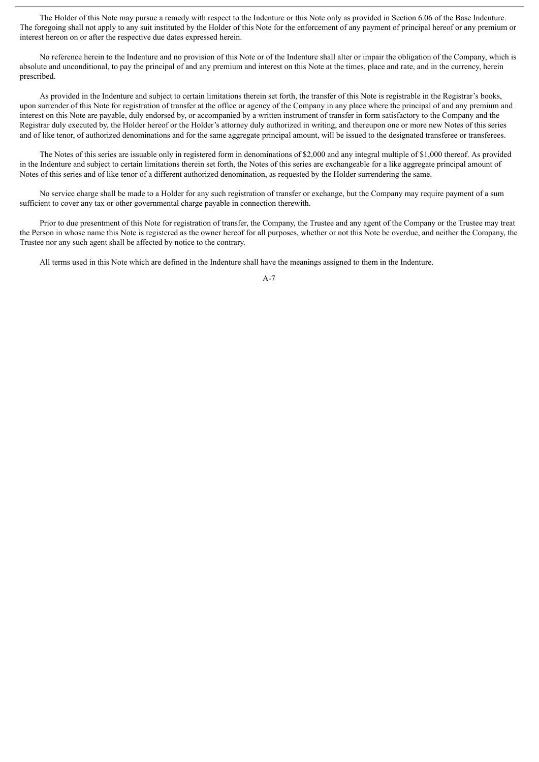The Holder of this Note may pursue a remedy with respect to the Indenture or this Note only as provided in Section 6.06 of the Base Indenture. The foregoing shall not apply to any suit instituted by the Holder of this Note for the enforcement of any payment of principal hereof or any premium or interest hereon on or after the respective due dates expressed herein.

No reference herein to the Indenture and no provision of this Note or of the Indenture shall alter or impair the obligation of the Company, which is absolute and unconditional, to pay the principal of and any premium and interest on this Note at the times, place and rate, and in the currency, herein prescribed.

As provided in the Indenture and subject to certain limitations therein set forth, the transfer of this Note is registrable in the Registrar's books, upon surrender of this Note for registration of transfer at the office or agency of the Company in any place where the principal of and any premium and interest on this Note are payable, duly endorsed by, or accompanied by a written instrument of transfer in form satisfactory to the Company and the Registrar duly executed by, the Holder hereof or the Holder's attorney duly authorized in writing, and thereupon one or more new Notes of this series and of like tenor, of authorized denominations and for the same aggregate principal amount, will be issued to the designated transferee or transferees.

The Notes of this series are issuable only in registered form in denominations of $2,000 and any integral multiple of $1,000 thereof. As provided in the Indenture and subject to certain limitations therein set forth, the Notes of this series are exchangeable for a like aggregate principal amount of Notes of this series and of like tenor of a different authorized denomination, as requested by the Holder surrendering the same.

No service charge shall be made to a Holder for any such registration of transfer or exchange, but the Company may require payment of a sum sufficient to cover any tax or other governmental charge payable in connection therewith.

Prior to due presentment of this Note for registration of transfer, the Company, the Trustee and any agent of the Company or the Trustee may treat the Person in whose name this Note is registered as the owner hereof for all purposes, whether or not this Note be overdue, and neither the Company, the Trustee nor any such agent shall be affected by notice to the contrary.

All terms used in this Note which are defined in the Indenture shall have the meanings assigned to them in the Indenture.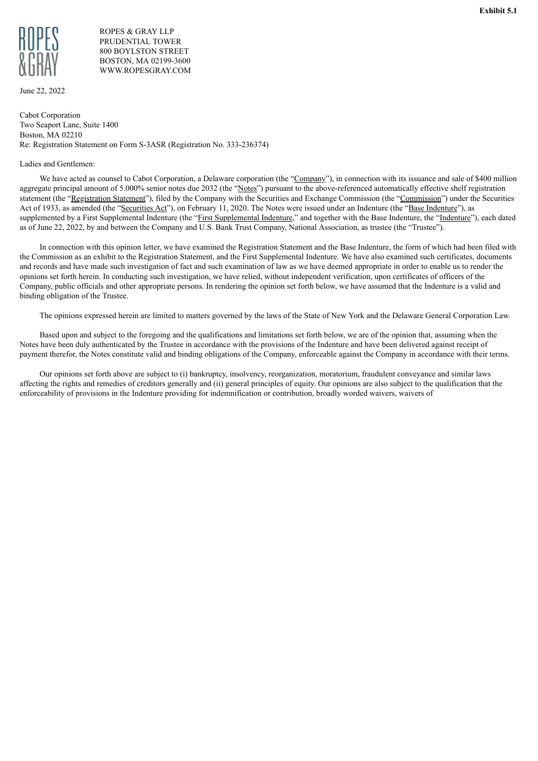**Exhibit 5.1**

ROPES & GRAY LLP
PRUDENTIAL TOWER
800 BOYLSTON STREET
BOSTON, MA 02199-3600
WWW.ROPESGRAY.COM

June 22, 2022

Cabot Corporation
Two Seaport Lane, Suite 1400
Boston, MA 02210
Re: Registration Statement on Form S-3ASR (Registration No. 333-236374)

Ladies and Gentlemen:

We have acted as counsel to Cabot Corporation, a Delaware corporation (the "Company"), in connection with its issuance and sale of $400 million aggregate principal amount of 5.000% senior notes due 2032 (the "Notes") pursuant to the above-referenced automatically effective shelf registration statement (the "Registration Statement"), filed by the Company with the Securities and Exchange Commission (the "Commission") under the Securities Act of 1933, as amended (the "Securities Act"), on February 11, 2020. The Notes were issued under an Indenture (the "Base Indenture"), as supplemented by a First Supplemental Indenture (the "First Supplemental Indenture," and together with the Base Indenture, the "Indenture"), each dated as of June 22, 2022, by and between the Company and U.S. Bank Trust Company, National Association, as trustee (the "Trustee").

In connection with this opinion letter, we have examined the Registration Statement and the Base Indenture, the form of which had been filed with the Commission as an exhibit to the Registration Statement, and the First Supplemental Indenture. We have also examined such certificates, documents and records and have made such investigation of fact and such examination of law as we have deemed appropriate in order to enable us to render the opinions set forth herein. In conducting such investigation, we have relied, without independent verification, upon certificates of officers of the Company, public officials and other appropriate persons. In rendering the opinion set forth below, we have assumed that the Indenture is a valid and binding obligation of the Trustee.

The opinions expressed herein are limited to matters governed by the laws of the State of New York and the Delaware General Corporation Law.

Based upon and subject to the foregoing and the qualifications and limitations set forth below, we are of the opinion that, assuming when the Notes have been duly authenticated by the Trustee in accordance with the provisions of the Indenture and have been delivered against receipt of payment therefor, the Notes constitute valid and binding obligations of the Company, enforceable against the Company in accordance with their terms.

Our opinions set forth above are subject to (i) bankruptcy, insolvency, reorganization, moratorium, fraudulent conveyance and similar laws affecting the rights and remedies of creditors generally and (ii) general principles of equity. Our opinions are also subject to the qualification that the enforceability of provisions in the Indenture providing for indemnification or contribution, broadly worded waivers, waivers of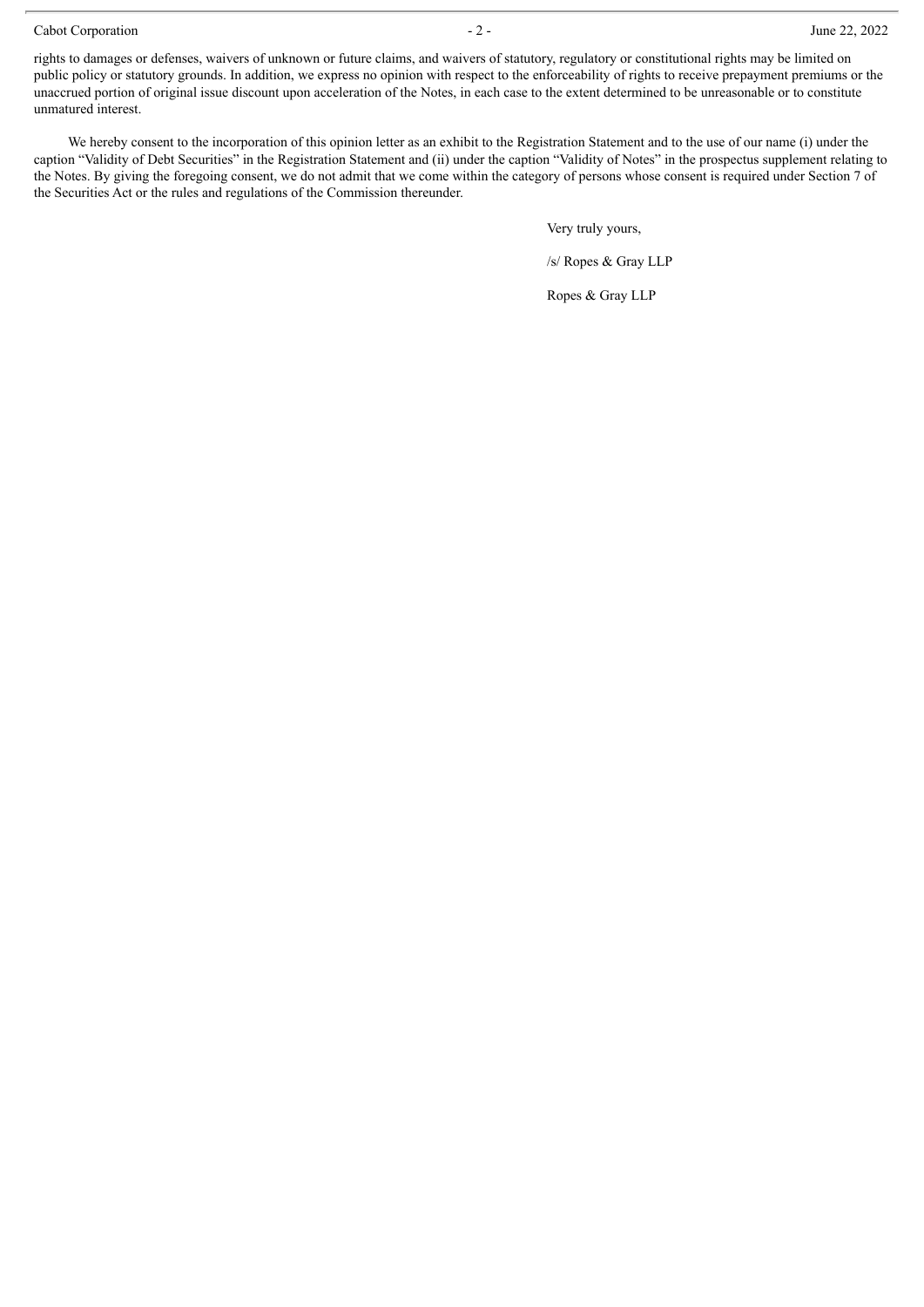rights to damages or defenses, waivers of unknown or future claims, and waivers of statutory, regulatory or constitutional rights may be limited on public policy or statutory grounds. In addition, we express no opinion with respect to the enforceability of rights to receive prepayment premiums or the unaccrued portion of original issue discount upon acceleration of the Notes, in each case to the extent determined to be unreasonable or to constitute unmatured interest.

We hereby consent to the incorporation of this opinion letter as an exhibit to the Registration Statement and to the use of our name (i) under the caption "Validity of Debt Securities" in the Registration Statement and (ii) under the caption "Validity of Notes" in the prospectus supplement relating to the Notes. By giving the foregoing consent, we do not admit that we come within the category of persons whose consent is required under Section 7 of the Securities Act or the rules and regulations of the Commission thereunder.

Very truly yours,

/s/ Ropes & Gray LLP

Ropes & Gray LLP